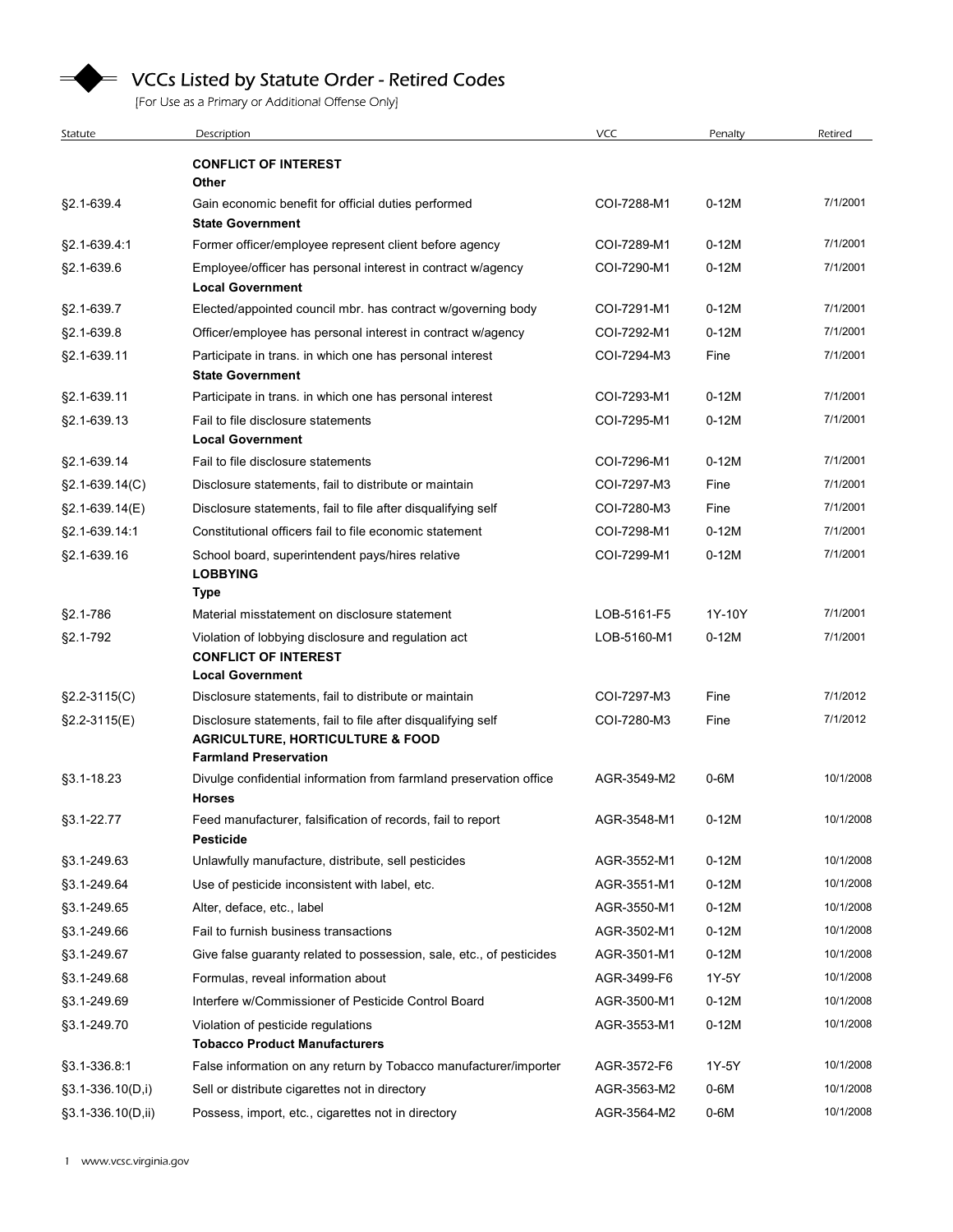# VCCs Listed by Statute Order - Retired Codes

[For Use as a Primary or Additional Offense Only]

| Statute | Description | VCC | Penalty | Retired |
|---|---|---|---|---|
| | **CONFLICT OF INTEREST** | | | |
| | **Other** | | | |
| §2.1-639.4 | Gain economic benefit for official duties performed | COI-7288-M1 | 0-12M | 7/1/2001 |
| | **State Government** | | | |
| §2.1-639.4:1 | Former officer/employee represent client before agency | COI-7289-M1 | 0-12M | 7/1/2001 |
| §2.1-639.6 | Employee/officer has personal interest in contract w/agency | COI-7290-M1 | 0-12M | 7/1/2001 |
| | **Local Government** | | | |
| §2.1-639.7 | Elected/appointed council mbr. has contract w/governing body | COI-7291-M1 | 0-12M | 7/1/2001 |
| §2.1-639.8 | Officer/employee has personal interest in contract w/agency | COI-7292-M1 | 0-12M | 7/1/2001 |
| §2.1-639.11 | Participate in trans. in which one has personal interest | COI-7294-M3 | Fine | 7/1/2001 |
| | **State Government** | | | |
| §2.1-639.11 | Participate in trans. in which one has personal interest | COI-7293-M1 | 0-12M | 7/1/2001 |
| §2.1-639.13 | Fail to file disclosure statements | COI-7295-M1 | 0-12M | 7/1/2001 |
| | **Local Government** | | | |
| §2.1-639.14 | Fail to file disclosure statements | COI-7296-M1 | 0-12M | 7/1/2001 |
| §2.1-639.14(C) | Disclosure statements, fail to distribute or maintain | COI-7297-M3 | Fine | 7/1/2001 |
| §2.1-639.14(E) | Disclosure statements, fail to file after disqualifying self | COI-7280-M3 | Fine | 7/1/2001 |
| §2.1-639.14:1 | Constitutional officers fail to file economic statement | COI-7298-M1 | 0-12M | 7/1/2001 |
| §2.1-639.16 | School board, superintendent pays/hires relative | COI-7299-M1 | 0-12M | 7/1/2001 |
| | **LOBBYING** | | | |
| | **Type** | | | |
| §2.1-786 | Material misstatement on disclosure statement | LOB-5161-F5 | 1Y-10Y | 7/1/2001 |
| §2.1-792 | Violation of lobbying disclosure and regulation act | LOB-5160-M1 | 0-12M | 7/1/2001 |
| | **CONFLICT OF INTEREST** | | | |
| | **Local Government** | | | |
| §2.2-3115(C) | Disclosure statements, fail to distribute or maintain | COI-7297-M3 | Fine | 7/1/2012 |
| §2.2-3115(E) | Disclosure statements, fail to file after disqualifying self | COI-7280-M3 | Fine | 7/1/2012 |
| | **AGRICULTURE, HORTICULTURE & FOOD** | | | |
| | **Farmland Preservation** | | | |
| §3.1-18.23 | Divulge confidential information from farmland preservation office | AGR-3549-M2 | 0-6M | 10/1/2008 |
| | **Horses** | | | |
| §3.1-22.77 | Feed manufacturer, falsification of records, fail to report | AGR-3548-M1 | 0-12M | 10/1/2008 |
| | **Pesticide** | | | |
| §3.1-249.63 | Unlawfully manufacture, distribute, sell pesticides | AGR-3552-M1 | 0-12M | 10/1/2008 |
| §3.1-249.64 | Use of pesticide inconsistent with label, etc. | AGR-3551-M1 | 0-12M | 10/1/2008 |
| §3.1-249.65 | Alter, deface, etc., label | AGR-3550-M1 | 0-12M | 10/1/2008 |
| §3.1-249.66 | Fail to furnish business transactions | AGR-3502-M1 | 0-12M | 10/1/2008 |
| §3.1-249.67 | Give false guaranty related to possession, sale, etc., of pesticides | AGR-3501-M1 | 0-12M | 10/1/2008 |
| §3.1-249.68 | Formulas, reveal information about | AGR-3499-F6 | 1Y-5Y | 10/1/2008 |
| §3.1-249.69 | Interfere w/Commissioner of Pesticide Control Board | AGR-3500-M1 | 0-12M | 10/1/2008 |
| §3.1-249.70 | Violation of pesticide regulations | AGR-3553-M1 | 0-12M | 10/1/2008 |
| | **Tobacco Product Manufacturers** | | | |
| §3.1-336.8:1 | False information on any return by Tobacco manufacturer/importer | AGR-3572-F6 | 1Y-5Y | 10/1/2008 |
| §3.1-336.10(D,i) | Sell or distribute cigarettes not in directory | AGR-3563-M2 | 0-6M | 10/1/2008 |
| §3.1-336.10(D,ii) | Possess, import, etc., cigarettes not in directory | AGR-3564-M2 | 0-6M | 10/1/2008 |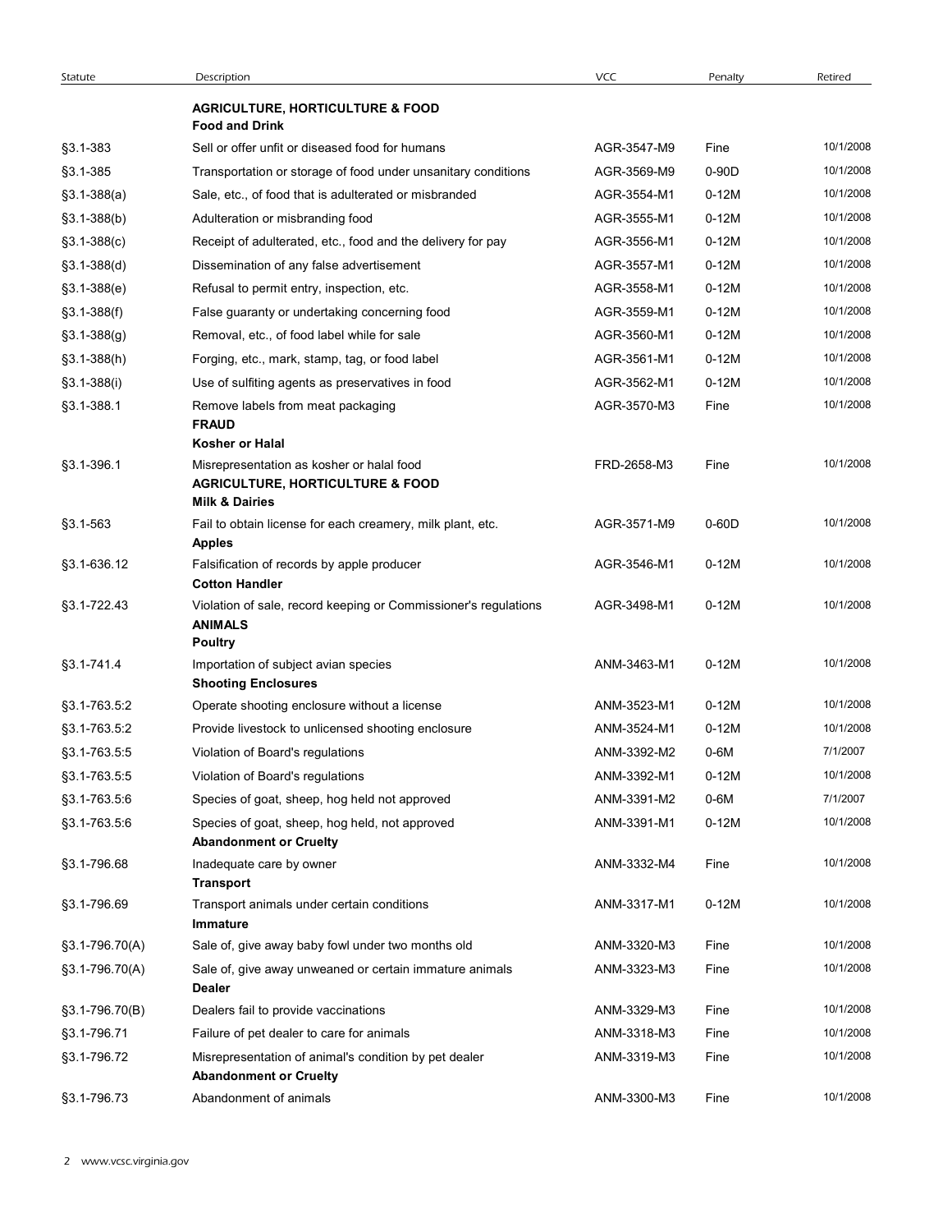| Statute | Description | VCC | Penalty | Retired |
|---|---|---|---|---|
| | **AGRICULTURE, HORTICULTURE & FOOD** | | | |
| | **Food and Drink** | | | |
| §3.1-383 | Sell or offer unfit or diseased food for humans | AGR-3547-M9 | Fine | 10/1/2008 |
| §3.1-385 | Transportation or storage of food under unsanitary conditions | AGR-3569-M9 | 0-90D | 10/1/2008 |
| §3.1-388(a) | Sale, etc., of food that is adulterated or misbranded | AGR-3554-M1 | 0-12M | 10/1/2008 |
| §3.1-388(b) | Adulteration or misbranding food | AGR-3555-M1 | 0-12M | 10/1/2008 |
| §3.1-388(c) | Receipt of adulterated, etc., food and the delivery for pay | AGR-3556-M1 | 0-12M | 10/1/2008 |
| §3.1-388(d) | Dissemination of any false advertisement | AGR-3557-M1 | 0-12M | 10/1/2008 |
| §3.1-388(e) | Refusal to permit entry, inspection, etc. | AGR-3558-M1 | 0-12M | 10/1/2008 |
| §3.1-388(f) | False guaranty or undertaking concerning food | AGR-3559-M1 | 0-12M | 10/1/2008 |
| §3.1-388(g) | Removal, etc., of food label while for sale | AGR-3560-M1 | 0-12M | 10/1/2008 |
| §3.1-388(h) | Forging, etc., mark, stamp, tag, or food label | AGR-3561-M1 | 0-12M | 10/1/2008 |
| §3.1-388(i) | Use of sulfiting agents as preservatives in food | AGR-3562-M1 | 0-12M | 10/1/2008 |
| §3.1-388.1 | Remove labels from meat packaging | AGR-3570-M3 | Fine | 10/1/2008 |
| | **FRAUD** | | | |
| | **Kosher or Halal** | | | |
| §3.1-396.1 | Misrepresentation as kosher or halal food | FRD-2658-M3 | Fine | 10/1/2008 |
| | **AGRICULTURE, HORTICULTURE & FOOD** | | | |
| | **Milk & Dairies** | | | |
| §3.1-563 | Fail to obtain license for each creamery, milk plant, etc. | AGR-3571-M9 | 0-60D | 10/1/2008 |
| | **Apples** | | | |
| §3.1-636.12 | Falsification of records by apple producer | AGR-3546-M1 | 0-12M | 10/1/2008 |
| | **Cotton Handler** | | | |
| §3.1-722.43 | Violation of sale, record keeping or Commissioner's regulations | AGR-3498-M1 | 0-12M | 10/1/2008 |
| | **ANIMALS** | | | |
| | **Poultry** | | | |
| §3.1-741.4 | Importation of subject avian species | ANM-3463-M1 | 0-12M | 10/1/2008 |
| | **Shooting Enclosures** | | | |
| §3.1-763.5:2 | Operate shooting enclosure without a license | ANM-3523-M1 | 0-12M | 10/1/2008 |
| §3.1-763.5:2 | Provide livestock to unlicensed shooting enclosure | ANM-3524-M1 | 0-12M | 10/1/2008 |
| §3.1-763.5:5 | Violation of Board's regulations | ANM-3392-M2 | 0-6M | 7/1/2007 |
| §3.1-763.5:5 | Violation of Board's regulations | ANM-3392-M1 | 0-12M | 10/1/2008 |
| §3.1-763.5:6 | Species of goat, sheep, hog held not approved | ANM-3391-M2 | 0-6M | 7/1/2007 |
| §3.1-763.5:6 | Species of goat, sheep, hog held, not approved | ANM-3391-M1 | 0-12M | 10/1/2008 |
| | **Abandonment or Cruelty** | | | |
| §3.1-796.68 | Inadequate care by owner | ANM-3332-M4 | Fine | 10/1/2008 |
| | **Transport** | | | |
| §3.1-796.69 | Transport animals under certain conditions | ANM-3317-M1 | 0-12M | 10/1/2008 |
| | **Immature** | | | |
| §3.1-796.70(A) | Sale of, give away baby fowl under two months old | ANM-3320-M3 | Fine | 10/1/2008 |
| §3.1-796.70(A) | Sale of, give away unweaned or certain immature animals | ANM-3323-M3 | Fine | 10/1/2008 |
| | **Dealer** | | | |
| §3.1-796.70(B) | Dealers fail to provide vaccinations | ANM-3329-M3 | Fine | 10/1/2008 |
| §3.1-796.71 | Failure of pet dealer to care for animals | ANM-3318-M3 | Fine | 10/1/2008 |
| §3.1-796.72 | Misrepresentation of animal's condition by pet dealer | ANM-3319-M3 | Fine | 10/1/2008 |
| | **Abandonment or Cruelty** | | | |
| §3.1-796.73 | Abandonment of animals | ANM-3300-M3 | Fine | 10/1/2008 |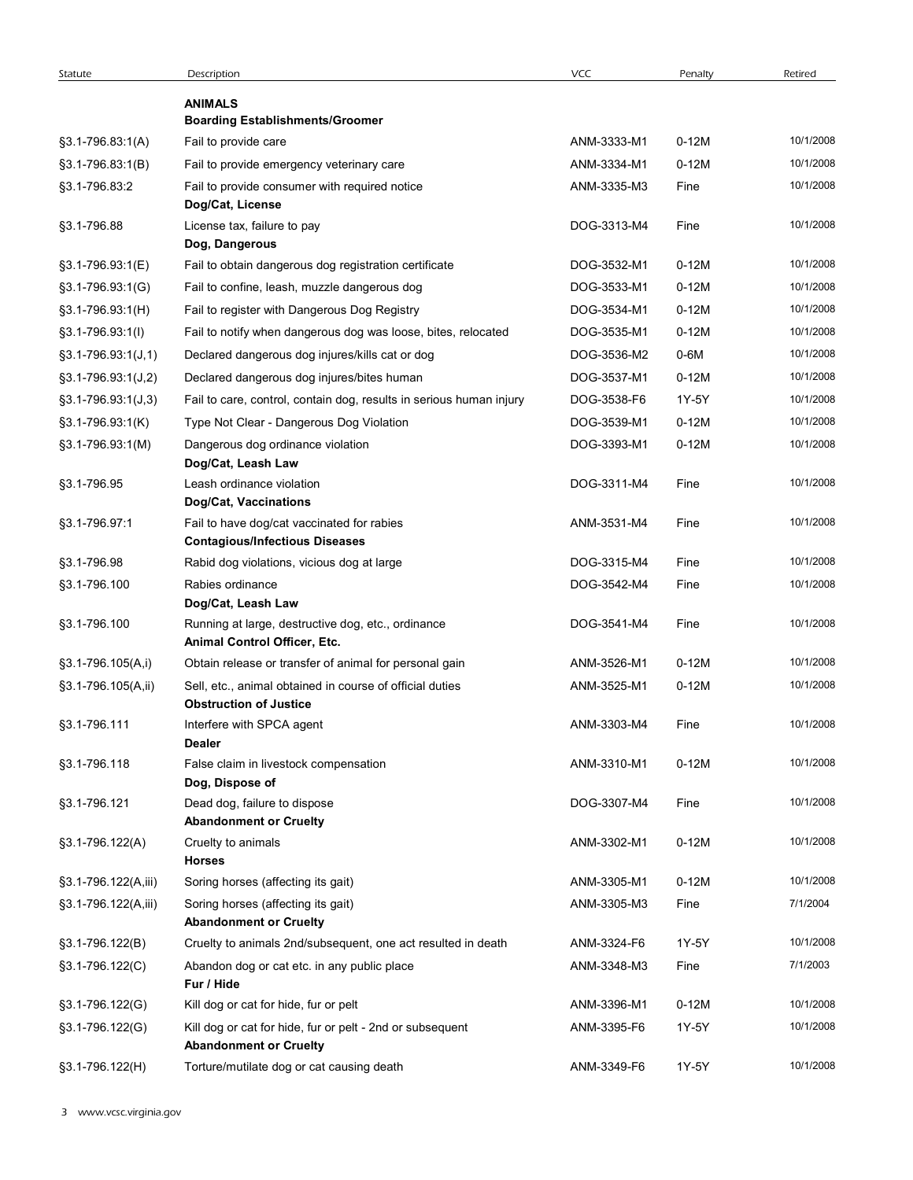| Statute | Description | VCC | Penalty | Retired |
|---|---|---|---|---|
| | **ANIMALS** | | | |
| | **Boarding Establishments/Groomer** | | | |
| §3.1-796.83:1(A) | Fail to provide care | ANM-3333-M1 | 0-12M | 10/1/2008 |
| §3.1-796.83:1(B) | Fail to provide emergency veterinary care | ANM-3334-M1 | 0-12M | 10/1/2008 |
| §3.1-796.83:2 | Fail to provide consumer with required notice | ANM-3335-M3 | Fine | 10/1/2008 |
| | **Dog/Cat, License** | | | |
| §3.1-796.88 | License tax, failure to pay | DOG-3313-M4 | Fine | 10/1/2008 |
| | **Dog, Dangerous** | | | |
| §3.1-796.93:1(E) | Fail to obtain dangerous dog registration certificate | DOG-3532-M1 | 0-12M | 10/1/2008 |
| §3.1-796.93:1(G) | Fail to confine, leash, muzzle dangerous dog | DOG-3533-M1 | 0-12M | 10/1/2008 |
| §3.1-796.93:1(H) | Fail to register with Dangerous Dog Registry | DOG-3534-M1 | 0-12M | 10/1/2008 |
| §3.1-796.93:1(I) | Fail to notify when dangerous dog was loose, bites, relocated | DOG-3535-M1 | 0-12M | 10/1/2008 |
| §3.1-796.93:1(J,1) | Declared dangerous dog injures/kills cat or dog | DOG-3536-M2 | 0-6M | 10/1/2008 |
| §3.1-796.93:1(J,2) | Declared dangerous dog injures/bites human | DOG-3537-M1 | 0-12M | 10/1/2008 |
| §3.1-796.93:1(J,3) | Fail to care, control, contain dog, results in serious human injury | DOG-3538-F6 | 1Y-5Y | 10/1/2008 |
| §3.1-796.93:1(K) | Type Not Clear - Dangerous Dog Violation | DOG-3539-M1 | 0-12M | 10/1/2008 |
| §3.1-796.93:1(M) | Dangerous dog ordinance violation | DOG-3393-M1 | 0-12M | 10/1/2008 |
| | **Dog/Cat, Leash Law** | | | |
| §3.1-796.95 | Leash ordinance violation | DOG-3311-M4 | Fine | 10/1/2008 |
| | **Dog/Cat, Vaccinations** | | | |
| §3.1-796.97:1 | Fail to have dog/cat vaccinated for rabies | ANM-3531-M4 | Fine | 10/1/2008 |
| | **Contagious/Infectious Diseases** | | | |
| §3.1-796.98 | Rabid dog violations, vicious dog at large | DOG-3315-M4 | Fine | 10/1/2008 |
| §3.1-796.100 | Rabies ordinance | DOG-3542-M4 | Fine | 10/1/2008 |
| | **Dog/Cat, Leash Law** | | | |
| §3.1-796.100 | Running at large, destructive dog, etc., ordinance | DOG-3541-M4 | Fine | 10/1/2008 |
| | **Animal Control Officer, Etc.** | | | |
| §3.1-796.105(A,i) | Obtain release or transfer of animal for personal gain | ANM-3526-M1 | 0-12M | 10/1/2008 |
| §3.1-796.105(A,ii) | Sell, etc., animal obtained in course of official duties | ANM-3525-M1 | 0-12M | 10/1/2008 |
| | **Obstruction of Justice** | | | |
| §3.1-796.111 | Interfere with SPCA agent | ANM-3303-M4 | Fine | 10/1/2008 |
| | **Dealer** | | | |
| §3.1-796.118 | False claim in livestock compensation | ANM-3310-M1 | 0-12M | 10/1/2008 |
| | **Dog, Dispose of** | | | |
| §3.1-796.121 | Dead dog, failure to dispose | DOG-3307-M4 | Fine | 10/1/2008 |
| | **Abandonment or Cruelty** | | | |
| §3.1-796.122(A) | Cruelty to animals | ANM-3302-M1 | 0-12M | 10/1/2008 |
| | **Horses** | | | |
| §3.1-796.122(A,iii) | Soring horses (affecting its gait) | ANM-3305-M1 | 0-12M | 10/1/2008 |
| §3.1-796.122(A,iii) | Soring horses (affecting its gait) | ANM-3305-M3 | Fine | 7/1/2004 |
| | **Abandonment or Cruelty** | | | |
| §3.1-796.122(B) | Cruelty to animals 2nd/subsequent, one act resulted in death | ANM-3324-F6 | 1Y-5Y | 10/1/2008 |
| §3.1-796.122(C) | Abandon dog or cat etc. in any public place | ANM-3348-M3 | Fine | 7/1/2003 |
| | **Fur / Hide** | | | |
| §3.1-796.122(G) | Kill dog or cat for hide, fur or pelt | ANM-3396-M1 | 0-12M | 10/1/2008 |
| §3.1-796.122(G) | Kill dog or cat for hide, fur or pelt - 2nd or subsequent | ANM-3395-F6 | 1Y-5Y | 10/1/2008 |
| | **Abandonment or Cruelty** | | | |
| §3.1-796.122(H) | Torture/mutilate dog or cat causing death | ANM-3349-F6 | 1Y-5Y | 10/1/2008 |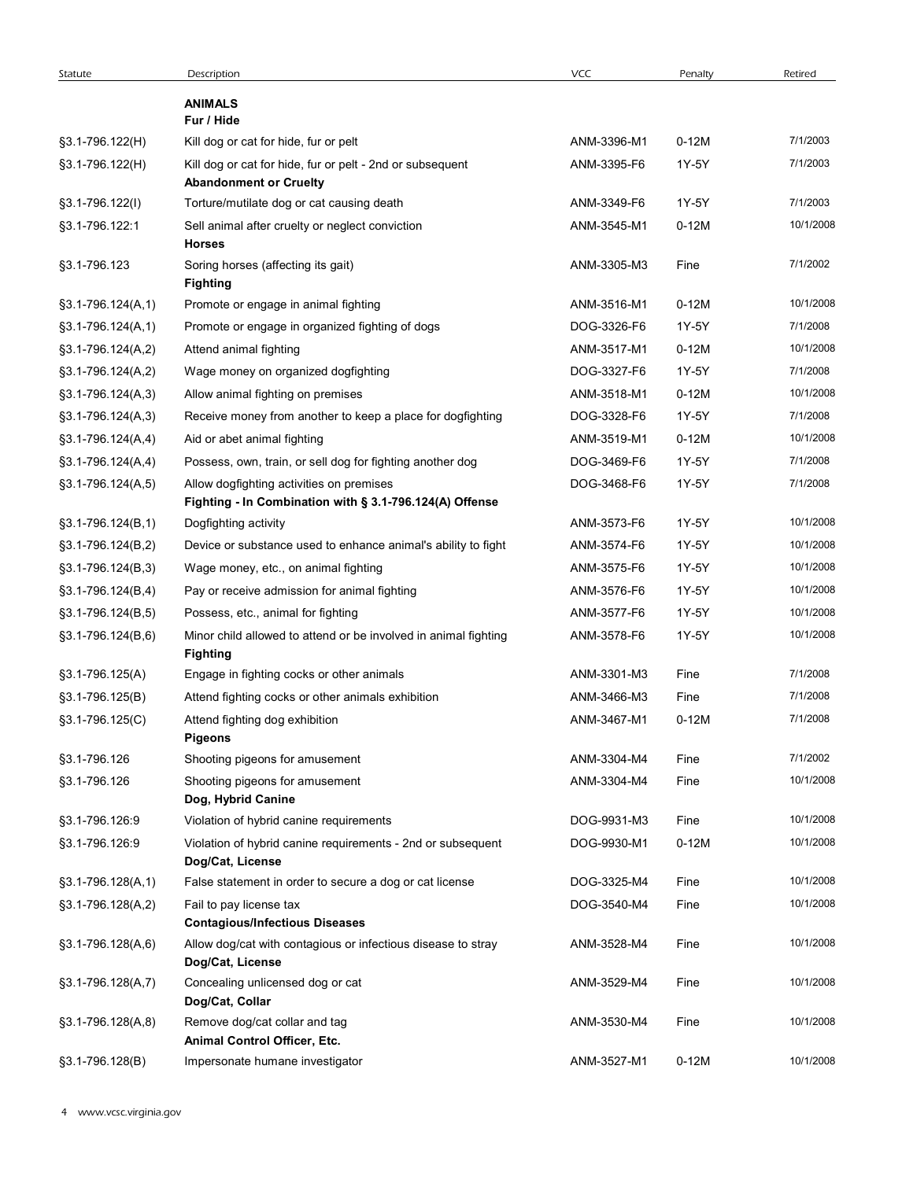| Statute | Description | VCC | Penalty | Retired |
|---|---|---|---|---|
| | **ANIMALS** | | | |
| | **Fur / Hide** | | | |
| §3.1-796.122(H) | Kill dog or cat for hide, fur or pelt | ANM-3396-M1 | 0-12M | 7/1/2003 |
| §3.1-796.122(H) | Kill dog or cat for hide, fur or pelt - 2nd or subsequent | ANM-3395-F6 | 1Y-5Y | 7/1/2003 |
| | **Abandonment or Cruelty** | | | |
| §3.1-796.122(I) | Torture/mutilate dog or cat causing death | ANM-3349-F6 | 1Y-5Y | 7/1/2003 |
| §3.1-796.122:1 | Sell animal after cruelty or neglect conviction | ANM-3545-M1 | 0-12M | 10/1/2008 |
| | **Horses** | | | |
| §3.1-796.123 | Soring horses (affecting its gait) | ANM-3305-M3 | Fine | 7/1/2002 |
| | **Fighting** | | | |
| §3.1-796.124(A,1) | Promote or engage in animal fighting | ANM-3516-M1 | 0-12M | 10/1/2008 |
| §3.1-796.124(A,1) | Promote or engage in organized fighting of dogs | DOG-3326-F6 | 1Y-5Y | 7/1/2008 |
| §3.1-796.124(A,2) | Attend animal fighting | ANM-3517-M1 | 0-12M | 10/1/2008 |
| §3.1-796.124(A,2) | Wage money on organized dogfighting | DOG-3327-F6 | 1Y-5Y | 7/1/2008 |
| §3.1-796.124(A,3) | Allow animal fighting on premises | ANM-3518-M1 | 0-12M | 10/1/2008 |
| §3.1-796.124(A,3) | Receive money from another to keep a place for dogfighting | DOG-3328-F6 | 1Y-5Y | 7/1/2008 |
| §3.1-796.124(A,4) | Aid or abet animal fighting | ANM-3519-M1 | 0-12M | 10/1/2008 |
| §3.1-796.124(A,4) | Possess, own, train, or sell dog for fighting another dog | DOG-3469-F6 | 1Y-5Y | 7/1/2008 |
| §3.1-796.124(A,5) | Allow dogfighting activities on premises | DOG-3468-F6 | 1Y-5Y | 7/1/2008 |
| | **Fighting - In Combination with § 3.1-796.124(A) Offense** | | | |
| §3.1-796.124(B,1) | Dogfighting activity | ANM-3573-F6 | 1Y-5Y | 10/1/2008 |
| §3.1-796.124(B,2) | Device or substance used to enhance animal's ability to fight | ANM-3574-F6 | 1Y-5Y | 10/1/2008 |
| §3.1-796.124(B,3) | Wage money, etc., on animal fighting | ANM-3575-F6 | 1Y-5Y | 10/1/2008 |
| §3.1-796.124(B,4) | Pay or receive admission for animal fighting | ANM-3576-F6 | 1Y-5Y | 10/1/2008 |
| §3.1-796.124(B,5) | Possess, etc., animal for fighting | ANM-3577-F6 | 1Y-5Y | 10/1/2008 |
| §3.1-796.124(B,6) | Minor child allowed to attend or be involved in animal fighting | ANM-3578-F6 | 1Y-5Y | 10/1/2008 |
| | **Fighting** | | | |
| §3.1-796.125(A) | Engage in fighting cocks or other animals | ANM-3301-M3 | Fine | 7/1/2008 |
| §3.1-796.125(B) | Attend fighting cocks or other animals exhibition | ANM-3466-M3 | Fine | 7/1/2008 |
| §3.1-796.125(C) | Attend fighting dog exhibition | ANM-3467-M1 | 0-12M | 7/1/2008 |
| | **Pigeons** | | | |
| §3.1-796.126 | Shooting pigeons for amusement | ANM-3304-M4 | Fine | 7/1/2002 |
| §3.1-796.126 | Shooting pigeons for amusement | ANM-3304-M4 | Fine | 10/1/2008 |
| | **Dog, Hybrid Canine** | | | |
| §3.1-796.126:9 | Violation of hybrid canine requirements | DOG-9931-M3 | Fine | 10/1/2008 |
| §3.1-796.126:9 | Violation of hybrid canine requirements - 2nd or subsequent | DOG-9930-M1 | 0-12M | 10/1/2008 |
| | **Dog/Cat, License** | | | |
| §3.1-796.128(A,1) | False statement in order to secure a dog or cat license | DOG-3325-M4 | Fine | 10/1/2008 |
| §3.1-796.128(A,2) | Fail to pay license tax | DOG-3540-M4 | Fine | 10/1/2008 |
| | **Contagious/Infectious Diseases** | | | |
| §3.1-796.128(A,6) | Allow dog/cat with contagious or infectious disease to stray | ANM-3528-M4 | Fine | 10/1/2008 |
| | **Dog/Cat, License** | | | |
| §3.1-796.128(A,7) | Concealing unlicensed dog or cat | ANM-3529-M4 | Fine | 10/1/2008 |
| | **Dog/Cat, Collar** | | | |
| §3.1-796.128(A,8) | Remove dog/cat collar and tag | ANM-3530-M4 | Fine | 10/1/2008 |
| | **Animal Control Officer, Etc.** | | | |
| §3.1-796.128(B) | Impersonate humane investigator | ANM-3527-M1 | 0-12M | 10/1/2008 |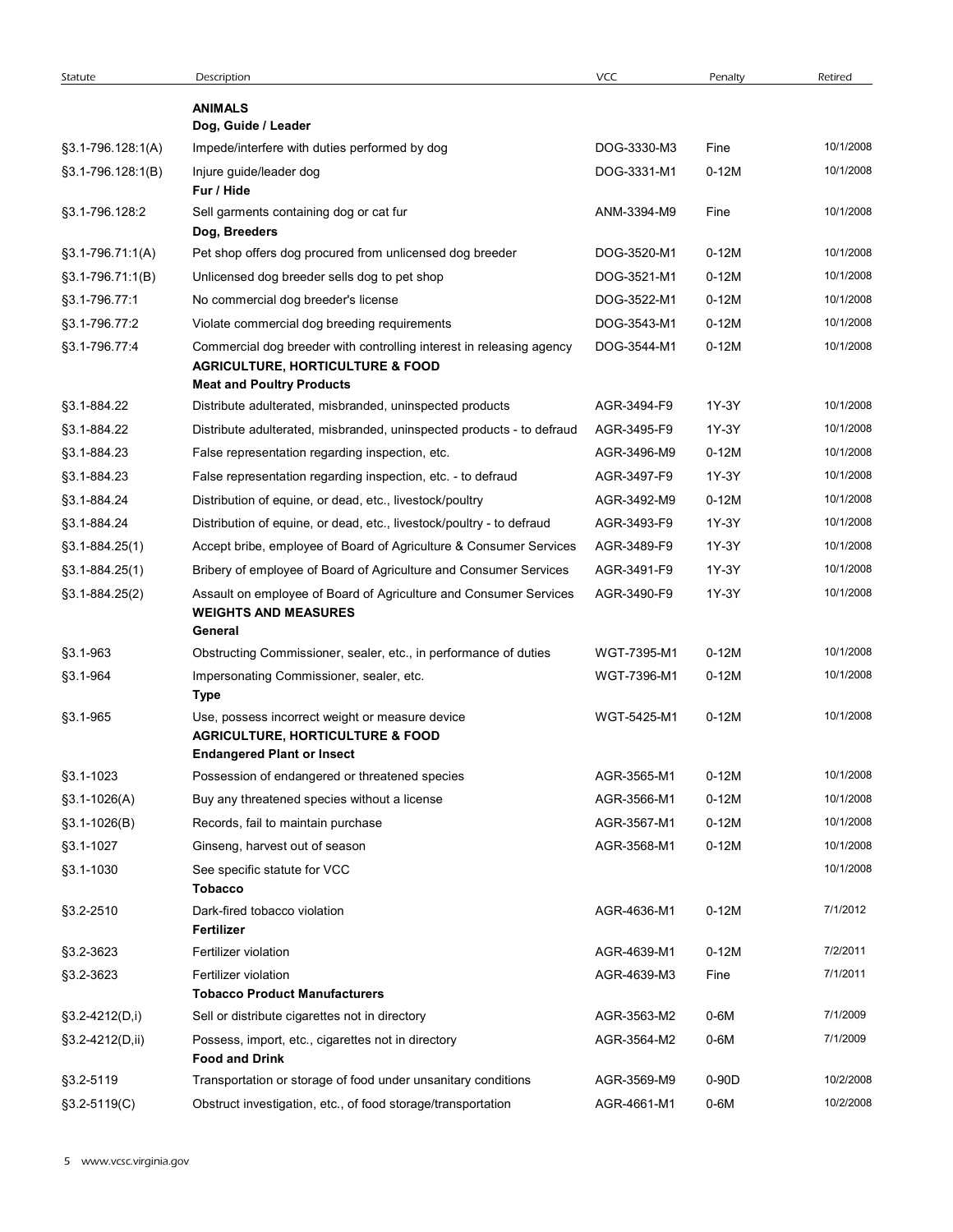| Statute | Description | VCC | Penalty | Retired |
|---|---|---|---|---|
| | **ANIMALS** | | | |
| | **Dog, Guide / Leader** | | | |
| §3.1-796.128:1(A) | Impede/interfere with duties performed by dog | DOG-3330-M3 | Fine | 10/1/2008 |
| §3.1-796.128:1(B) | Injure guide/leader dog | DOG-3331-M1 | 0-12M | 10/1/2008 |
| | **Fur / Hide** | | | |
| §3.1-796.128:2 | Sell garments containing dog or cat fur | ANM-3394-M9 | Fine | 10/1/2008 |
| | **Dog, Breeders** | | | |
| §3.1-796.71:1(A) | Pet shop offers dog procured from unlicensed dog breeder | DOG-3520-M1 | 0-12M | 10/1/2008 |
| §3.1-796.71:1(B) | Unlicensed dog breeder sells dog to pet shop | DOG-3521-M1 | 0-12M | 10/1/2008 |
| §3.1-796.77:1 | No commercial dog breeder's license | DOG-3522-M1 | 0-12M | 10/1/2008 |
| §3.1-796.77:2 | Violate commercial dog breeding requirements | DOG-3543-M1 | 0-12M | 10/1/2008 |
| §3.1-796.77:4 | Commercial dog breeder with controlling interest in releasing agency | DOG-3544-M1 | 0-12M | 10/1/2008 |
| | **AGRICULTURE, HORTICULTURE & FOOD** | | | |
| | **Meat and Poultry Products** | | | |
| §3.1-884.22 | Distribute adulterated, misbranded, uninspected products | AGR-3494-F9 | 1Y-3Y | 10/1/2008 |
| §3.1-884.22 | Distribute adulterated, misbranded, uninspected products - to defraud | AGR-3495-F9 | 1Y-3Y | 10/1/2008 |
| §3.1-884.23 | False representation regarding inspection, etc. | AGR-3496-M9 | 0-12M | 10/1/2008 |
| §3.1-884.23 | False representation regarding inspection, etc. - to defraud | AGR-3497-F9 | 1Y-3Y | 10/1/2008 |
| §3.1-884.24 | Distribution of equine, or dead, etc., livestock/poultry | AGR-3492-M9 | 0-12M | 10/1/2008 |
| §3.1-884.24 | Distribution of equine, or dead, etc., livestock/poultry - to defraud | AGR-3493-F9 | 1Y-3Y | 10/1/2008 |
| §3.1-884.25(1) | Accept bribe, employee of Board of Agriculture & Consumer Services | AGR-3489-F9 | 1Y-3Y | 10/1/2008 |
| §3.1-884.25(1) | Bribery of employee of Board of Agriculture and Consumer Services | AGR-3491-F9 | 1Y-3Y | 10/1/2008 |
| §3.1-884.25(2) | Assault on employee of Board of Agriculture and Consumer Services | AGR-3490-F9 | 1Y-3Y | 10/1/2008 |
| | **WEIGHTS AND MEASURES** | | | |
| | **General** | | | |
| §3.1-963 | Obstructing Commissioner, sealer, etc., in performance of duties | WGT-7395-M1 | 0-12M | 10/1/2008 |
| §3.1-964 | Impersonating Commissioner, sealer, etc. | WGT-7396-M1 | 0-12M | 10/1/2008 |
| | **Type** | | | |
| §3.1-965 | Use, possess incorrect weight or measure device | WGT-5425-M1 | 0-12M | 10/1/2008 |
| | **AGRICULTURE, HORTICULTURE & FOOD** | | | |
| | **Endangered Plant or Insect** | | | |
| §3.1-1023 | Possession of endangered or threatened species | AGR-3565-M1 | 0-12M | 10/1/2008 |
| §3.1-1026(A) | Buy any threatened species without a license | AGR-3566-M1 | 0-12M | 10/1/2008 |
| §3.1-1026(B) | Records, fail to maintain purchase | AGR-3567-M1 | 0-12M | 10/1/2008 |
| §3.1-1027 | Ginseng, harvest out of season | AGR-3568-M1 | 0-12M | 10/1/2008 |
| §3.1-1030 | See specific statute for VCC | | | 10/1/2008 |
| | **Tobacco** | | | |
| §3.2-2510 | Dark-fired tobacco violation | AGR-4636-M1 | 0-12M | 7/1/2012 |
| | **Fertilizer** | | | |
| §3.2-3623 | Fertilizer violation | AGR-4639-M1 | 0-12M | 7/2/2011 |
| §3.2-3623 | Fertilizer violation | AGR-4639-M3 | Fine | 7/1/2011 |
| | **Tobacco Product Manufacturers** | | | |
| §3.2-4212(D,i) | Sell or distribute cigarettes not in directory | AGR-3563-M2 | 0-6M | 7/1/2009 |
| §3.2-4212(D,ii) | Possess, import, etc., cigarettes not in directory | AGR-3564-M2 | 0-6M | 7/1/2009 |
| | **Food and Drink** | | | |
| §3.2-5119 | Transportation or storage of food under unsanitary conditions | AGR-3569-M9 | 0-90D | 10/2/2008 |
| §3.2-5119(C) | Obstruct investigation, etc., of food storage/transportation | AGR-4661-M1 | 0-6M | 10/2/2008 |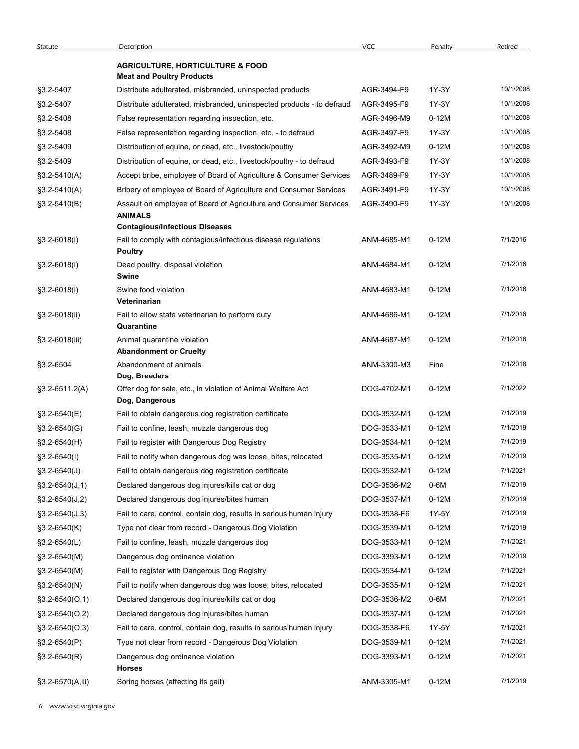| Statute | Description | VCC | Penalty | Retired |
|---|---|---|---|---|
| | **AGRICULTURE, HORTICULTURE & FOOD** | | | |
| | **Meat and Poultry Products** | | | |
| §3.2-5407 | Distribute adulterated, misbranded, uninspected products | AGR-3494-F9 | 1Y-3Y | 10/1/2008 |
| §3.2-5407 | Distribute adulterated, misbranded, uninspected products - to defraud | AGR-3495-F9 | 1Y-3Y | 10/1/2008 |
| §3.2-5408 | False representation regarding inspection, etc. | AGR-3496-M9 | 0-12M | 10/1/2008 |
| §3.2-5408 | False representation regarding inspection, etc. - to defraud | AGR-3497-F9 | 1Y-3Y | 10/1/2008 |
| §3.2-5409 | Distribution of equine, or dead, etc., livestock/poultry | AGR-3492-M9 | 0-12M | 10/1/2008 |
| §3.2-5409 | Distribution of equine, or dead, etc., livestock/poultry - to defraud | AGR-3493-F9 | 1Y-3Y | 10/1/2008 |
| §3.2-5410(A) | Accept bribe, employee of Board of Agriculture & Consumer Services | AGR-3489-F9 | 1Y-3Y | 10/1/2008 |
| §3.2-5410(A) | Bribery of employee of Board of Agriculture and Consumer Services | AGR-3491-F9 | 1Y-3Y | 10/1/2008 |
| §3.2-5410(B) | Assault on employee of Board of Agriculture and Consumer Services | AGR-3490-F9 | 1Y-3Y | 10/1/2008 |
| | **ANIMALS** | | | |
| | **Contagious/Infectious Diseases** | | | |
| §3.2-6018(i) | Fail to comply with contagious/infectious disease regulations | ANM-4685-M1 | 0-12M | 7/1/2016 |
| | **Poultry** | | | |
| §3.2-6018(i) | Dead poultry, disposal violation | ANM-4684-M1 | 0-12M | 7/1/2016 |
| | **Swine** | | | |
| §3.2-6018(i) | Swine food violation | ANM-4683-M1 | 0-12M | 7/1/2016 |
| | **Veterinarian** | | | |
| §3.2-6018(ii) | Fail to allow state veterinarian to perform duty | ANM-4686-M1 | 0-12M | 7/1/2016 |
| | **Quarantine** | | | |
| §3.2-6018(iii) | Animal quarantine violation | ANM-4687-M1 | 0-12M | 7/1/2016 |
| | **Abandonment or Cruelty** | | | |
| §3.2-6504 | Abandonment of animals | ANM-3300-M3 | Fine | 7/1/2018 |
| | **Dog, Breeders** | | | |
| §3.2-6511.2(A) | Offer dog for sale, etc., in violation of Animal Welfare Act | DOG-4702-M1 | 0-12M | 7/1/2022 |
| | **Dog, Dangerous** | | | |
| §3.2-6540(E) | Fail to obtain dangerous dog registration certificate | DOG-3532-M1 | 0-12M | 7/1/2019 |
| §3.2-6540(G) | Fail to confine, leash, muzzle dangerous dog | DOG-3533-M1 | 0-12M | 7/1/2019 |
| §3.2-6540(H) | Fail to register with Dangerous Dog Registry | DOG-3534-M1 | 0-12M | 7/1/2019 |
| §3.2-6540(I) | Fail to notify when dangerous dog was loose, bites, relocated | DOG-3535-M1 | 0-12M | 7/1/2019 |
| §3.2-6540(J) | Fail to obtain dangerous dog registration certificate | DOG-3532-M1 | 0-12M | 7/1/2021 |
| §3.2-6540(J,1) | Declared dangerous dog injures/kills cat or dog | DOG-3536-M2 | 0-6M | 7/1/2019 |
| §3.2-6540(J,2) | Declared dangerous dog injures/bites human | DOG-3537-M1 | 0-12M | 7/1/2019 |
| §3.2-6540(J,3) | Fail to care, control, contain dog, results in serious human injury | DOG-3538-F6 | 1Y-5Y | 7/1/2019 |
| §3.2-6540(K) | Type not clear from record - Dangerous Dog Violation | DOG-3539-M1 | 0-12M | 7/1/2019 |
| §3.2-6540(L) | Fail to confine, leash, muzzle dangerous dog | DOG-3533-M1 | 0-12M | 7/1/2021 |
| §3.2-6540(M) | Dangerous dog ordinance violation | DOG-3393-M1 | 0-12M | 7/1/2019 |
| §3.2-6540(M) | Fail to register with Dangerous Dog Registry | DOG-3534-M1 | 0-12M | 7/1/2021 |
| §3.2-6540(N) | Fail to notify when dangerous dog was loose, bites, relocated | DOG-3535-M1 | 0-12M | 7/1/2021 |
| §3.2-6540(O,1) | Declared dangerous dog injures/kills cat or dog | DOG-3536-M2 | 0-6M | 7/1/2021 |
| §3.2-6540(O,2) | Declared dangerous dog injures/bites human | DOG-3537-M1 | 0-12M | 7/1/2021 |
| §3.2-6540(O,3) | Fail to care, control, contain dog, results in serious human injury | DOG-3538-F6 | 1Y-5Y | 7/1/2021 |
| §3.2-6540(P) | Type not clear from record - Dangerous Dog Violation | DOG-3539-M1 | 0-12M | 7/1/2021 |
| §3.2-6540(R) | Dangerous dog ordinance violation | DOG-3393-M1 | 0-12M | 7/1/2021 |
| | **Horses** | | | |
| §3.2-6570(A,iii) | Soring horses (affecting its gait) | ANM-3305-M1 | 0-12M | 7/1/2019 |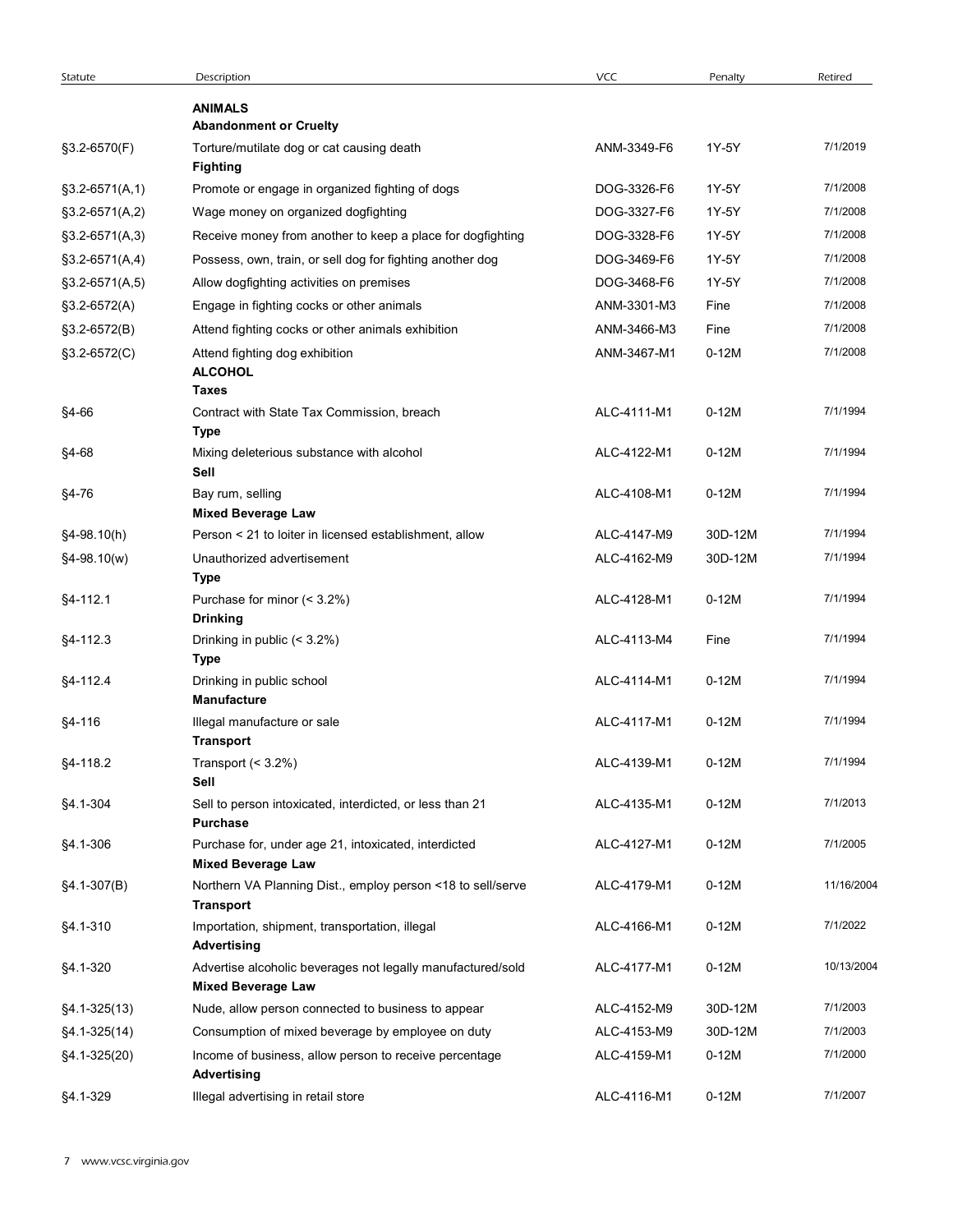| Statute | Description | VCC | Penalty | Retired |
|---|---|---|---|---|
| | **ANIMALS** | | | |
| | **Abandonment or Cruelty** | | | |
| §3.2-6570(F) | Torture/mutilate dog or cat causing death | ANM-3349-F6 | 1Y-5Y | 7/1/2019 |
| | **Fighting** | | | |
| §3.2-6571(A,1) | Promote or engage in organized fighting of dogs | DOG-3326-F6 | 1Y-5Y | 7/1/2008 |
| §3.2-6571(A,2) | Wage money on organized dogfighting | DOG-3327-F6 | 1Y-5Y | 7/1/2008 |
| §3.2-6571(A,3) | Receive money from another to keep a place for dogfighting | DOG-3328-F6 | 1Y-5Y | 7/1/2008 |
| §3.2-6571(A,4) | Possess, own, train, or sell dog for fighting another dog | DOG-3469-F6 | 1Y-5Y | 7/1/2008 |
| §3.2-6571(A,5) | Allow dogfighting activities on premises | DOG-3468-F6 | 1Y-5Y | 7/1/2008 |
| §3.2-6572(A) | Engage in fighting cocks or other animals | ANM-3301-M3 | Fine | 7/1/2008 |
| §3.2-6572(B) | Attend fighting cocks or other animals exhibition | ANM-3466-M3 | Fine | 7/1/2008 |
| §3.2-6572(C) | Attend fighting dog exhibition | ANM-3467-M1 | 0-12M | 7/1/2008 |
| | **ALCOHOL** | | | |
| | **Taxes** | | | |
| §4-66 | Contract with State Tax Commission, breach | ALC-4111-M1 | 0-12M | 7/1/1994 |
| | **Type** | | | |
| §4-68 | Mixing deleterious substance with alcohol | ALC-4122-M1 | 0-12M | 7/1/1994 |
| | **Sell** | | | |
| §4-76 | Bay rum, selling | ALC-4108-M1 | 0-12M | 7/1/1994 |
| | **Mixed Beverage Law** | | | |
| §4-98.10(h) | Person < 21 to loiter in licensed establishment, allow | ALC-4147-M9 | 30D-12M | 7/1/1994 |
| §4-98.10(w) | Unauthorized advertisement | ALC-4162-M9 | 30D-12M | 7/1/1994 |
| | **Type** | | | |
| §4-112.1 | Purchase for minor (< 3.2%) | ALC-4128-M1 | 0-12M | 7/1/1994 |
| | **Drinking** | | | |
| §4-112.3 | Drinking in public (< 3.2%) | ALC-4113-M4 | Fine | 7/1/1994 |
| | **Type** | | | |
| §4-112.4 | Drinking in public school | ALC-4114-M1 | 0-12M | 7/1/1994 |
| | **Manufacture** | | | |
| §4-116 | Illegal manufacture or sale | ALC-4117-M1 | 0-12M | 7/1/1994 |
| | **Transport** | | | |
| §4-118.2 | Transport (< 3.2%) | ALC-4139-M1 | 0-12M | 7/1/1994 |
| | **Sell** | | | |
| §4.1-304 | Sell to person intoxicated, interdicted, or less than 21 | ALC-4135-M1 | 0-12M | 7/1/2013 |
| | **Purchase** | | | |
| §4.1-306 | Purchase for, under age 21, intoxicated, interdicted | ALC-4127-M1 | 0-12M | 7/1/2005 |
| | **Mixed Beverage Law** | | | |
| §4.1-307(B) | Northern VA Planning Dist., employ person <18 to sell/serve | ALC-4179-M1 | 0-12M | 11/16/2004 |
| | **Transport** | | | |
| §4.1-310 | Importation, shipment, transportation, illegal | ALC-4166-M1 | 0-12M | 7/1/2022 |
| | **Advertising** | | | |
| §4.1-320 | Advertise alcoholic beverages not legally manufactured/sold | ALC-4177-M1 | 0-12M | 10/13/2004 |
| | **Mixed Beverage Law** | | | |
| §4.1-325(13) | Nude, allow person connected to business to appear | ALC-4152-M9 | 30D-12M | 7/1/2003 |
| §4.1-325(14) | Consumption of mixed beverage by employee on duty | ALC-4153-M9 | 30D-12M | 7/1/2003 |
| §4.1-325(20) | Income of business, allow person to receive percentage | ALC-4159-M1 | 0-12M | 7/1/2000 |
| | **Advertising** | | | |
| §4.1-329 | Illegal advertising in retail store | ALC-4116-M1 | 0-12M | 7/1/2007 |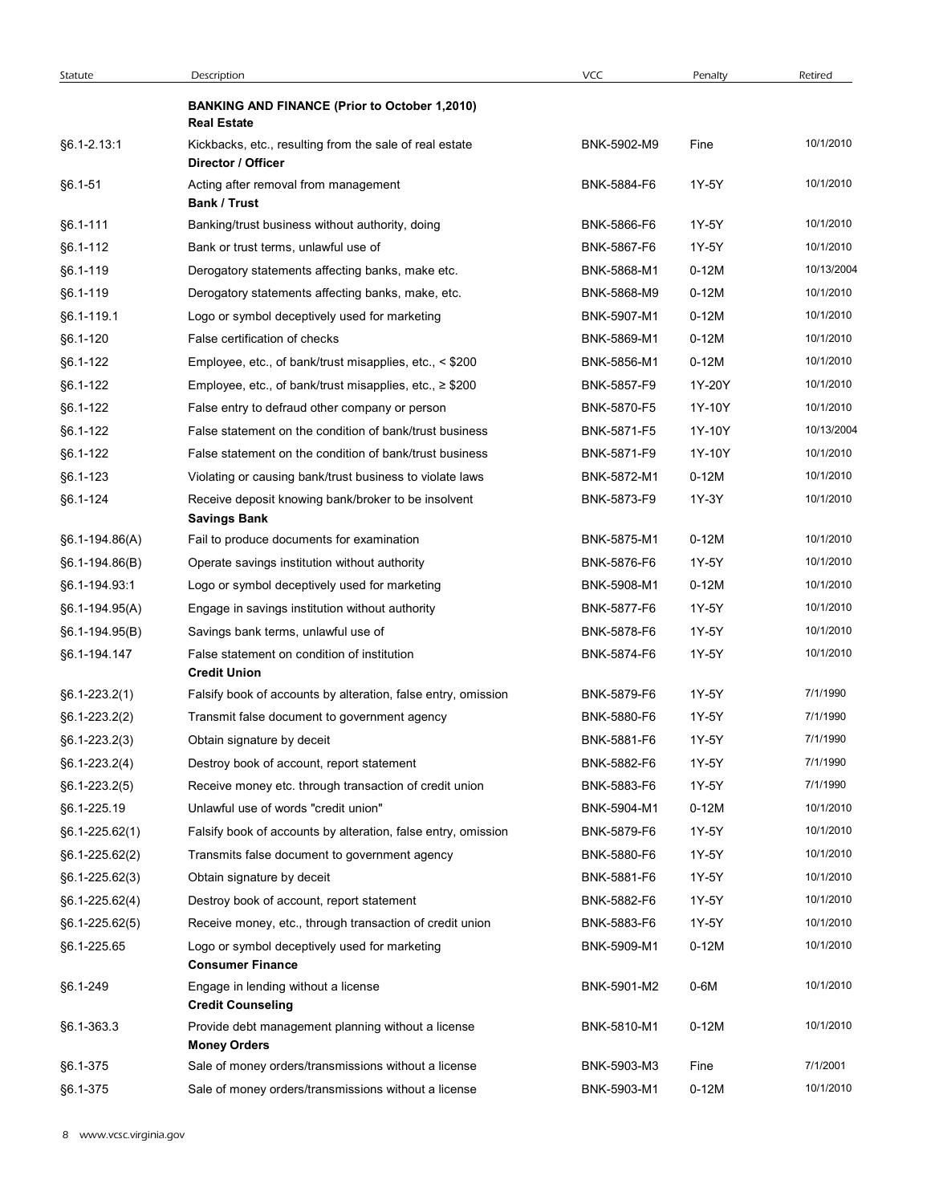| Statute | Description | VCC | Penalty | Retired |
|---|---|---|---|---|
| | **BANKING AND FINANCE (Prior to October 1,2010)** | | | |
| | **Real Estate** | | | |
| §6.1-2.13:1 | Kickbacks, etc., resulting from the sale of real estate | BNK-5902-M9 | Fine | 10/1/2010 |
| | **Director / Officer** | | | |
| §6.1-51 | Acting after removal from management | BNK-5884-F6 | 1Y-5Y | 10/1/2010 |
| | **Bank / Trust** | | | |
| §6.1-111 | Banking/trust business without authority, doing | BNK-5866-F6 | 1Y-5Y | 10/1/2010 |
| §6.1-112 | Bank or trust terms, unlawful use of | BNK-5867-F6 | 1Y-5Y | 10/1/2010 |
| §6.1-119 | Derogatory statements affecting banks, make etc. | BNK-5868-M1 | 0-12M | 10/13/2004 |
| §6.1-119 | Derogatory statements affecting banks, make, etc. | BNK-5868-M9 | 0-12M | 10/1/2010 |
| §6.1-119.1 | Logo or symbol deceptively used for marketing | BNK-5907-M1 | 0-12M | 10/1/2010 |
| §6.1-120 | False certification of checks | BNK-5869-M1 | 0-12M | 10/1/2010 |
| §6.1-122 | Employee, etc., of bank/trust misapplies, etc., < $200 | BNK-5856-M1 | 0-12M | 10/1/2010 |
| §6.1-122 | Employee, etc., of bank/trust misapplies, etc., ≥ $200 | BNK-5857-F9 | 1Y-20Y | 10/1/2010 |
| §6.1-122 | False entry to defraud other company or person | BNK-5870-F5 | 1Y-10Y | 10/1/2010 |
| §6.1-122 | False statement on the condition of bank/trust business | BNK-5871-F5 | 1Y-10Y | 10/13/2004 |
| §6.1-122 | False statement on the condition of bank/trust business | BNK-5871-F9 | 1Y-10Y | 10/1/2010 |
| §6.1-123 | Violating or causing bank/trust business to violate laws | BNK-5872-M1 | 0-12M | 10/1/2010 |
| §6.1-124 | Receive deposit knowing bank/broker to be insolvent | BNK-5873-F9 | 1Y-3Y | 10/1/2010 |
| | **Savings Bank** | | | |
| §6.1-194.86(A) | Fail to produce documents for examination | BNK-5875-M1 | 0-12M | 10/1/2010 |
| §6.1-194.86(B) | Operate savings institution without authority | BNK-5876-F6 | 1Y-5Y | 10/1/2010 |
| §6.1-194.93:1 | Logo or symbol deceptively used for marketing | BNK-5908-M1 | 0-12M | 10/1/2010 |
| §6.1-194.95(A) | Engage in savings institution without authority | BNK-5877-F6 | 1Y-5Y | 10/1/2010 |
| §6.1-194.95(B) | Savings bank terms, unlawful use of | BNK-5878-F6 | 1Y-5Y | 10/1/2010 |
| §6.1-194.147 | False statement on condition of institution | BNK-5874-F6 | 1Y-5Y | 10/1/2010 |
| | **Credit Union** | | | |
| §6.1-223.2(1) | Falsify book of accounts by alteration, false entry, omission | BNK-5879-F6 | 1Y-5Y | 7/1/1990 |
| §6.1-223.2(2) | Transmit false document to government agency | BNK-5880-F6 | 1Y-5Y | 7/1/1990 |
| §6.1-223.2(3) | Obtain signature by deceit | BNK-5881-F6 | 1Y-5Y | 7/1/1990 |
| §6.1-223.2(4) | Destroy book of account, report statement | BNK-5882-F6 | 1Y-5Y | 7/1/1990 |
| §6.1-223.2(5) | Receive money etc. through transaction of credit union | BNK-5883-F6 | 1Y-5Y | 7/1/1990 |
| §6.1-225.19 | Unlawful use of words "credit union" | BNK-5904-M1 | 0-12M | 10/1/2010 |
| §6.1-225.62(1) | Falsify book of accounts by alteration, false entry, omission | BNK-5879-F6 | 1Y-5Y | 10/1/2010 |
| §6.1-225.62(2) | Transmits false document to government agency | BNK-5880-F6 | 1Y-5Y | 10/1/2010 |
| §6.1-225.62(3) | Obtain signature by deceit | BNK-5881-F6 | 1Y-5Y | 10/1/2010 |
| §6.1-225.62(4) | Destroy book of account, report statement | BNK-5882-F6 | 1Y-5Y | 10/1/2010 |
| §6.1-225.62(5) | Receive money, etc., through transaction of credit union | BNK-5883-F6 | 1Y-5Y | 10/1/2010 |
| §6.1-225.65 | Logo or symbol deceptively used for marketing | BNK-5909-M1 | 0-12M | 10/1/2010 |
| | **Consumer Finance** | | | |
| §6.1-249 | Engage in lending without a license | BNK-5901-M2 | 0-6M | 10/1/2010 |
| | **Credit Counseling** | | | |
| §6.1-363.3 | Provide debt management planning without a license | BNK-5810-M1 | 0-12M | 10/1/2010 |
| | **Money Orders** | | | |
| §6.1-375 | Sale of money orders/transmissions without a license | BNK-5903-M3 | Fine | 7/1/2001 |
| §6.1-375 | Sale of money orders/transmissions without a license | BNK-5903-M1 | 0-12M | 10/1/2010 |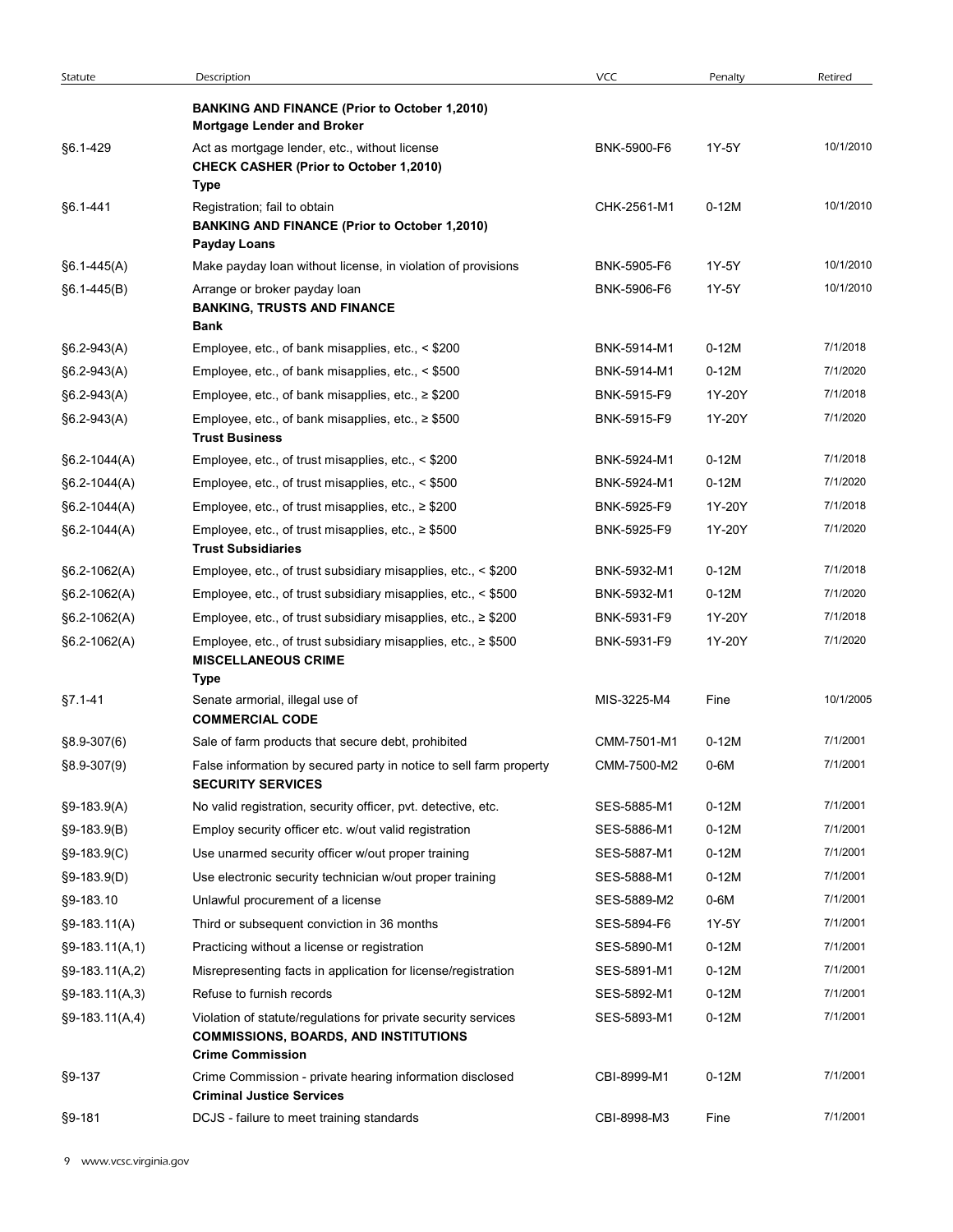| Statute | Description | VCC | Penalty | Retired |
|---|---|---|---|---|
| | **BANKING AND FINANCE (Prior to October 1,2010)** | | | |
| | **Mortgage Lender and Broker** | | | |
| §6.1-429 | Act as mortgage lender, etc., without license | BNK-5900-F6 | 1Y-5Y | 10/1/2010 |
| | **CHECK CASHER (Prior to October 1,2010)** | | | |
| | **Type** | | | |
| §6.1-441 | Registration; fail to obtain | CHK-2561-M1 | 0-12M | 10/1/2010 |
| | **BANKING AND FINANCE (Prior to October 1,2010)** | | | |
| | **Payday Loans** | | | |
| §6.1-445(A) | Make payday loan without license, in violation of provisions | BNK-5905-F6 | 1Y-5Y | 10/1/2010 |
| §6.1-445(B) | Arrange or broker payday loan | BNK-5906-F6 | 1Y-5Y | 10/1/2010 |
| | **BANKING, TRUSTS AND FINANCE** | | | |
| | **Bank** | | | |
| §6.2-943(A) | Employee, etc., of bank misapplies, etc., < $200 | BNK-5914-M1 | 0-12M | 7/1/2018 |
| §6.2-943(A) | Employee, etc., of bank misapplies, etc., < $500 | BNK-5914-M1 | 0-12M | 7/1/2020 |
| §6.2-943(A) | Employee, etc., of bank misapplies, etc., ≥ $200 | BNK-5915-F9 | 1Y-20Y | 7/1/2018 |
| §6.2-943(A) | Employee, etc., of bank misapplies, etc., ≥ $500 | BNK-5915-F9 | 1Y-20Y | 7/1/2020 |
| | **Trust Business** | | | |
| §6.2-1044(A) | Employee, etc., of trust misapplies, etc., < $200 | BNK-5924-M1 | 0-12M | 7/1/2018 |
| §6.2-1044(A) | Employee, etc., of trust misapplies, etc., < $500 | BNK-5924-M1 | 0-12M | 7/1/2020 |
| §6.2-1044(A) | Employee, etc., of trust misapplies, etc., ≥ $200 | BNK-5925-F9 | 1Y-20Y | 7/1/2018 |
| §6.2-1044(A) | Employee, etc., of trust misapplies, etc., ≥ $500 | BNK-5925-F9 | 1Y-20Y | 7/1/2020 |
| | **Trust Subsidiaries** | | | |
| §6.2-1062(A) | Employee, etc., of trust subsidiary misapplies, etc., < $200 | BNK-5932-M1 | 0-12M | 7/1/2018 |
| §6.2-1062(A) | Employee, etc., of trust subsidiary misapplies, etc., < $500 | BNK-5932-M1 | 0-12M | 7/1/2020 |
| §6.2-1062(A) | Employee, etc., of trust subsidiary misapplies, etc., ≥ $200 | BNK-5931-F9 | 1Y-20Y | 7/1/2018 |
| §6.2-1062(A) | Employee, etc., of trust subsidiary misapplies, etc., ≥ $500 | BNK-5931-F9 | 1Y-20Y | 7/1/2020 |
| | **MISCELLANEOUS CRIME** | | | |
| | **Type** | | | |
| §7.1-41 | Senate armorial, illegal use of | MIS-3225-M4 | Fine | 10/1/2005 |
| | **COMMERCIAL CODE** | | | |
| §8.9-307(6) | Sale of farm products that secure debt, prohibited | CMM-7501-M1 | 0-12M | 7/1/2001 |
| §8.9-307(9) | False information by secured party in notice to sell farm property | CMM-7500-M2 | 0-6M | 7/1/2001 |
| | **SECURITY SERVICES** | | | |
| §9-183.9(A) | No valid registration, security officer, pvt. detective, etc. | SES-5885-M1 | 0-12M | 7/1/2001 |
| §9-183.9(B) | Employ security officer etc. w/out valid registration | SES-5886-M1 | 0-12M | 7/1/2001 |
| §9-183.9(C) | Use unarmed security officer w/out proper training | SES-5887-M1 | 0-12M | 7/1/2001 |
| §9-183.9(D) | Use electronic security technician w/out proper training | SES-5888-M1 | 0-12M | 7/1/2001 |
| §9-183.10 | Unlawful procurement of a license | SES-5889-M2 | 0-6M | 7/1/2001 |
| §9-183.11(A) | Third or subsequent conviction in 36 months | SES-5894-F6 | 1Y-5Y | 7/1/2001 |
| §9-183.11(A,1) | Practicing without a license or registration | SES-5890-M1 | 0-12M | 7/1/2001 |
| §9-183.11(A,2) | Misrepresenting facts in application for license/registration | SES-5891-M1 | 0-12M | 7/1/2001 |
| §9-183.11(A,3) | Refuse to furnish records | SES-5892-M1 | 0-12M | 7/1/2001 |
| §9-183.11(A,4) | Violation of statute/regulations for private security services | SES-5893-M1 | 0-12M | 7/1/2001 |
| | **COMMISSIONS, BOARDS, AND INSTITUTIONS** | | | |
| | **Crime Commission** | | | |
| §9-137 | Crime Commission - private hearing information disclosed | CBI-8999-M1 | 0-12M | 7/1/2001 |
| | **Criminal Justice Services** | | | |
| §9-181 | DCJS - failure to meet training standards | CBI-8998-M3 | Fine | 7/1/2001 |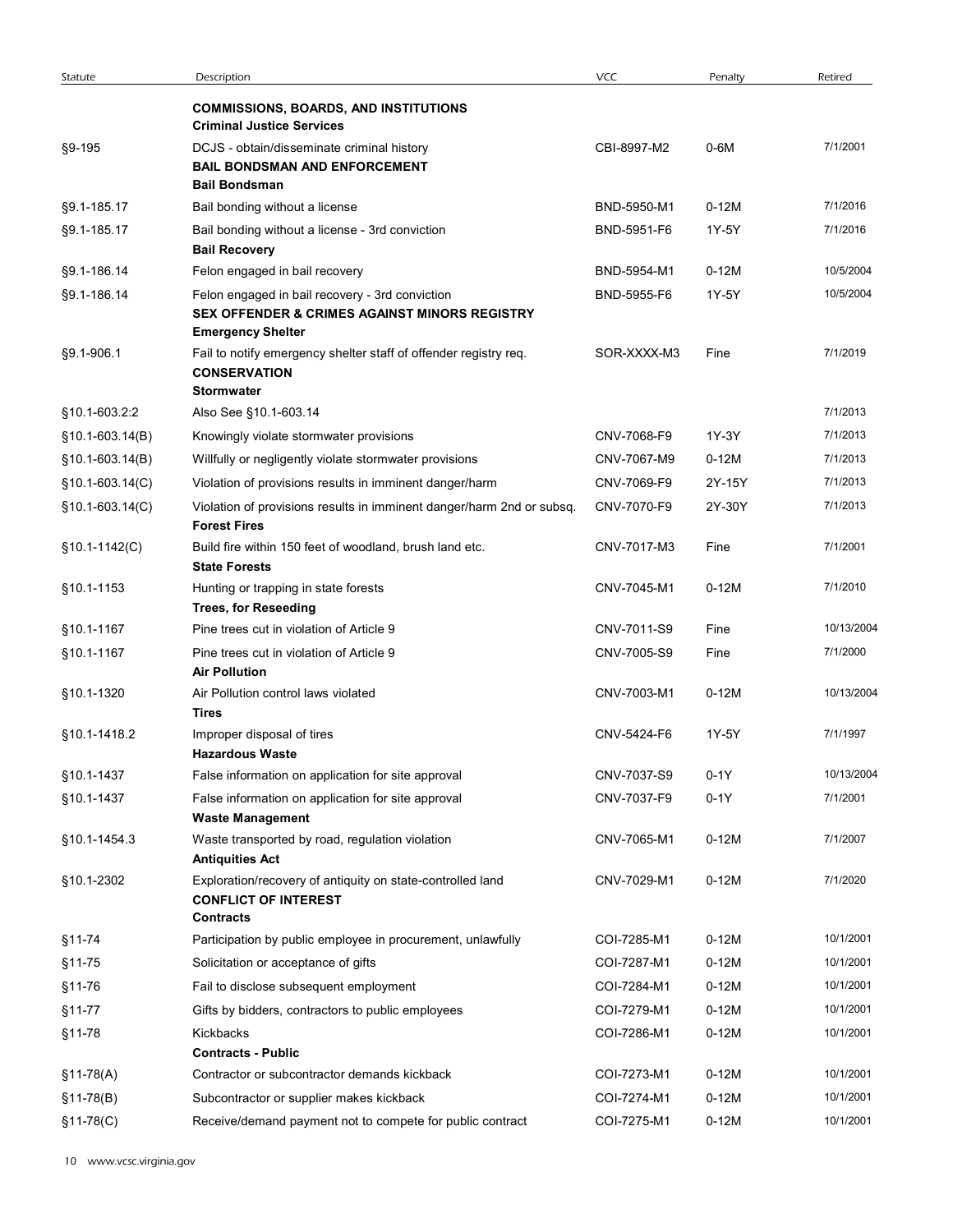| Statute | Description | VCC | Penalty | Retired |
|---|---|---|---|---|
| | **COMMISSIONS, BOARDS, AND INSTITUTIONS** | | | |
| | **Criminal Justice Services** | | | |
| §9-195 | DCJS - obtain/disseminate criminal history | CBI-8997-M2 | 0-6M | 7/1/2001 |
| | **BAIL BONDSMAN AND ENFORCEMENT** | | | |
| | **Bail Bondsman** | | | |
| §9.1-185.17 | Bail bonding without a license | BND-5950-M1 | 0-12M | 7/1/2016 |
| §9.1-185.17 | Bail bonding without a license - 3rd conviction | BND-5951-F6 | 1Y-5Y | 7/1/2016 |
| | **Bail Recovery** | | | |
| §9.1-186.14 | Felon engaged in bail recovery | BND-5954-M1 | 0-12M | 10/5/2004 |
| §9.1-186.14 | Felon engaged in bail recovery - 3rd conviction | BND-5955-F6 | 1Y-5Y | 10/5/2004 |
| | **SEX OFFENDER & CRIMES AGAINST MINORS REGISTRY** | | | |
| | **Emergency Shelter** | | | |
| §9.1-906.1 | Fail to notify emergency shelter staff of offender registry req. | SOR-XXXX-M3 | Fine | 7/1/2019 |
| | **CONSERVATION** | | | |
| | **Stormwater** | | | |
| §10.1-603.2:2 | Also See §10.1-603.14 | | | 7/1/2013 |
| §10.1-603.14(B) | Knowingly violate stormwater provisions | CNV-7068-F9 | 1Y-3Y | 7/1/2013 |
| §10.1-603.14(B) | Willfully or negligently violate stormwater provisions | CNV-7067-M9 | 0-12M | 7/1/2013 |
| §10.1-603.14(C) | Violation of provisions results in imminent danger/harm | CNV-7069-F9 | 2Y-15Y | 7/1/2013 |
| §10.1-603.14(C) | Violation of provisions results in imminent danger/harm 2nd or subsq. | CNV-7070-F9 | 2Y-30Y | 7/1/2013 |
| | **Forest Fires** | | | |
| §10.1-1142(C) | Build fire within 150 feet of woodland, brush land etc. | CNV-7017-M3 | Fine | 7/1/2001 |
| | **State Forests** | | | |
| §10.1-1153 | Hunting or trapping in state forests | CNV-7045-M1 | 0-12M | 7/1/2010 |
| | **Trees, for Reseeding** | | | |
| §10.1-1167 | Pine trees cut in violation of Article 9 | CNV-7011-S9 | Fine | 10/13/2004 |
| §10.1-1167 | Pine trees cut in violation of Article 9 | CNV-7005-S9 | Fine | 7/1/2000 |
| | **Air Pollution** | | | |
| §10.1-1320 | Air Pollution control laws violated | CNV-7003-M1 | 0-12M | 10/13/2004 |
| | **Tires** | | | |
| §10.1-1418.2 | Improper disposal of tires | CNV-5424-F6 | 1Y-5Y | 7/1/1997 |
| | **Hazardous Waste** | | | |
| §10.1-1437 | False information on application for site approval | CNV-7037-S9 | 0-1Y | 10/13/2004 |
| §10.1-1437 | False information on application for site approval | CNV-7037-F9 | 0-1Y | 7/1/2001 |
| | **Waste Management** | | | |
| §10.1-1454.3 | Waste transported by road, regulation violation | CNV-7065-M1 | 0-12M | 7/1/2007 |
| | **Antiquities Act** | | | |
| §10.1-2302 | Exploration/recovery of antiquity on state-controlled land | CNV-7029-M1 | 0-12M | 7/1/2020 |
| | **CONFLICT OF INTEREST** | | | |
| | **Contracts** | | | |
| §11-74 | Participation by public employee in procurement, unlawfully | COI-7285-M1 | 0-12M | 10/1/2001 |
| §11-75 | Solicitation or acceptance of gifts | COI-7287-M1 | 0-12M | 10/1/2001 |
| §11-76 | Fail to disclose subsequent employment | COI-7284-M1 | 0-12M | 10/1/2001 |
| §11-77 | Gifts by bidders, contractors to public employees | COI-7279-M1 | 0-12M | 10/1/2001 |
| §11-78 | Kickbacks | COI-7286-M1 | 0-12M | 10/1/2001 |
| | **Contracts - Public** | | | |
| §11-78(A) | Contractor or subcontractor demands kickback | COI-7273-M1 | 0-12M | 10/1/2001 |
| §11-78(B) | Subcontractor or supplier makes kickback | COI-7274-M1 | 0-12M | 10/1/2001 |
| §11-78(C) | Receive/demand payment not to compete for public contract | COI-7275-M1 | 0-12M | 10/1/2001 |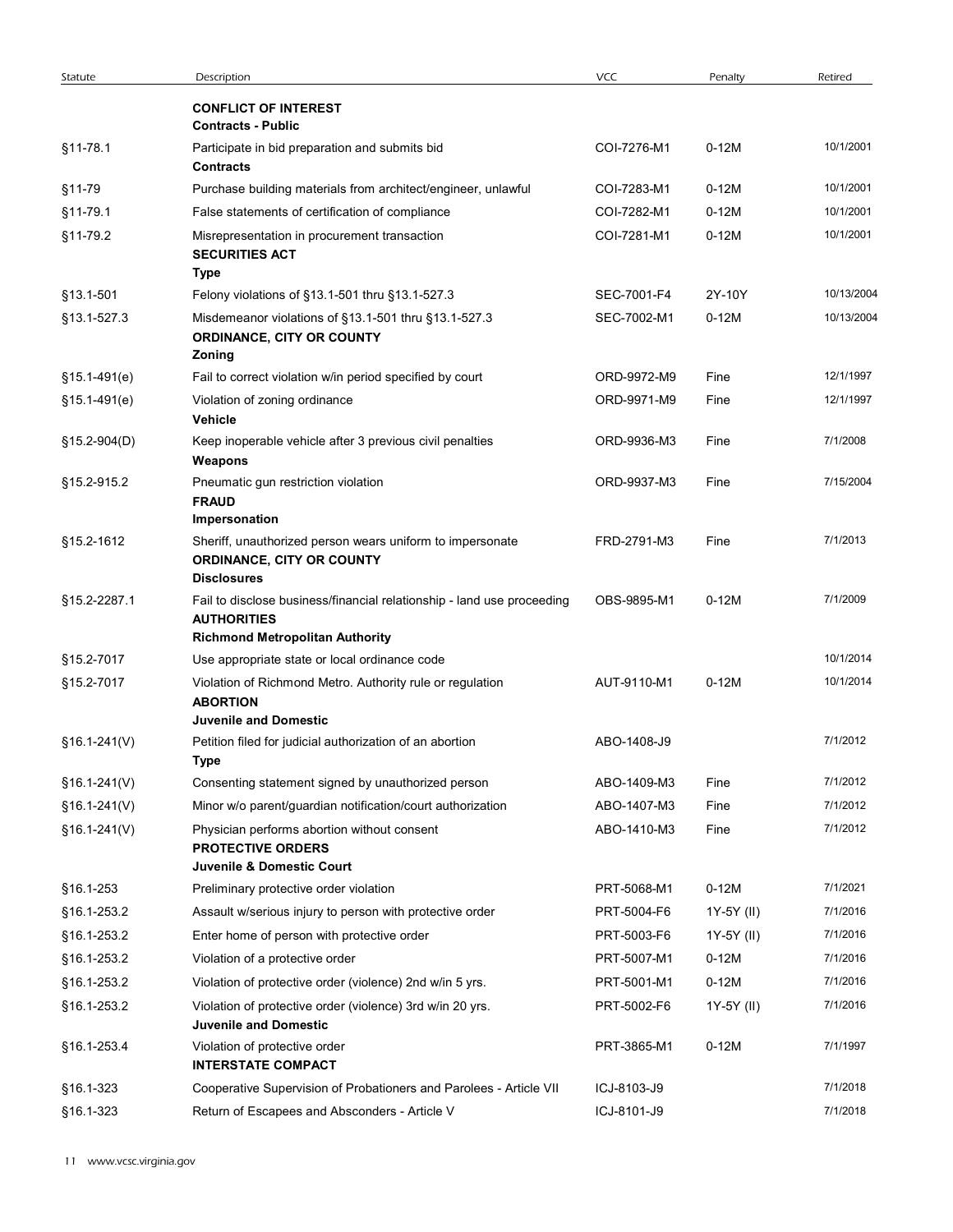| Statute | Description | VCC | Penalty | Retired |
|---|---|---|---|---|
| | **CONFLICT OF INTEREST** | | | |
| | **Contracts - Public** | | | |
| §11-78.1 | Participate in bid preparation and submits bid | COI-7276-M1 | 0-12M | 10/1/2001 |
| | **Contracts** | | | |
| §11-79 | Purchase building materials from architect/engineer, unlawful | COI-7283-M1 | 0-12M | 10/1/2001 |
| §11-79.1 | False statements of certification of compliance | COI-7282-M1 | 0-12M | 10/1/2001 |
| §11-79.2 | Misrepresentation in procurement transaction | COI-7281-M1 | 0-12M | 10/1/2001 |
| | **SECURITIES ACT** | | | |
| | **Type** | | | |
| §13.1-501 | Felony violations of §13.1-501 thru §13.1-527.3 | SEC-7001-F4 | 2Y-10Y | 10/13/2004 |
| §13.1-527.3 | Misdemeanor violations of §13.1-501 thru §13.1-527.3 | SEC-7002-M1 | 0-12M | 10/13/2004 |
| | **ORDINANCE, CITY OR COUNTY** | | | |
| | **Zoning** | | | |
| §15.1-491(e) | Fail to correct violation w/in period specified by court | ORD-9972-M9 | Fine | 12/1/1997 |
| §15.1-491(e) | Violation of zoning ordinance | ORD-9971-M9 | Fine | 12/1/1997 |
| | **Vehicle** | | | |
| §15.2-904(D) | Keep inoperable vehicle after 3 previous civil penalties | ORD-9936-M3 | Fine | 7/1/2008 |
| | **Weapons** | | | |
| §15.2-915.2 | Pneumatic gun restriction violation | ORD-9937-M3 | Fine | 7/15/2004 |
| | **FRAUD** | | | |
| | **Impersonation** | | | |
| §15.2-1612 | Sheriff, unauthorized person wears uniform to impersonate | FRD-2791-M3 | Fine | 7/1/2013 |
| | **ORDINANCE, CITY OR COUNTY** | | | |
| | **Disclosures** | | | |
| §15.2-2287.1 | Fail to disclose business/financial relationship - land use proceeding | OBS-9895-M1 | 0-12M | 7/1/2009 |
| | **AUTHORITIES** | | | |
| | **Richmond Metropolitan Authority** | | | |
| §15.2-7017 | Use appropriate state or local ordinance code | | | 10/1/2014 |
| §15.2-7017 | Violation of Richmond Metro. Authority rule or regulation | AUT-9110-M1 | 0-12M | 10/1/2014 |
| | **ABORTION** | | | |
| | **Juvenile and Domestic** | | | |
| §16.1-241(V) | Petition filed for judicial authorization of an abortion | ABO-1408-J9 | | 7/1/2012 |
| | **Type** | | | |
| §16.1-241(V) | Consenting statement signed by unauthorized person | ABO-1409-M3 | Fine | 7/1/2012 |
| §16.1-241(V) | Minor w/o parent/guardian notification/court authorization | ABO-1407-M3 | Fine | 7/1/2012 |
| §16.1-241(V) | Physician performs abortion without consent | ABO-1410-M3 | Fine | 7/1/2012 |
| | **PROTECTIVE ORDERS** | | | |
| | **Juvenile & Domestic Court** | | | |
| §16.1-253 | Preliminary protective order violation | PRT-5068-M1 | 0-12M | 7/1/2021 |
| §16.1-253.2 | Assault w/serious injury to person with protective order | PRT-5004-F6 | 1Y-5Y (II) | 7/1/2016 |
| §16.1-253.2 | Enter home of person with protective order | PRT-5003-F6 | 1Y-5Y (II) | 7/1/2016 |
| §16.1-253.2 | Violation of a protective order | PRT-5007-M1 | 0-12M | 7/1/2016 |
| §16.1-253.2 | Violation of protective order (violence) 2nd w/in 5 yrs. | PRT-5001-M1 | 0-12M | 7/1/2016 |
| §16.1-253.2 | Violation of protective order (violence) 3rd w/in 20 yrs. | PRT-5002-F6 | 1Y-5Y (II) | 7/1/2016 |
| | **Juvenile and Domestic** | | | |
| §16.1-253.4 | Violation of protective order | PRT-3865-M1 | 0-12M | 7/1/1997 |
| | **INTERSTATE COMPACT** | | | |
| §16.1-323 | Cooperative Supervision of Probationers and Parolees - Article VII | ICJ-8103-J9 | | 7/1/2018 |
| §16.1-323 | Return of Escapees and Absconders - Article V | ICJ-8101-J9 | | 7/1/2018 |

www.vcsc.virginia.gov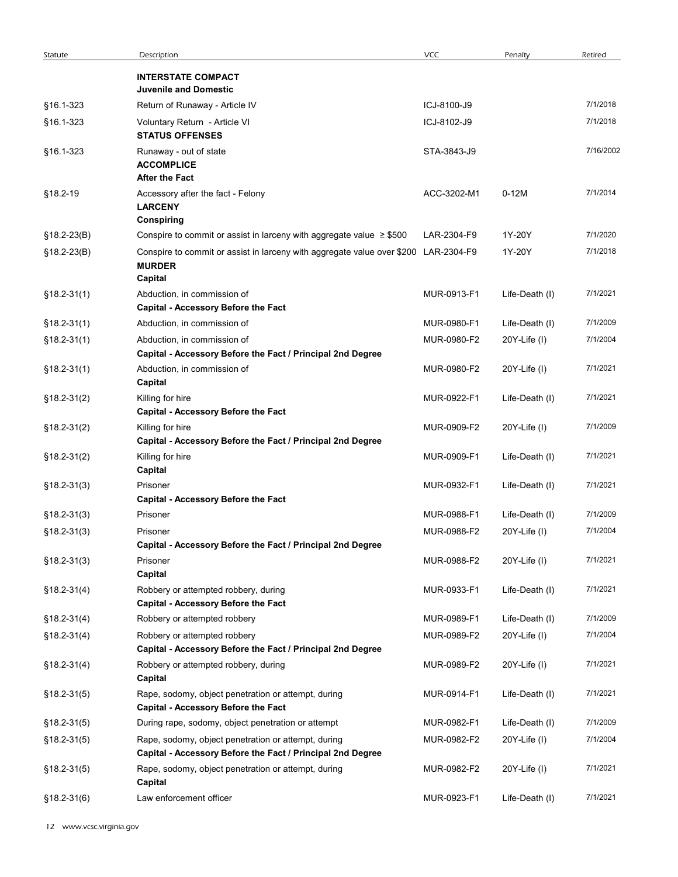| Statute | Description | VCC | Penalty | Retired |
|---|---|---|---|---|
| | **INTERSTATE COMPACT** | | | |
| | **Juvenile and Domestic** | | | |
| §16.1-323 | Return of Runaway - Article IV | ICJ-8100-J9 | | 7/1/2018 |
| §16.1-323 | Voluntary Return - Article VI | ICJ-8102-J9 | | 7/1/2018 |
| | **STATUS OFFENSES** | | | |
| §16.1-323 | Runaway - out of state | STA-3843-J9 | | 7/16/2002 |
| | **ACCOMPLICE** | | | |
| | **After the Fact** | | | |
| §18.2-19 | Accessory after the fact - Felony | ACC-3202-M1 | 0-12M | 7/1/2014 |
| | **LARCENY** | | | |
| | **Conspiring** | | | |
| §18.2-23(B) | Conspire to commit or assist in larceny with aggregate value ≥ $500 | LAR-2304-F9 | 1Y-20Y | 7/1/2020 |
| §18.2-23(B) | Conspire to commit or assist in larceny with aggregate value over $200 | LAR-2304-F9 | 1Y-20Y | 7/1/2018 |
| | **MURDER** | | | |
| | **Capital** | | | |
| §18.2-31(1) | Abduction, in commission of | MUR-0913-F1 | Life-Death (I) | 7/1/2021 |
| | **Capital - Accessory Before the Fact** | | | |
| §18.2-31(1) | Abduction, in commission of | MUR-0980-F1 | Life-Death (I) | 7/1/2009 |
| §18.2-31(1) | Abduction, in commission of | MUR-0980-F2 | 20Y-Life (I) | 7/1/2004 |
| | **Capital - Accessory Before the Fact / Principal 2nd Degree** | | | |
| §18.2-31(1) | Abduction, in commission of | MUR-0980-F2 | 20Y-Life (I) | 7/1/2021 |
| | **Capital** | | | |
| §18.2-31(2) | Killing for hire | MUR-0922-F1 | Life-Death (I) | 7/1/2021 |
| | **Capital - Accessory Before the Fact** | | | |
| §18.2-31(2) | Killing for hire | MUR-0909-F2 | 20Y-Life (I) | 7/1/2009 |
| | **Capital - Accessory Before the Fact / Principal 2nd Degree** | | | |
| §18.2-31(2) | Killing for hire | MUR-0909-F1 | Life-Death (I) | 7/1/2021 |
| | **Capital** | | | |
| §18.2-31(3) | Prisoner | MUR-0932-F1 | Life-Death (I) | 7/1/2021 |
| | **Capital - Accessory Before the Fact** | | | |
| §18.2-31(3) | Prisoner | MUR-0988-F1 | Life-Death (I) | 7/1/2009 |
| §18.2-31(3) | Prisoner | MUR-0988-F2 | 20Y-Life (I) | 7/1/2004 |
| | **Capital - Accessory Before the Fact / Principal 2nd Degree** | | | |
| §18.2-31(3) | Prisoner | MUR-0988-F2 | 20Y-Life (I) | 7/1/2021 |
| | **Capital** | | | |
| §18.2-31(4) | Robbery or attempted robbery, during | MUR-0933-F1 | Life-Death (I) | 7/1/2021 |
| | **Capital - Accessory Before the Fact** | | | |
| §18.2-31(4) | Robbery or attempted robbery | MUR-0989-F1 | Life-Death (I) | 7/1/2009 |
| §18.2-31(4) | Robbery or attempted robbery | MUR-0989-F2 | 20Y-Life (I) | 7/1/2004 |
| | **Capital - Accessory Before the Fact / Principal 2nd Degree** | | | |
| §18.2-31(4) | Robbery or attempted robbery, during | MUR-0989-F2 | 20Y-Life (I) | 7/1/2021 |
| | **Capital** | | | |
| §18.2-31(5) | Rape, sodomy, object penetration or attempt, during | MUR-0914-F1 | Life-Death (I) | 7/1/2021 |
| | **Capital - Accessory Before the Fact** | | | |
| §18.2-31(5) | During rape, sodomy, object penetration or attempt | MUR-0982-F1 | Life-Death (I) | 7/1/2009 |
| §18.2-31(5) | Rape, sodomy, object penetration or attempt, during | MUR-0982-F2 | 20Y-Life (I) | 7/1/2004 |
| | **Capital - Accessory Before the Fact / Principal 2nd Degree** | | | |
| §18.2-31(5) | Rape, sodomy, object penetration or attempt, during | MUR-0982-F2 | 20Y-Life (I) | 7/1/2021 |
| | **Capital** | | | |
| §18.2-31(6) | Law enforcement officer | MUR-0923-F1 | Life-Death (I) | 7/1/2021 |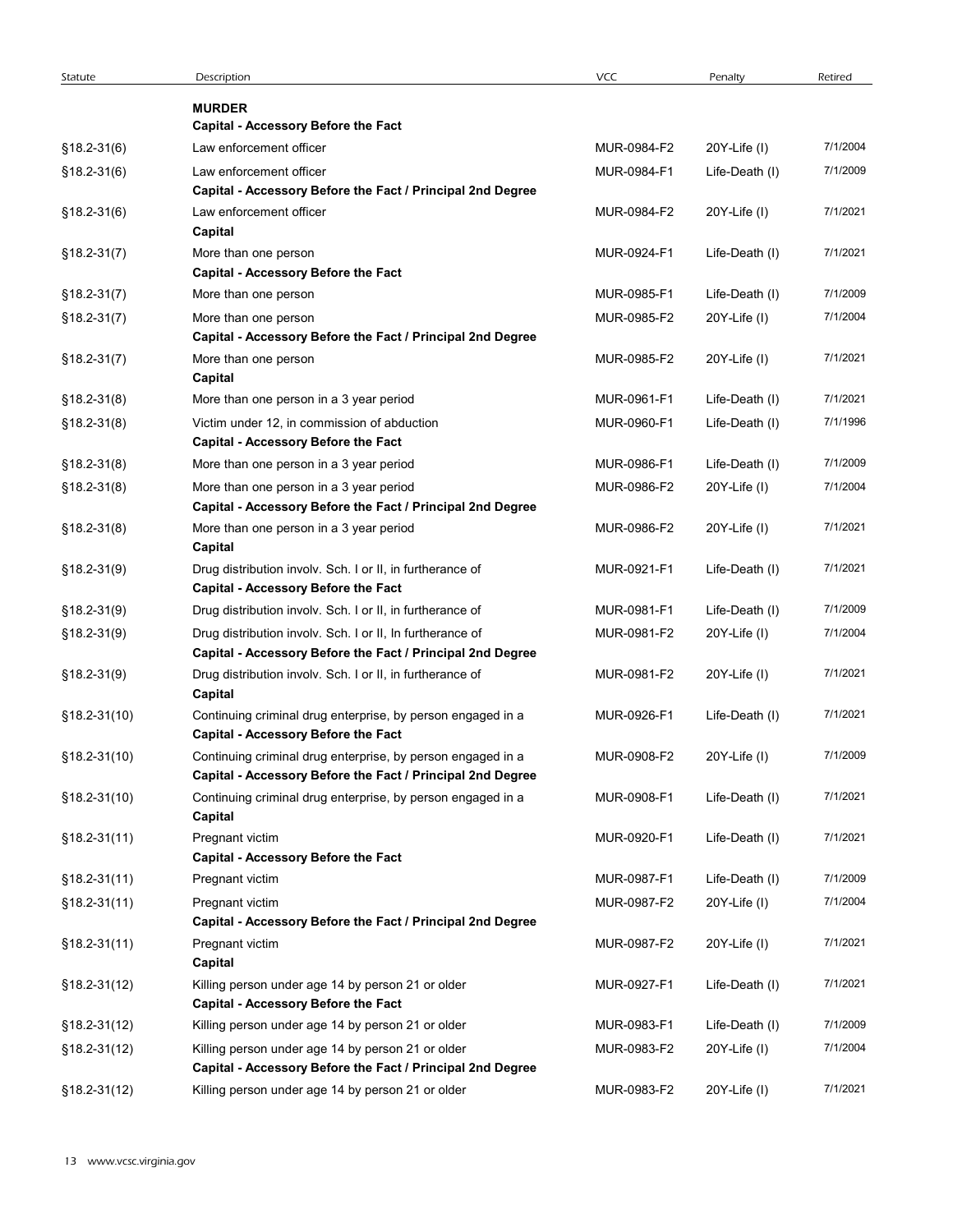| Statute | Description | VCC | Penalty | Retired |
|---|---|---|---|---|
| | **MURDER** | | | |
| | **Capital - Accessory Before the Fact** | | | |
| §18.2-31(6) | Law enforcement officer | MUR-0984-F2 | 20Y-Life (I) | 7/1/2004 |
| §18.2-31(6) | Law enforcement officer | MUR-0984-F1 | Life-Death (I) | 7/1/2009 |
| | **Capital - Accessory Before the Fact / Principal 2nd Degree** | | | |
| §18.2-31(6) | Law enforcement officer | MUR-0984-F2 | 20Y-Life (I) | 7/1/2021 |
| | **Capital** | | | |
| §18.2-31(7) | More than one person | MUR-0924-F1 | Life-Death (I) | 7/1/2021 |
| | **Capital - Accessory Before the Fact** | | | |
| §18.2-31(7) | More than one person | MUR-0985-F1 | Life-Death (I) | 7/1/2009 |
| §18.2-31(7) | More than one person | MUR-0985-F2 | 20Y-Life (I) | 7/1/2004 |
| | **Capital - Accessory Before the Fact / Principal 2nd Degree** | | | |
| §18.2-31(7) | More than one person | MUR-0985-F2 | 20Y-Life (I) | 7/1/2021 |
| | **Capital** | | | |
| §18.2-31(8) | More than one person in a 3 year period | MUR-0961-F1 | Life-Death (I) | 7/1/2021 |
| §18.2-31(8) | Victim under 12, in commission of abduction | MUR-0960-F1 | Life-Death (I) | 7/1/1996 |
| | **Capital - Accessory Before the Fact** | | | |
| §18.2-31(8) | More than one person in a 3 year period | MUR-0986-F1 | Life-Death (I) | 7/1/2009 |
| §18.2-31(8) | More than one person in a 3 year period | MUR-0986-F2 | 20Y-Life (I) | 7/1/2004 |
| | **Capital - Accessory Before the Fact / Principal 2nd Degree** | | | |
| §18.2-31(8) | More than one person in a 3 year period | MUR-0986-F2 | 20Y-Life (I) | 7/1/2021 |
| | **Capital** | | | |
| §18.2-31(9) | Drug distribution involv. Sch. I or II, in furtherance of | MUR-0921-F1 | Life-Death (I) | 7/1/2021 |
| | **Capital - Accessory Before the Fact** | | | |
| §18.2-31(9) | Drug distribution involv. Sch. I or II, in furtherance of | MUR-0981-F1 | Life-Death (I) | 7/1/2009 |
| §18.2-31(9) | Drug distribution involv. Sch. I or II, In furtherance of | MUR-0981-F2 | 20Y-Life (I) | 7/1/2004 |
| | **Capital - Accessory Before the Fact / Principal 2nd Degree** | | | |
| §18.2-31(9) | Drug distribution involv. Sch. I or II, in furtherance of | MUR-0981-F2 | 20Y-Life (I) | 7/1/2021 |
| | **Capital** | | | |
| §18.2-31(10) | Continuing criminal drug enterprise, by person engaged in a | MUR-0926-F1 | Life-Death (I) | 7/1/2021 |
| | **Capital - Accessory Before the Fact** | | | |
| §18.2-31(10) | Continuing criminal drug enterprise, by person engaged in a | MUR-0908-F2 | 20Y-Life (I) | 7/1/2009 |
| | **Capital - Accessory Before the Fact / Principal 2nd Degree** | | | |
| §18.2-31(10) | Continuing criminal drug enterprise, by person engaged in a | MUR-0908-F1 | Life-Death (I) | 7/1/2021 |
| | **Capital** | | | |
| §18.2-31(11) | Pregnant victim | MUR-0920-F1 | Life-Death (I) | 7/1/2021 |
| | **Capital - Accessory Before the Fact** | | | |
| §18.2-31(11) | Pregnant victim | MUR-0987-F1 | Life-Death (I) | 7/1/2009 |
| §18.2-31(11) | Pregnant victim | MUR-0987-F2 | 20Y-Life (I) | 7/1/2004 |
| | **Capital - Accessory Before the Fact / Principal 2nd Degree** | | | |
| §18.2-31(11) | Pregnant victim | MUR-0987-F2 | 20Y-Life (I) | 7/1/2021 |
| | **Capital** | | | |
| §18.2-31(12) | Killing person under age 14 by person 21 or older | MUR-0927-F1 | Life-Death (I) | 7/1/2021 |
| | **Capital - Accessory Before the Fact** | | | |
| §18.2-31(12) | Killing person under age 14 by person 21 or older | MUR-0983-F1 | Life-Death (I) | 7/1/2009 |
| §18.2-31(12) | Killing person under age 14 by person 21 or older | MUR-0983-F2 | 20Y-Life (I) | 7/1/2004 |
| | **Capital - Accessory Before the Fact / Principal 2nd Degree** | | | |
| §18.2-31(12) | Killing person under age 14 by person 21 or older | MUR-0983-F2 | 20Y-Life (I) | 7/1/2021 |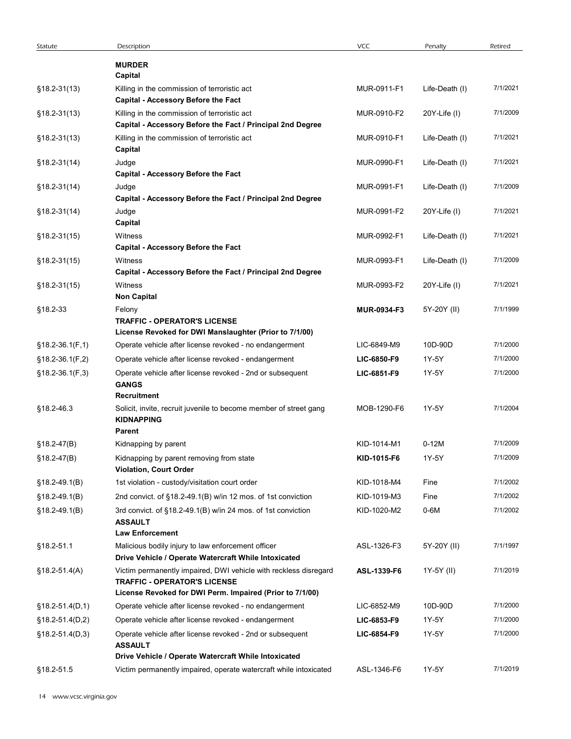| Statute | Description | VCC | Penalty | Retired |
|---|---|---|---|---|
| | **MURDER** | | | |
| | **Capital** | | | |
| §18.2-31(13) | Killing in the commission of terroristic act | MUR-0911-F1 | Life-Death (I) | 7/1/2021 |
| | **Capital - Accessory Before the Fact** | | | |
| §18.2-31(13) | Killing in the commission of terroristic act | MUR-0910-F2 | 20Y-Life (I) | 7/1/2009 |
| | **Capital - Accessory Before the Fact / Principal 2nd Degree** | | | |
| §18.2-31(13) | Killing in the commission of terroristic act | MUR-0910-F1 | Life-Death (I) | 7/1/2021 |
| | **Capital** | | | |
| §18.2-31(14) | Judge | MUR-0990-F1 | Life-Death (I) | 7/1/2021 |
| | **Capital - Accessory Before the Fact** | | | |
| §18.2-31(14) | Judge | MUR-0991-F1 | Life-Death (I) | 7/1/2009 |
| | **Capital - Accessory Before the Fact / Principal 2nd Degree** | | | |
| §18.2-31(14) | Judge | MUR-0991-F2 | 20Y-Life (I) | 7/1/2021 |
| | **Capital** | | | |
| §18.2-31(15) | Witness | MUR-0992-F1 | Life-Death (I) | 7/1/2021 |
| | **Capital - Accessory Before the Fact** | | | |
| §18.2-31(15) | Witness | MUR-0993-F1 | Life-Death (I) | 7/1/2009 |
| | **Capital - Accessory Before the Fact / Principal 2nd Degree** | | | |
| §18.2-31(15) | Witness | MUR-0993-F2 | 20Y-Life (I) | 7/1/2021 |
| | **Non Capital** | | | |
| §18.2-33 | Felony | **MUR-0934-F3** | 5Y-20Y (II) | 7/1/1999 |
| | **TRAFFIC - OPERATOR'S LICENSE** | | | |
| | **License Revoked for DWI Manslaughter (Prior to 7/1/00)** | | | |
| §18.2-36.1(F,1) | Operate vehicle after license revoked - no endangerment | LIC-6849-M9 | 10D-90D | 7/1/2000 |
| §18.2-36.1(F,2) | Operate vehicle after license revoked - endangerment | **LIC-6850-F9** | 1Y-5Y | 7/1/2000 |
| §18.2-36.1(F,3) | Operate vehicle after license revoked - 2nd or subsequent | **LIC-6851-F9** | 1Y-5Y | 7/1/2000 |
| | **GANGS** | | | |
| | **Recruitment** | | | |
| §18.2-46.3 | Solicit, invite, recruit juvenile to become member of street gang | MOB-1290-F6 | 1Y-5Y | 7/1/2004 |
| | **KIDNAPPING** | | | |
| | **Parent** | | | |
| §18.2-47(B) | Kidnapping by parent | KID-1014-M1 | 0-12M | 7/1/2009 |
| §18.2-47(B) | Kidnapping by parent removing from state | **KID-1015-F6** | 1Y-5Y | 7/1/2009 |
| | **Violation, Court Order** | | | |
| §18.2-49.1(B) | 1st violation - custody/visitation court order | KID-1018-M4 | Fine | 7/1/2002 |
| §18.2-49.1(B) | 2nd convict. of §18.2-49.1(B) w/in 12 mos. of 1st conviction | KID-1019-M3 | Fine | 7/1/2002 |
| §18.2-49.1(B) | 3rd convict. of §18.2-49.1(B) w/in 24 mos. of 1st conviction | KID-1020-M2 | 0-6M | 7/1/2002 |
| | **ASSAULT** | | | |
| | **Law Enforcement** | | | |
| §18.2-51.1 | Malicious bodily injury to law enforcement officer | ASL-1326-F3 | 5Y-20Y (II) | 7/1/1997 |
| | **Drive Vehicle / Operate Watercraft While Intoxicated** | | | |
| §18.2-51.4(A) | Victim permanently impaired, DWI vehicle with reckless disregard | **ASL-1339-F6** | 1Y-5Y (II) | 7/1/2019 |
| | **TRAFFIC - OPERATOR'S LICENSE** | | | |
| | **License Revoked for DWI Perm. Impaired (Prior to 7/1/00)** | | | |
| §18.2-51.4(D,1) | Operate vehicle after license revoked - no endangerment | LIC-6852-M9 | 10D-90D | 7/1/2000 |
| §18.2-51.4(D,2) | Operate vehicle after license revoked - endangerment | **LIC-6853-F9** | 1Y-5Y | 7/1/2000 |
| §18.2-51.4(D,3) | Operate vehicle after license revoked - 2nd or subsequent | **LIC-6854-F9** | 1Y-5Y | 7/1/2000 |
| | **ASSAULT** | | | |
| | **Drive Vehicle / Operate Watercraft While Intoxicated** | | | |
| §18.2-51.5 | Victim permanently impaired, operate watercraft while intoxicated | ASL-1346-F6 | 1Y-5Y | 7/1/2019 |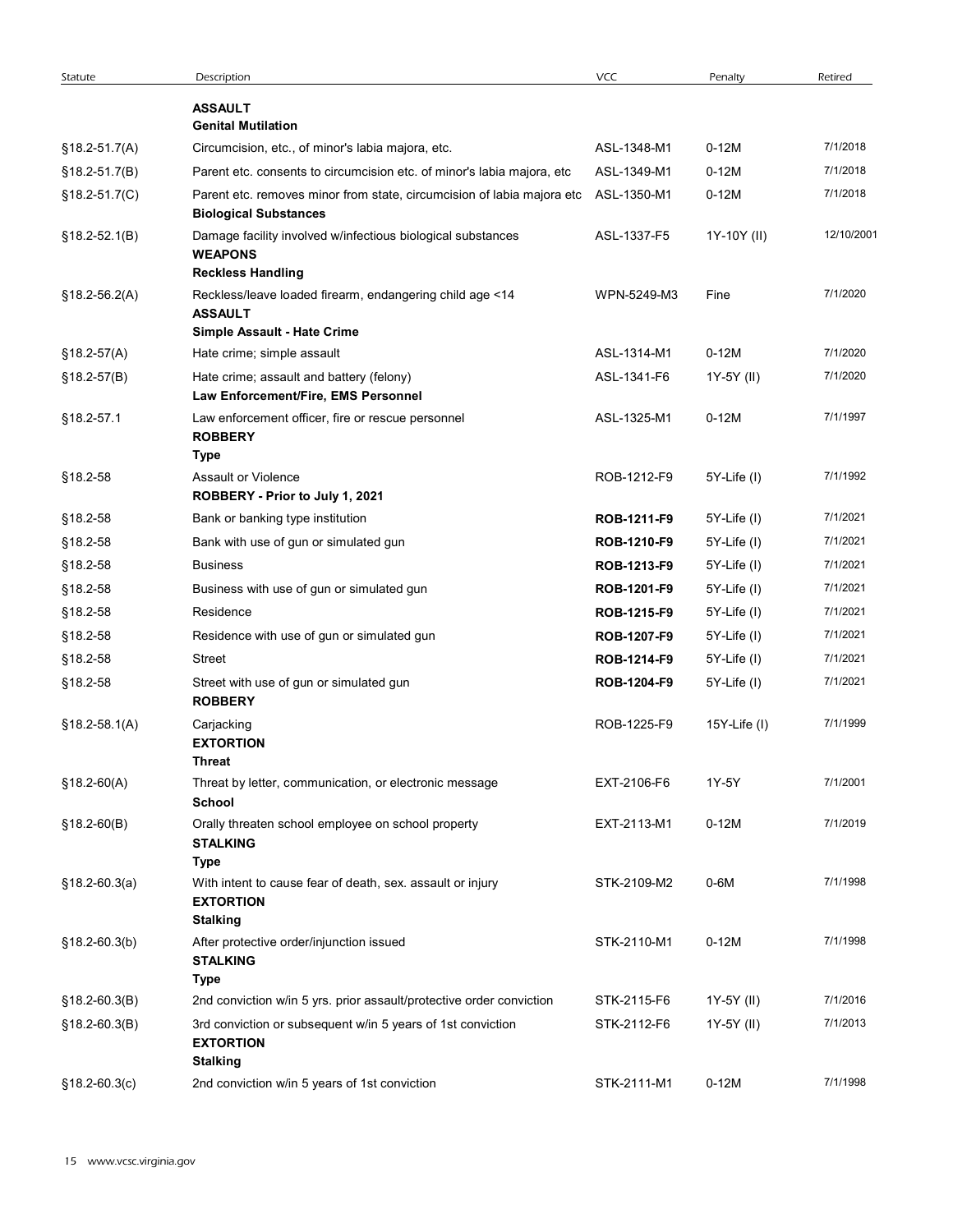| Statute | Description | VCC | Penalty | Retired |
|---|---|---|---|---|
| | **ASSAULT** | | | |
| | **Genital Mutilation** | | | |
| §18.2-51.7(A) | Circumcision, etc., of minor's labia majora, etc. | ASL-1348-M1 | 0-12M | 7/1/2018 |
| §18.2-51.7(B) | Parent etc. consents to circumcision etc. of minor's labia majora, etc | ASL-1349-M1 | 0-12M | 7/1/2018 |
| §18.2-51.7(C) | Parent etc. removes minor from state, circumcision of labia majora etc | ASL-1350-M1 | 0-12M | 7/1/2018 |
| | **Biological Substances** | | | |
| §18.2-52.1(B) | Damage facility involved w/infectious biological substances | ASL-1337-F5 | 1Y-10Y (II) | 12/10/2001 |
| | **WEAPONS** | | | |
| | **Reckless Handling** | | | |
| §18.2-56.2(A) | Reckless/leave loaded firearm, endangering child age <14 | WPN-5249-M3 | Fine | 7/1/2020 |
| | **ASSAULT** | | | |
| | **Simple Assault - Hate Crime** | | | |
| §18.2-57(A) | Hate crime; simple assault | ASL-1314-M1 | 0-12M | 7/1/2020 |
| §18.2-57(B) | Hate crime; assault and battery (felony) | ASL-1341-F6 | 1Y-5Y (II) | 7/1/2020 |
| | **Law Enforcement/Fire, EMS Personnel** | | | |
| §18.2-57.1 | Law enforcement officer, fire or rescue personnel | ASL-1325-M1 | 0-12M | 7/1/1997 |
| | **ROBBERY** | | | |
| | **Type** | | | |
| §18.2-58 | Assault or Violence | ROB-1212-F9 | 5Y-Life (I) | 7/1/1992 |
| | **ROBBERY - Prior to July 1, 2021** | | | |
| §18.2-58 | Bank or banking type institution | **ROB-1211-F9** | 5Y-Life (I) | 7/1/2021 |
| §18.2-58 | Bank with use of gun or simulated gun | **ROB-1210-F9** | 5Y-Life (I) | 7/1/2021 |
| §18.2-58 | Business | **ROB-1213-F9** | 5Y-Life (I) | 7/1/2021 |
| §18.2-58 | Business with use of gun or simulated gun | **ROB-1201-F9** | 5Y-Life (I) | 7/1/2021 |
| §18.2-58 | Residence | **ROB-1215-F9** | 5Y-Life (I) | 7/1/2021 |
| §18.2-58 | Residence with use of gun or simulated gun | **ROB-1207-F9** | 5Y-Life (I) | 7/1/2021 |
| §18.2-58 | Street | **ROB-1214-F9** | 5Y-Life (I) | 7/1/2021 |
| §18.2-58 | Street with use of gun or simulated gun | **ROB-1204-F9** | 5Y-Life (I) | 7/1/2021 |
| | **ROBBERY** | | | |
| §18.2-58.1(A) | Carjacking | ROB-1225-F9 | 15Y-Life (I) | 7/1/1999 |
| | **EXTORTION** | | | |
| | **Threat** | | | |
| §18.2-60(A) | Threat by letter, communication, or electronic message | EXT-2106-F6 | 1Y-5Y | 7/1/2001 |
| | **School** | | | |
| §18.2-60(B) | Orally threaten school employee on school property | EXT-2113-M1 | 0-12M | 7/1/2019 |
| | **STALKING** | | | |
| | **Type** | | | |
| §18.2-60.3(a) | With intent to cause fear of death, sex. assault or injury | STK-2109-M2 | 0-6M | 7/1/1998 |
| | **EXTORTION** | | | |
| | **Stalking** | | | |
| §18.2-60.3(b) | After protective order/injunction issued | STK-2110-M1 | 0-12M | 7/1/1998 |
| | **STALKING** | | | |
| | **Type** | | | |
| §18.2-60.3(B) | 2nd conviction w/in 5 yrs. prior assault/protective order conviction | STK-2115-F6 | 1Y-5Y (II) | 7/1/2016 |
| §18.2-60.3(B) | 3rd conviction or subsequent w/in 5 years of 1st conviction | STK-2112-F6 | 1Y-5Y (II) | 7/1/2013 |
| | **EXTORTION** | | | |
| | **Stalking** | | | |
| §18.2-60.3(c) | 2nd conviction w/in 5 years of 1st conviction | STK-2111-M1 | 0-12M | 7/1/1998 |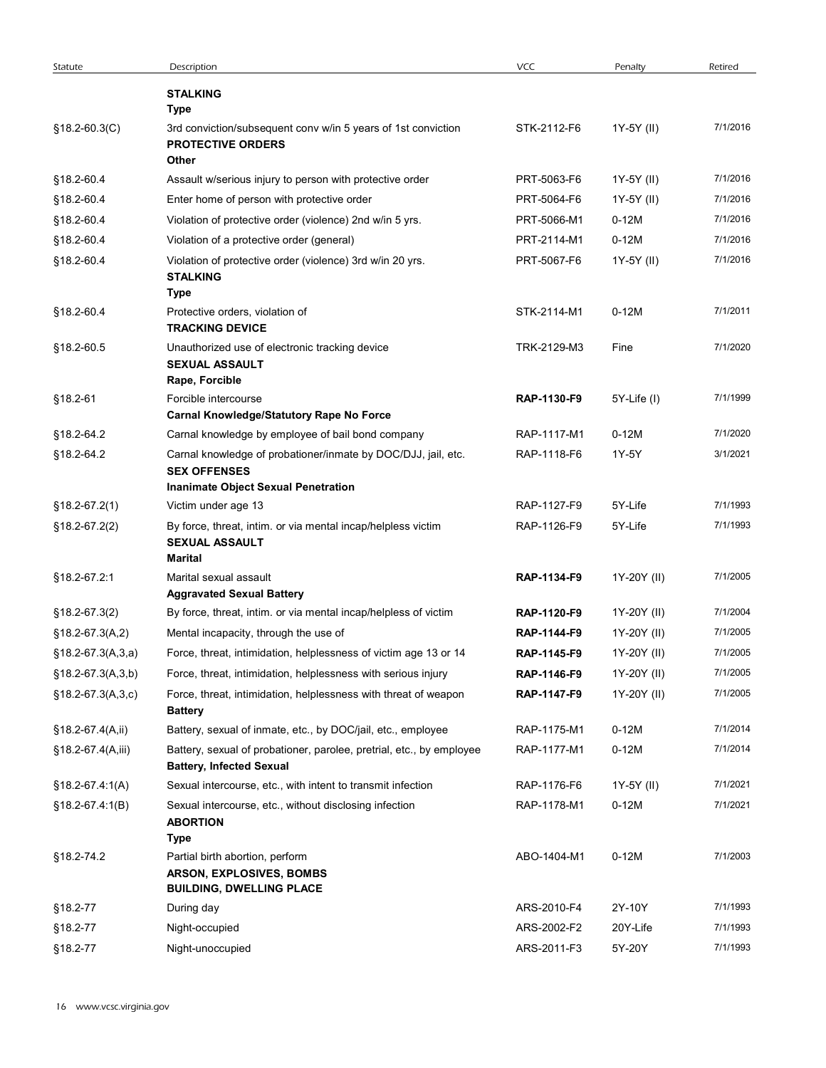| Statute | Description | VCC | Penalty | Retired |
|---|---|---|---|---|
| | **STALKING** | | | |
| | **Type** | | | |
| §18.2-60.3(C) | 3rd conviction/subsequent conv w/in 5 years of 1st conviction | STK-2112-F6 | 1Y-5Y (II) | 7/1/2016 |
| | **PROTECTIVE ORDERS** | | | |
| | **Other** | | | |
| §18.2-60.4 | Assault w/serious injury to person with protective order | PRT-5063-F6 | 1Y-5Y (II) | 7/1/2016 |
| §18.2-60.4 | Enter home of person with protective order | PRT-5064-F6 | 1Y-5Y (II) | 7/1/2016 |
| §18.2-60.4 | Violation of protective order (violence) 2nd w/in 5 yrs. | PRT-5066-M1 | 0-12M | 7/1/2016 |
| §18.2-60.4 | Violation of a protective order (general) | PRT-2114-M1 | 0-12M | 7/1/2016 |
| §18.2-60.4 | Violation of protective order (violence) 3rd w/in 20 yrs. | PRT-5067-F6 | 1Y-5Y (II) | 7/1/2016 |
| | **STALKING** | | | |
| | **Type** | | | |
| §18.2-60.4 | Protective orders, violation of | STK-2114-M1 | 0-12M | 7/1/2011 |
| | **TRACKING DEVICE** | | | |
| §18.2-60.5 | Unauthorized use of electronic tracking device | TRK-2129-M3 | Fine | 7/1/2020 |
| | **SEXUAL ASSAULT** | | | |
| | **Rape, Forcible** | | | |
| §18.2-61 | Forcible intercourse | **RAP-1130-F9** | 5Y-Life (I) | 7/1/1999 |
| | **Carnal Knowledge/Statutory Rape No Force** | | | |
| §18.2-64.2 | Carnal knowledge by employee of bail bond company | RAP-1117-M1 | 0-12M | 7/1/2020 |
| §18.2-64.2 | Carnal knowledge of probationer/inmate by DOC/DJJ, jail, etc. | RAP-1118-F6 | 1Y-5Y | 3/1/2021 |
| | **SEX OFFENSES** | | | |
| | **Inanimate Object Sexual Penetration** | | | |
| §18.2-67.2(1) | Victim under age 13 | RAP-1127-F9 | 5Y-Life | 7/1/1993 |
| §18.2-67.2(2) | By force, threat, intim. or via mental incap/helpless victim | RAP-1126-F9 | 5Y-Life | 7/1/1993 |
| | **SEXUAL ASSAULT** | | | |
| | **Marital** | | | |
| §18.2-67.2:1 | Marital sexual assault | **RAP-1134-F9** | 1Y-20Y (II) | 7/1/2005 |
| | **Aggravated Sexual Battery** | | | |
| §18.2-67.3(2) | By force, threat, intim. or via mental incap/helpless of victim | **RAP-1120-F9** | 1Y-20Y (II) | 7/1/2004 |
| §18.2-67.3(A,2) | Mental incapacity, through the use of | **RAP-1144-F9** | 1Y-20Y (II) | 7/1/2005 |
| §18.2-67.3(A,3,a) | Force, threat, intimidation, helplessness of victim age 13 or 14 | **RAP-1145-F9** | 1Y-20Y (II) | 7/1/2005 |
| §18.2-67.3(A,3,b) | Force, threat, intimidation, helplessness with serious injury | **RAP-1146-F9** | 1Y-20Y (II) | 7/1/2005 |
| §18.2-67.3(A,3,c) | Force, threat, intimidation, helplessness with threat of weapon | **RAP-1147-F9** | 1Y-20Y (II) | 7/1/2005 |
| | **Battery** | | | |
| §18.2-67.4(A,ii) | Battery, sexual of inmate, etc., by DOC/jail, etc., employee | RAP-1175-M1 | 0-12M | 7/1/2014 |
| §18.2-67.4(A,iii) | Battery, sexual of probationer, parolee, pretrial, etc., by employee | RAP-1177-M1 | 0-12M | 7/1/2014 |
| | **Battery, Infected Sexual** | | | |
| §18.2-67.4:1(A) | Sexual intercourse, etc., with intent to transmit infection | RAP-1176-F6 | 1Y-5Y (II) | 7/1/2021 |
| §18.2-67.4:1(B) | Sexual intercourse, etc., without disclosing infection | RAP-1178-M1 | 0-12M | 7/1/2021 |
| | **ABORTION** | | | |
| | **Type** | | | |
| §18.2-74.2 | Partial birth abortion, perform | ABO-1404-M1 | 0-12M | 7/1/2003 |
| | **ARSON, EXPLOSIVES, BOMBS** | | | |
| | **BUILDING, DWELLING PLACE** | | | |
| §18.2-77 | During day | ARS-2010-F4 | 2Y-10Y | 7/1/1993 |
| §18.2-77 | Night-occupied | ARS-2002-F2 | 20Y-Life | 7/1/1993 |
| §18.2-77 | Night-unoccupied | ARS-2011-F3 | 5Y-20Y | 7/1/1993 |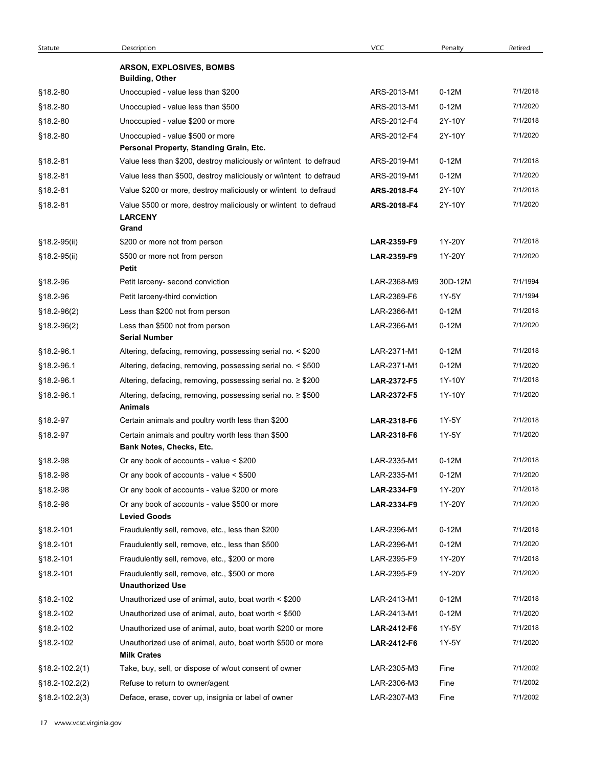| Statute | Description | VCC | Penalty | Retired |
|---|---|---|---|---|
| | **ARSON, EXPLOSIVES, BOMBS** | | | |
| | **Building, Other** | | | |
| §18.2-80 | Unoccupied - value less than $200 | ARS-2013-M1 | 0-12M | 7/1/2018 |
| §18.2-80 | Unoccupied - value less than $500 | ARS-2013-M1 | 0-12M | 7/1/2020 |
| §18.2-80 | Unoccupied - value $200 or more | ARS-2012-F4 | 2Y-10Y | 7/1/2018 |
| §18.2-80 | Unoccupied - value $500 or more | ARS-2012-F4 | 2Y-10Y | 7/1/2020 |
| | **Personal Property, Standing Grain, Etc.** | | | |
| §18.2-81 | Value less than $200, destroy maliciously or w/intent to defraud | ARS-2019-M1 | 0-12M | 7/1/2018 |
| §18.2-81 | Value less than $500, destroy maliciously or w/intent to defraud | ARS-2019-M1 | 0-12M | 7/1/2020 |
| §18.2-81 | Value $200 or more, destroy maliciously or w/intent to defraud | **ARS-2018-F4** | 2Y-10Y | 7/1/2018 |
| §18.2-81 | Value $500 or more, destroy maliciously or w/intent to defraud | **ARS-2018-F4** | 2Y-10Y | 7/1/2020 |
| | **LARCENY** | | | |
| | **Grand** | | | |
| §18.2-95(ii) | $200 or more not from person | **LAR-2359-F9** | 1Y-20Y | 7/1/2018 |
| §18.2-95(ii) | $500 or more not from person | **LAR-2359-F9** | 1Y-20Y | 7/1/2020 |
| | **Petit** | | | |
| §18.2-96 | Petit larceny- second conviction | LAR-2368-M9 | 30D-12M | 7/1/1994 |
| §18.2-96 | Petit larceny-third conviction | LAR-2369-F6 | 1Y-5Y | 7/1/1994 |
| §18.2-96(2) | Less than $200 not from person | LAR-2366-M1 | 0-12M | 7/1/2018 |
| §18.2-96(2) | Less than $500 not from person | LAR-2366-M1 | 0-12M | 7/1/2020 |
| | **Serial Number** | | | |
| §18.2-96.1 | Altering, defacing, removing, possessing serial no. < $200 | LAR-2371-M1 | 0-12M | 7/1/2018 |
| §18.2-96.1 | Altering, defacing, removing, possessing serial no. < $500 | LAR-2371-M1 | 0-12M | 7/1/2020 |
| §18.2-96.1 | Altering, defacing, removing, possessing serial no. ≥ $200 | **LAR-2372-F5** | 1Y-10Y | 7/1/2018 |
| §18.2-96.1 | Altering, defacing, removing, possessing serial no. ≥ $500 | **LAR-2372-F5** | 1Y-10Y | 7/1/2020 |
| | **Animals** | | | |
| §18.2-97 | Certain animals and poultry worth less than $200 | **LAR-2318-F6** | 1Y-5Y | 7/1/2018 |
| §18.2-97 | Certain animals and poultry worth less than $500 | **LAR-2318-F6** | 1Y-5Y | 7/1/2020 |
| | **Bank Notes, Checks, Etc.** | | | |
| §18.2-98 | Or any book of accounts - value < $200 | LAR-2335-M1 | 0-12M | 7/1/2018 |
| §18.2-98 | Or any book of accounts - value < $500 | LAR-2335-M1 | 0-12M | 7/1/2020 |
| §18.2-98 | Or any book of accounts - value $200 or more | **LAR-2334-F9** | 1Y-20Y | 7/1/2018 |
| §18.2-98 | Or any book of accounts - value $500 or more | **LAR-2334-F9** | 1Y-20Y | 7/1/2020 |
| | **Levied Goods** | | | |
| §18.2-101 | Fraudulently sell, remove, etc., less than $200 | LAR-2396-M1 | 0-12M | 7/1/2018 |
| §18.2-101 | Fraudulently sell, remove, etc., less than $500 | LAR-2396-M1 | 0-12M | 7/1/2020 |
| §18.2-101 | Fraudulently sell, remove, etc., $200 or more | LAR-2395-F9 | 1Y-20Y | 7/1/2018 |
| §18.2-101 | Fraudulently sell, remove, etc., $500 or more | LAR-2395-F9 | 1Y-20Y | 7/1/2020 |
| | **Unauthorized Use** | | | |
| §18.2-102 | Unauthorized use of animal, auto, boat worth < $200 | LAR-2413-M1 | 0-12M | 7/1/2018 |
| §18.2-102 | Unauthorized use of animal, auto, boat worth < $500 | LAR-2413-M1 | 0-12M | 7/1/2020 |
| §18.2-102 | Unauthorized use of animal, auto, boat worth $200 or more | **LAR-2412-F6** | 1Y-5Y | 7/1/2018 |
| §18.2-102 | Unauthorized use of animal, auto, boat worth $500 or more | **LAR-2412-F6** | 1Y-5Y | 7/1/2020 |
| | **Milk Crates** | | | |
| §18.2-102.2(1) | Take, buy, sell, or dispose of w/out consent of owner | LAR-2305-M3 | Fine | 7/1/2002 |
| §18.2-102.2(2) | Refuse to return to owner/agent | LAR-2306-M3 | Fine | 7/1/2002 |
| §18.2-102.2(3) | Deface, erase, cover up, insignia or label of owner | LAR-2307-M3 | Fine | 7/1/2002 |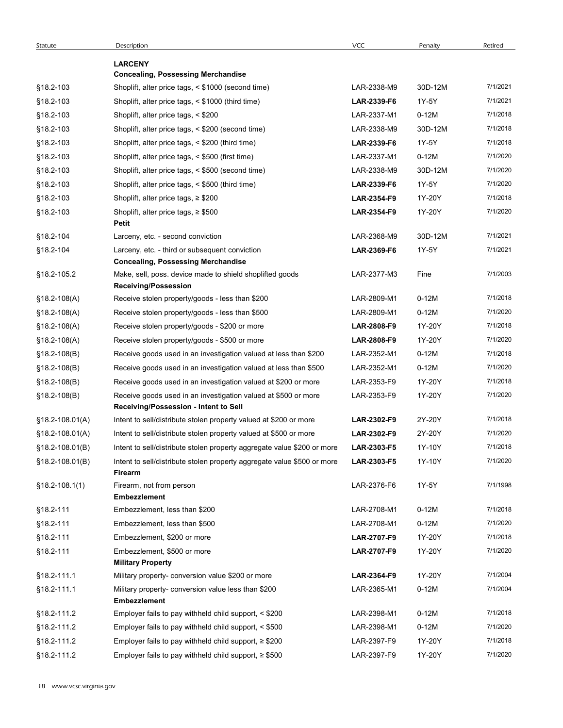| Statute | Description | VCC | Penalty | Retired |
|---|---|---|---|---|
| | **LARCENY** | | | |
| | **Concealing, Possessing Merchandise** | | | |
| §18.2-103 | Shoplift, alter price tags, < $1000 (second time) | LAR-2338-M9 | 30D-12M | 7/1/2021 |
| §18.2-103 | Shoplift, alter price tags, < $1000 (third time) | **LAR-2339-F6** | 1Y-5Y | 7/1/2021 |
| §18.2-103 | Shoplift, alter price tags, < $200 | LAR-2337-M1 | 0-12M | 7/1/2018 |
| §18.2-103 | Shoplift, alter price tags, < $200 (second time) | LAR-2338-M9 | 30D-12M | 7/1/2018 |
| §18.2-103 | Shoplift, alter price tags, < $200 (third time) | **LAR-2339-F6** | 1Y-5Y | 7/1/2018 |
| §18.2-103 | Shoplift, alter price tags, < $500 (first time) | LAR-2337-M1 | 0-12M | 7/1/2020 |
| §18.2-103 | Shoplift, alter price tags, < $500 (second time) | LAR-2338-M9 | 30D-12M | 7/1/2020 |
| §18.2-103 | Shoplift, alter price tags, < $500 (third time) | **LAR-2339-F6** | 1Y-5Y | 7/1/2020 |
| §18.2-103 | Shoplift, alter price tags, ≥ $200 | **LAR-2354-F9** | 1Y-20Y | 7/1/2018 |
| §18.2-103 | Shoplift, alter price tags, ≥ $500 | **LAR-2354-F9** | 1Y-20Y | 7/1/2020 |
| | **Petit** | | | |
| §18.2-104 | Larceny, etc. - second conviction | LAR-2368-M9 | 30D-12M | 7/1/2021 |
| §18.2-104 | Larceny, etc. - third or subsequent conviction | **LAR-2369-F6** | 1Y-5Y | 7/1/2021 |
| | **Concealing, Possessing Merchandise** | | | |
| §18.2-105.2 | Make, sell, poss. device made to shield shoplifted goods | LAR-2377-M3 | Fine | 7/1/2003 |
| | **Receiving/Possession** | | | |
| §18.2-108(A) | Receive stolen property/goods - less than $200 | LAR-2809-M1 | 0-12M | 7/1/2018 |
| §18.2-108(A) | Receive stolen property/goods - less than $500 | LAR-2809-M1 | 0-12M | 7/1/2020 |
| §18.2-108(A) | Receive stolen property/goods - $200 or more | **LAR-2808-F9** | 1Y-20Y | 7/1/2018 |
| §18.2-108(A) | Receive stolen property/goods - $500 or more | **LAR-2808-F9** | 1Y-20Y | 7/1/2020 |
| §18.2-108(B) | Receive goods used in an investigation valued at less than $200 | LAR-2352-M1 | 0-12M | 7/1/2018 |
| §18.2-108(B) | Receive goods used in an investigation valued at less than $500 | LAR-2352-M1 | 0-12M | 7/1/2020 |
| §18.2-108(B) | Receive goods used in an investigation valued at $200 or more | LAR-2353-F9 | 1Y-20Y | 7/1/2018 |
| §18.2-108(B) | Receive goods used in an investigation valued at $500 or more | LAR-2353-F9 | 1Y-20Y | 7/1/2020 |
| | **Receiving/Possession - Intent to Sell** | | | |
| §18.2-108.01(A) | Intent to sell/distribute stolen property valued at $200 or more | **LAR-2302-F9** | 2Y-20Y | 7/1/2018 |
| §18.2-108.01(A) | Intent to sell/distribute stolen property valued at $500 or more | **LAR-2302-F9** | 2Y-20Y | 7/1/2020 |
| §18.2-108.01(B) | Intent to sell/distribute stolen property aggregate value $200 or more | **LAR-2303-F5** | 1Y-10Y | 7/1/2018 |
| §18.2-108.01(B) | Intent to sell/distribute stolen property aggregate value $500 or more | **LAR-2303-F5** | 1Y-10Y | 7/1/2020 |
| | **Firearm** | | | |
| §18.2-108.1(1) | Firearm, not from person | LAR-2376-F6 | 1Y-5Y | 7/1/1998 |
| | **Embezzlement** | | | |
| §18.2-111 | Embezzlement, less than $200 | LAR-2708-M1 | 0-12M | 7/1/2018 |
| §18.2-111 | Embezzlement, less than $500 | LAR-2708-M1 | 0-12M | 7/1/2020 |
| §18.2-111 | Embezzlement, $200 or more | **LAR-2707-F9** | 1Y-20Y | 7/1/2018 |
| §18.2-111 | Embezzlement, $500 or more | **LAR-2707-F9** | 1Y-20Y | 7/1/2020 |
| | **Military Property** | | | |
| §18.2-111.1 | Military property- conversion value $200 or more | **LAR-2364-F9** | 1Y-20Y | 7/1/2004 |
| §18.2-111.1 | Military property- conversion value less than $200 | LAR-2365-M1 | 0-12M | 7/1/2004 |
| | **Embezzlement** | | | |
| §18.2-111.2 | Employer fails to pay withheld child support, < $200 | LAR-2398-M1 | 0-12M | 7/1/2018 |
| §18.2-111.2 | Employer fails to pay withheld child support, < $500 | LAR-2398-M1 | 0-12M | 7/1/2020 |
| §18.2-111.2 | Employer fails to pay withheld child support, ≥ $200 | LAR-2397-F9 | 1Y-20Y | 7/1/2018 |
| §18.2-111.2 | Employer fails to pay withheld child support, ≥ $500 | LAR-2397-F9 | 1Y-20Y | 7/1/2020 |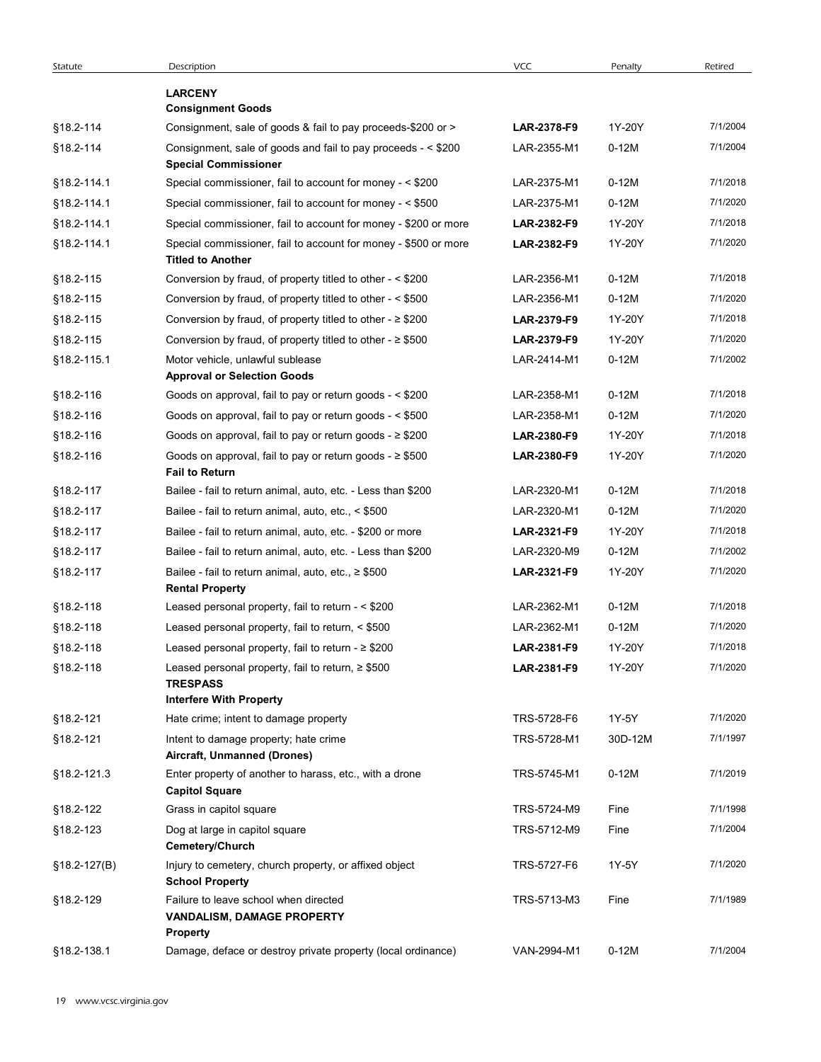| Statute | Description | VCC | Penalty | Retired |
|---|---|---|---|---|
| | **LARCENY** | | | |
| | **Consignment Goods** | | | |
| §18.2-114 | Consignment, sale of goods & fail to pay proceeds-$200 or > | **LAR-2378-F9** | 1Y-20Y | 7/1/2004 |
| §18.2-114 | Consignment, sale of goods and fail to pay proceeds - < $200 | LAR-2355-M1 | 0-12M | 7/1/2004 |
| | **Special Commissioner** | | | |
| §18.2-114.1 | Special commissioner, fail to account for money - < $200 | LAR-2375-M1 | 0-12M | 7/1/2018 |
| §18.2-114.1 | Special commissioner, fail to account for money - < $500 | LAR-2375-M1 | 0-12M | 7/1/2020 |
| §18.2-114.1 | Special commissioner, fail to account for money - $200 or more | **LAR-2382-F9** | 1Y-20Y | 7/1/2018 |
| §18.2-114.1 | Special commissioner, fail to account for money - $500 or more | **LAR-2382-F9** | 1Y-20Y | 7/1/2020 |
| | **Titled to Another** | | | |
| §18.2-115 | Conversion by fraud, of property titled to other - < $200 | LAR-2356-M1 | 0-12M | 7/1/2018 |
| §18.2-115 | Conversion by fraud, of property titled to other - < $500 | LAR-2356-M1 | 0-12M | 7/1/2020 |
| §18.2-115 | Conversion by fraud, of property titled to other - ≥ $200 | **LAR-2379-F9** | 1Y-20Y | 7/1/2018 |
| §18.2-115 | Conversion by fraud, of property titled to other - ≥ $500 | **LAR-2379-F9** | 1Y-20Y | 7/1/2020 |
| §18.2-115.1 | Motor vehicle, unlawful sublease | LAR-2414-M1 | 0-12M | 7/1/2002 |
| | **Approval or Selection Goods** | | | |
| §18.2-116 | Goods on approval, fail to pay or return goods - < $200 | LAR-2358-M1 | 0-12M | 7/1/2018 |
| §18.2-116 | Goods on approval, fail to pay or return goods - < $500 | LAR-2358-M1 | 0-12M | 7/1/2020 |
| §18.2-116 | Goods on approval, fail to pay or return goods - ≥ $200 | **LAR-2380-F9** | 1Y-20Y | 7/1/2018 |
| §18.2-116 | Goods on approval, fail to pay or return goods - ≥ $500 | **LAR-2380-F9** | 1Y-20Y | 7/1/2020 |
| | **Fail to Return** | | | |
| §18.2-117 | Bailee - fail to return animal, auto, etc. - Less than $200 | LAR-2320-M1 | 0-12M | 7/1/2018 |
| §18.2-117 | Bailee - fail to return animal, auto, etc., < $500 | LAR-2320-M1 | 0-12M | 7/1/2020 |
| §18.2-117 | Bailee - fail to return animal, auto, etc. - $200 or more | **LAR-2321-F9** | 1Y-20Y | 7/1/2018 |
| §18.2-117 | Bailee - fail to return animal, auto, etc. - Less than $200 | LAR-2320-M9 | 0-12M | 7/1/2002 |
| §18.2-117 | Bailee - fail to return animal, auto, etc., ≥ $500 | **LAR-2321-F9** | 1Y-20Y | 7/1/2020 |
| | **Rental Property** | | | |
| §18.2-118 | Leased personal property, fail to return - < $200 | LAR-2362-M1 | 0-12M | 7/1/2018 |
| §18.2-118 | Leased personal property, fail to return, < $500 | LAR-2362-M1 | 0-12M | 7/1/2020 |
| §18.2-118 | Leased personal property, fail to return - ≥ $200 | **LAR-2381-F9** | 1Y-20Y | 7/1/2018 |
| §18.2-118 | Leased personal property, fail to return, ≥ $500 | **LAR-2381-F9** | 1Y-20Y | 7/1/2020 |
| | **TRESPASS** | | | |
| | **Interfere With Property** | | | |
| §18.2-121 | Hate crime; intent to damage property | TRS-5728-F6 | 1Y-5Y | 7/1/2020 |
| §18.2-121 | Intent to damage property; hate crime | TRS-5728-M1 | 30D-12M | 7/1/1997 |
| | **Aircraft, Unmanned (Drones)** | | | |
| §18.2-121.3 | Enter property of another to harass, etc., with a drone | TRS-5745-M1 | 0-12M | 7/1/2019 |
| | **Capitol Square** | | | |
| §18.2-122 | Grass in capitol square | TRS-5724-M9 | Fine | 7/1/1998 |
| §18.2-123 | Dog at large in capitol square | TRS-5712-M9 | Fine | 7/1/2004 |
| | **Cemetery/Church** | | | |
| §18.2-127(B) | Injury to cemetery, church property, or affixed object | TRS-5727-F6 | 1Y-5Y | 7/1/2020 |
| | **School Property** | | | |
| §18.2-129 | Failure to leave school when directed | TRS-5713-M3 | Fine | 7/1/1989 |
| | **VANDALISM, DAMAGE PROPERTY** | | | |
| | **Property** | | | |
| §18.2-138.1 | Damage, deface or destroy private property (local ordinance) | VAN-2994-M1 | 0-12M | 7/1/2004 |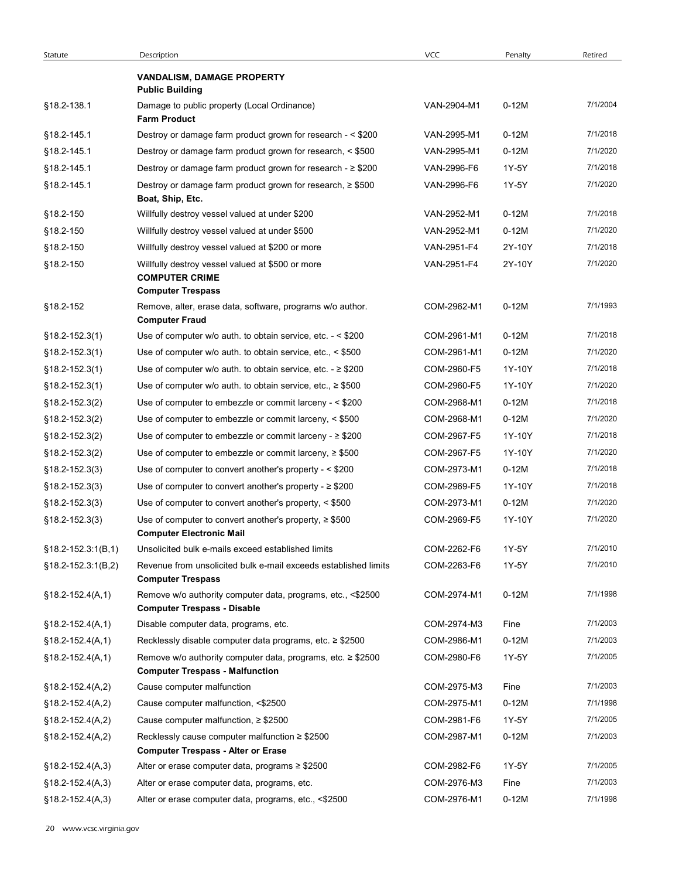| Statute | Description | VCC | Penalty | Retired |
|---|---|---|---|---|
| | **VANDALISM, DAMAGE PROPERTY** | | | |
| | **Public Building** | | | |
| §18.2-138.1 | Damage to public property (Local Ordinance) | VAN-2904-M1 | 0-12M | 7/1/2004 |
| | **Farm Product** | | | |
| §18.2-145.1 | Destroy or damage farm product grown for research - < $200 | VAN-2995-M1 | 0-12M | 7/1/2018 |
| §18.2-145.1 | Destroy or damage farm product grown for research, < $500 | VAN-2995-M1 | 0-12M | 7/1/2020 |
| §18.2-145.1 | Destroy or damage farm product grown for research - ≥ $200 | VAN-2996-F6 | 1Y-5Y | 7/1/2018 |
| §18.2-145.1 | Destroy or damage farm product grown for research, ≥ $500 | VAN-2996-F6 | 1Y-5Y | 7/1/2020 |
| | **Boat, Ship, Etc.** | | | |
| §18.2-150 | Willfully destroy vessel valued at under $200 | VAN-2952-M1 | 0-12M | 7/1/2018 |
| §18.2-150 | Willfully destroy vessel valued at under $500 | VAN-2952-M1 | 0-12M | 7/1/2020 |
| §18.2-150 | Willfully destroy vessel valued at $200 or more | VAN-2951-F4 | 2Y-10Y | 7/1/2018 |
| §18.2-150 | Willfully destroy vessel valued at $500 or more | VAN-2951-F4 | 2Y-10Y | 7/1/2020 |
| | **COMPUTER CRIME** | | | |
| | **Computer Trespass** | | | |
| §18.2-152 | Remove, alter, erase data, software, programs w/o author. | COM-2962-M1 | 0-12M | 7/1/1993 |
| | **Computer Fraud** | | | |
| §18.2-152.3(1) | Use of computer w/o auth. to obtain service, etc. - < $200 | COM-2961-M1 | 0-12M | 7/1/2018 |
| §18.2-152.3(1) | Use of computer w/o auth. to obtain service, etc., < $500 | COM-2961-M1 | 0-12M | 7/1/2020 |
| §18.2-152.3(1) | Use of computer w/o auth. to obtain service, etc. - ≥ $200 | COM-2960-F5 | 1Y-10Y | 7/1/2018 |
| §18.2-152.3(1) | Use of computer w/o auth. to obtain service, etc., ≥ $500 | COM-2960-F5 | 1Y-10Y | 7/1/2020 |
| §18.2-152.3(2) | Use of computer to embezzle or commit larceny - < $200 | COM-2968-M1 | 0-12M | 7/1/2018 |
| §18.2-152.3(2) | Use of computer to embezzle or commit larceny, < $500 | COM-2968-M1 | 0-12M | 7/1/2020 |
| §18.2-152.3(2) | Use of computer to embezzle or commit larceny - ≥ $200 | COM-2967-F5 | 1Y-10Y | 7/1/2018 |
| §18.2-152.3(2) | Use of computer to embezzle or commit larceny, ≥ $500 | COM-2967-F5 | 1Y-10Y | 7/1/2020 |
| §18.2-152.3(3) | Use of computer to convert another's property - < $200 | COM-2973-M1 | 0-12M | 7/1/2018 |
| §18.2-152.3(3) | Use of computer to convert another's property - ≥ $200 | COM-2969-F5 | 1Y-10Y | 7/1/2018 |
| §18.2-152.3(3) | Use of computer to convert another's property, < $500 | COM-2973-M1 | 0-12M | 7/1/2020 |
| §18.2-152.3(3) | Use of computer to convert another's property, ≥ $500 | COM-2969-F5 | 1Y-10Y | 7/1/2020 |
| | **Computer Electronic Mail** | | | |
| §18.2-152.3:1(B,1) | Unsolicited bulk e-mails exceed established limits | COM-2262-F6 | 1Y-5Y | 7/1/2010 |
| §18.2-152.3:1(B,2) | Revenue from unsolicited bulk e-mail exceeds established limits | COM-2263-F6 | 1Y-5Y | 7/1/2010 |
| | **Computer Trespass** | | | |
| §18.2-152.4(A,1) | Remove w/o authority computer data, programs, etc., <$2500 | COM-2974-M1 | 0-12M | 7/1/1998 |
| | **Computer Trespass - Disable** | | | |
| §18.2-152.4(A,1) | Disable computer data, programs, etc. | COM-2974-M3 | Fine | 7/1/2003 |
| §18.2-152.4(A,1) | Recklessly disable computer data programs, etc. ≥ $2500 | COM-2986-M1 | 0-12M | 7/1/2003 |
| §18.2-152.4(A,1) | Remove w/o authority computer data, programs, etc. ≥ $2500 | COM-2980-F6 | 1Y-5Y | 7/1/2005 |
| | **Computer Trespass - Malfunction** | | | |
| §18.2-152.4(A,2) | Cause computer malfunction | COM-2975-M3 | Fine | 7/1/2003 |
| §18.2-152.4(A,2) | Cause computer malfunction, <$2500 | COM-2975-M1 | 0-12M | 7/1/1998 |
| §18.2-152.4(A,2) | Cause computer malfunction, ≥ $2500 | COM-2981-F6 | 1Y-5Y | 7/1/2005 |
| §18.2-152.4(A,2) | Recklessly cause computer malfunction ≥ $2500 | COM-2987-M1 | 0-12M | 7/1/2003 |
| | **Computer Trespass - Alter or Erase** | | | |
| §18.2-152.4(A,3) | Alter or erase computer data, programs ≥ $2500 | COM-2982-F6 | 1Y-5Y | 7/1/2005 |
| §18.2-152.4(A,3) | Alter or erase computer data, programs, etc. | COM-2976-M3 | Fine | 7/1/2003 |
| §18.2-152.4(A,3) | Alter or erase computer data, programs, etc., <$2500 | COM-2976-M1 | 0-12M | 7/1/1998 |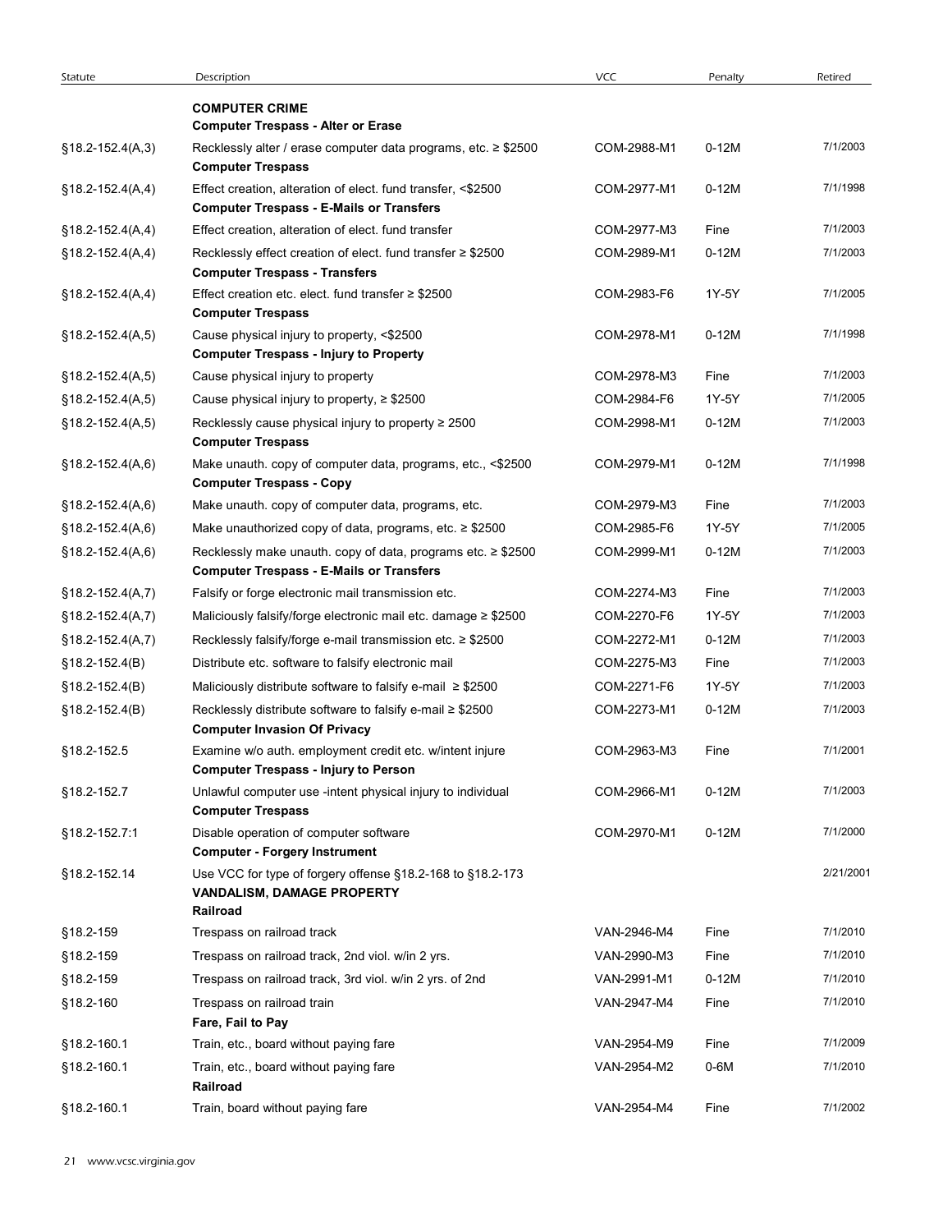| Statute | Description | VCC | Penalty | Retired |
|---|---|---|---|---|
| | **COMPUTER CRIME** | | | |
| | **Computer Trespass - Alter or Erase** | | | |
| §18.2-152.4(A,3) | Recklessly alter / erase computer data programs, etc. ≥ $2500 | COM-2988-M1 | 0-12M | 7/1/2003 |
| | **Computer Trespass** | | | |
| §18.2-152.4(A,4) | Effect creation, alteration of elect. fund transfer, <$2500 | COM-2977-M1 | 0-12M | 7/1/1998 |
| | **Computer Trespass - E-Mails or Transfers** | | | |
| §18.2-152.4(A,4) | Effect creation, alteration of elect. fund transfer | COM-2977-M3 | Fine | 7/1/2003 |
| §18.2-152.4(A,4) | Recklessly effect creation of elect. fund transfer ≥ $2500 | COM-2989-M1 | 0-12M | 7/1/2003 |
| | **Computer Trespass - Transfers** | | | |
| §18.2-152.4(A,4) | Effect creation etc. elect. fund transfer ≥ $2500 | COM-2983-F6 | 1Y-5Y | 7/1/2005 |
| | **Computer Trespass** | | | |
| §18.2-152.4(A,5) | Cause physical injury to property, <$2500 | COM-2978-M1 | 0-12M | 7/1/1998 |
| | **Computer Trespass - Injury to Property** | | | |
| §18.2-152.4(A,5) | Cause physical injury to property | COM-2978-M3 | Fine | 7/1/2003 |
| §18.2-152.4(A,5) | Cause physical injury to property, ≥ $2500 | COM-2984-F6 | 1Y-5Y | 7/1/2005 |
| §18.2-152.4(A,5) | Recklessly cause physical injury to property ≥ 2500 | COM-2998-M1 | 0-12M | 7/1/2003 |
| | **Computer Trespass** | | | |
| §18.2-152.4(A,6) | Make unauth. copy of computer data, programs, etc., <$2500 | COM-2979-M1 | 0-12M | 7/1/1998 |
| | **Computer Trespass - Copy** | | | |
| §18.2-152.4(A,6) | Make unauth. copy of computer data, programs, etc. | COM-2979-M3 | Fine | 7/1/2003 |
| §18.2-152.4(A,6) | Make unauthorized copy of data, programs, etc. ≥ $2500 | COM-2985-F6 | 1Y-5Y | 7/1/2005 |
| §18.2-152.4(A,6) | Recklessly make unauth. copy of data, programs etc. ≥ $2500 | COM-2999-M1 | 0-12M | 7/1/2003 |
| | **Computer Trespass - E-Mails or Transfers** | | | |
| §18.2-152.4(A,7) | Falsify or forge electronic mail transmission etc. | COM-2274-M3 | Fine | 7/1/2003 |
| §18.2-152.4(A,7) | Maliciously falsify/forge electronic mail etc. damage ≥ $2500 | COM-2270-F6 | 1Y-5Y | 7/1/2003 |
| §18.2-152.4(A,7) | Recklessly falsify/forge e-mail transmission etc. ≥ $2500 | COM-2272-M1 | 0-12M | 7/1/2003 |
| §18.2-152.4(B) | Distribute etc. software to falsify electronic mail | COM-2275-M3 | Fine | 7/1/2003 |
| §18.2-152.4(B) | Maliciously distribute software to falsify e-mail ≥ $2500 | COM-2271-F6 | 1Y-5Y | 7/1/2003 |
| §18.2-152.4(B) | Recklessly distribute software to falsify e-mail ≥ $2500 | COM-2273-M1 | 0-12M | 7/1/2003 |
| | **Computer Invasion Of Privacy** | | | |
| §18.2-152.5 | Examine w/o auth. employment credit etc. w/intent injure | COM-2963-M3 | Fine | 7/1/2001 |
| | **Computer Trespass - Injury to Person** | | | |
| §18.2-152.7 | Unlawful computer use -intent physical injury to individual | COM-2966-M1 | 0-12M | 7/1/2003 |
| | **Computer Trespass** | | | |
| §18.2-152.7:1 | Disable operation of computer software | COM-2970-M1 | 0-12M | 7/1/2000 |
| | **Computer - Forgery Instrument** | | | |
| §18.2-152.14 | Use VCC for type of forgery offense §18.2-168 to §18.2-173 | | | 2/21/2001 |
| | **VANDALISM, DAMAGE PROPERTY** | | | |
| | **Railroad** | | | |
| §18.2-159 | Trespass on railroad track | VAN-2946-M4 | Fine | 7/1/2010 |
| §18.2-159 | Trespass on railroad track, 2nd viol. w/in 2 yrs. | VAN-2990-M3 | Fine | 7/1/2010 |
| §18.2-159 | Trespass on railroad track, 3rd viol. w/in 2 yrs. of 2nd | VAN-2991-M1 | 0-12M | 7/1/2010 |
| §18.2-160 | Trespass on railroad train | VAN-2947-M4 | Fine | 7/1/2010 |
| | **Fare, Fail to Pay** | | | |
| §18.2-160.1 | Train, etc., board without paying fare | VAN-2954-M9 | Fine | 7/1/2009 |
| §18.2-160.1 | Train, etc., board without paying fare | VAN-2954-M2 | 0-6M | 7/1/2010 |
| | **Railroad** | | | |
| §18.2-160.1 | Train, board without paying fare | VAN-2954-M4 | Fine | 7/1/2002 |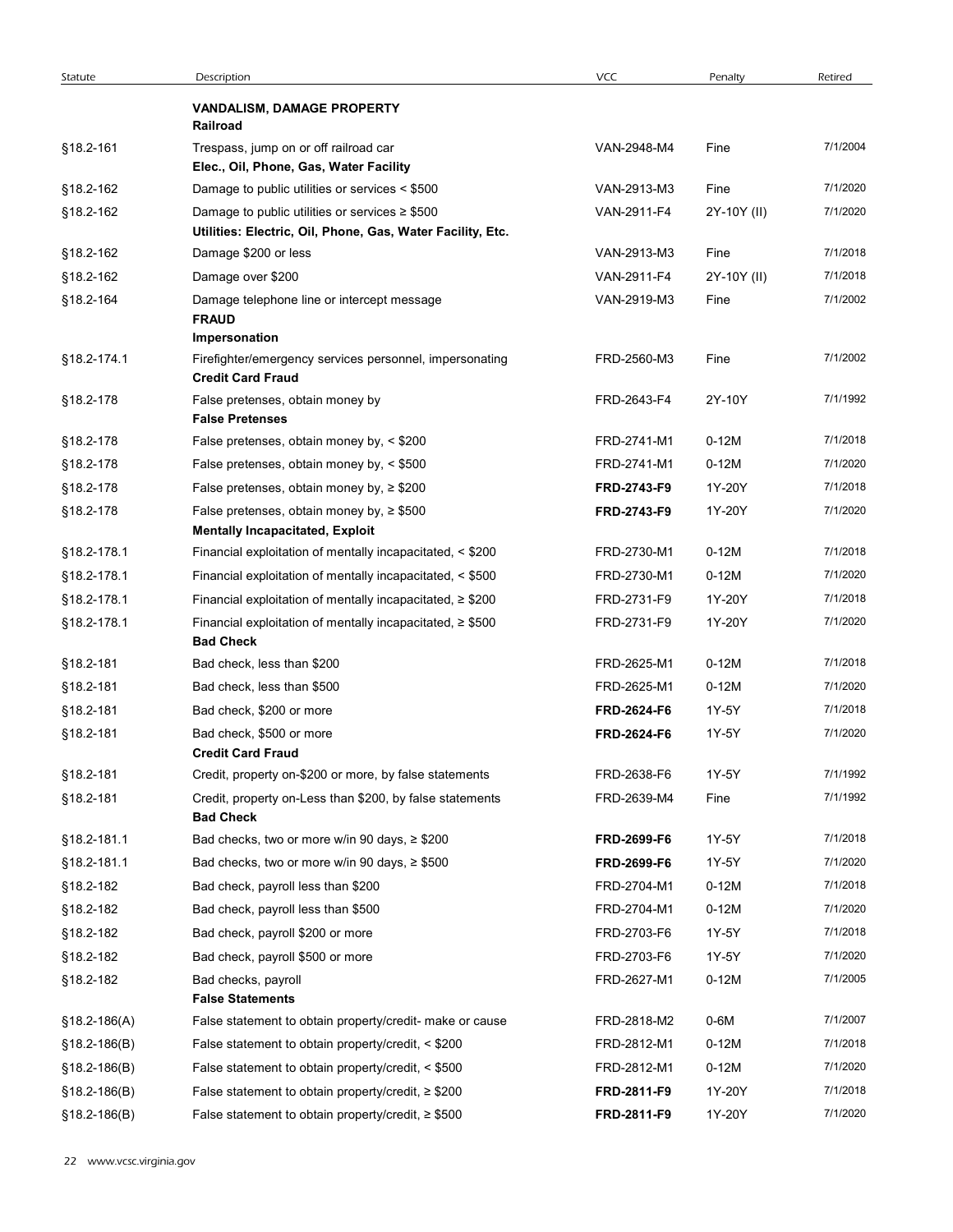| Statute | Description | VCC | Penalty | Retired |
|---|---|---|---|---|
| | **VANDALISM, DAMAGE PROPERTY** | | | |
| | **Railroad** | | | |
| §18.2-161 | Trespass, jump on or off railroad car | VAN-2948-M4 | Fine | 7/1/2004 |
| | **Elec., Oil, Phone, Gas, Water Facility** | | | |
| §18.2-162 | Damage to public utilities or services < $500 | VAN-2913-M3 | Fine | 7/1/2020 |
| §18.2-162 | Damage to public utilities or services ≥ $500 | VAN-2911-F4 | 2Y-10Y (II) | 7/1/2020 |
| | **Utilities: Electric, Oil, Phone, Gas, Water Facility, Etc.** | | | |
| §18.2-162 | Damage $200 or less | VAN-2913-M3 | Fine | 7/1/2018 |
| §18.2-162 | Damage over $200 | VAN-2911-F4 | 2Y-10Y (II) | 7/1/2018 |
| §18.2-164 | Damage telephone line or intercept message | VAN-2919-M3 | Fine | 7/1/2002 |
| | **FRAUD** | | | |
| | **Impersonation** | | | |
| §18.2-174.1 | Firefighter/emergency services personnel, impersonating | FRD-2560-M3 | Fine | 7/1/2002 |
| | **Credit Card Fraud** | | | |
| §18.2-178 | False pretenses, obtain money by | FRD-2643-F4 | 2Y-10Y | 7/1/1992 |
| | **False Pretenses** | | | |
| §18.2-178 | False pretenses, obtain money by, < $200 | FRD-2741-M1 | 0-12M | 7/1/2018 |
| §18.2-178 | False pretenses, obtain money by, < $500 | FRD-2741-M1 | 0-12M | 7/1/2020 |
| §18.2-178 | False pretenses, obtain money by, ≥ $200 | **FRD-2743-F9** | 1Y-20Y | 7/1/2018 |
| §18.2-178 | False pretenses, obtain money by, ≥ $500 | **FRD-2743-F9** | 1Y-20Y | 7/1/2020 |
| | **Mentally Incapacitated, Exploit** | | | |
| §18.2-178.1 | Financial exploitation of mentally incapacitated, < $200 | FRD-2730-M1 | 0-12M | 7/1/2018 |
| §18.2-178.1 | Financial exploitation of mentally incapacitated, < $500 | FRD-2730-M1 | 0-12M | 7/1/2020 |
| §18.2-178.1 | Financial exploitation of mentally incapacitated, ≥ $200 | FRD-2731-F9 | 1Y-20Y | 7/1/2018 |
| §18.2-178.1 | Financial exploitation of mentally incapacitated, ≥ $500 | FRD-2731-F9 | 1Y-20Y | 7/1/2020 |
| | **Bad Check** | | | |
| §18.2-181 | Bad check, less than $200 | FRD-2625-M1 | 0-12M | 7/1/2018 |
| §18.2-181 | Bad check, less than $500 | FRD-2625-M1 | 0-12M | 7/1/2020 |
| §18.2-181 | Bad check, $200 or more | **FRD-2624-F6** | 1Y-5Y | 7/1/2018 |
| §18.2-181 | Bad check, $500 or more | **FRD-2624-F6** | 1Y-5Y | 7/1/2020 |
| | **Credit Card Fraud** | | | |
| §18.2-181 | Credit, property on-$200 or more, by false statements | FRD-2638-F6 | 1Y-5Y | 7/1/1992 |
| §18.2-181 | Credit, property on-Less than $200, by false statements | FRD-2639-M4 | Fine | 7/1/1992 |
| | **Bad Check** | | | |
| §18.2-181.1 | Bad checks, two or more w/in 90 days, ≥ $200 | **FRD-2699-F6** | 1Y-5Y | 7/1/2018 |
| §18.2-181.1 | Bad checks, two or more w/in 90 days, ≥ $500 | **FRD-2699-F6** | 1Y-5Y | 7/1/2020 |
| §18.2-182 | Bad check, payroll less than $200 | FRD-2704-M1 | 0-12M | 7/1/2018 |
| §18.2-182 | Bad check, payroll less than $500 | FRD-2704-M1 | 0-12M | 7/1/2020 |
| §18.2-182 | Bad check, payroll $200 or more | FRD-2703-F6 | 1Y-5Y | 7/1/2018 |
| §18.2-182 | Bad check, payroll $500 or more | FRD-2703-F6 | 1Y-5Y | 7/1/2020 |
| §18.2-182 | Bad checks, payroll | FRD-2627-M1 | 0-12M | 7/1/2005 |
| | **False Statements** | | | |
| §18.2-186(A) | False statement to obtain property/credit- make or cause | FRD-2818-M2 | 0-6M | 7/1/2007 |
| §18.2-186(B) | False statement to obtain property/credit, < $200 | FRD-2812-M1 | 0-12M | 7/1/2018 |
| §18.2-186(B) | False statement to obtain property/credit, < $500 | FRD-2812-M1 | 0-12M | 7/1/2020 |
| §18.2-186(B) | False statement to obtain property/credit, ≥ $200 | **FRD-2811-F9** | 1Y-20Y | 7/1/2018 |
| §18.2-186(B) | False statement to obtain property/credit, ≥ $500 | **FRD-2811-F9** | 1Y-20Y | 7/1/2020 |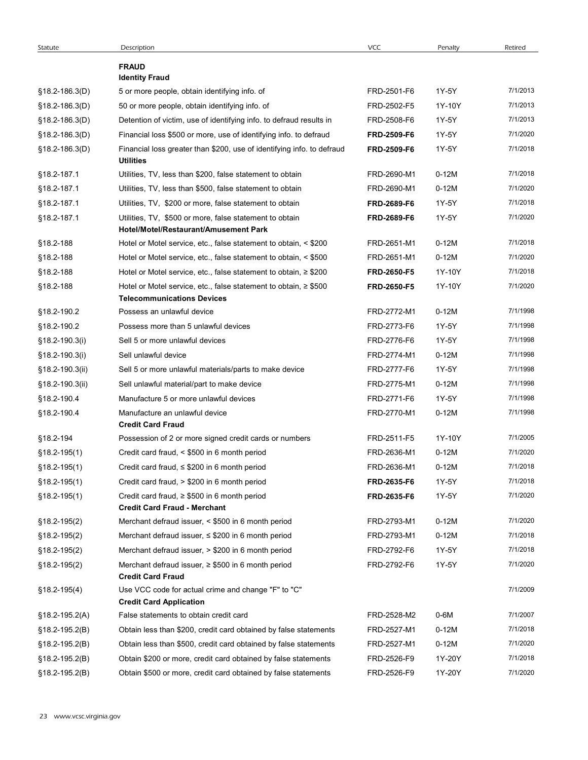| Statute | Description | VCC | Penalty | Retired |
|---|---|---|---|---|
| | **FRAUD** | | | |
| | **Identity Fraud** | | | |
| §18.2-186.3(D) | 5 or more people, obtain identifying info. of | FRD-2501-F6 | 1Y-5Y | 7/1/2013 |
| §18.2-186.3(D) | 50 or more people, obtain identifying info. of | FRD-2502-F5 | 1Y-10Y | 7/1/2013 |
| §18.2-186.3(D) | Detention of victim, use of identifying info. to defraud results in | FRD-2508-F6 | 1Y-5Y | 7/1/2013 |
| §18.2-186.3(D) | Financial loss $500 or more, use of identifying info. to defraud | **FRD-2509-F6** | 1Y-5Y | 7/1/2020 |
| §18.2-186.3(D) | Financial loss greater than $200, use of identifying info. to defraud | **FRD-2509-F6** | 1Y-5Y | 7/1/2018 |
| | **Utilities** | | | |
| §18.2-187.1 | Utilities, TV, less than $200, false statement to obtain | FRD-2690-M1 | 0-12M | 7/1/2018 |
| §18.2-187.1 | Utilities, TV, less than $500, false statement to obtain | FRD-2690-M1 | 0-12M | 7/1/2020 |
| §18.2-187.1 | Utilities, TV, $200 or more, false statement to obtain | **FRD-2689-F6** | 1Y-5Y | 7/1/2018 |
| §18.2-187.1 | Utilities, TV, $500 or more, false statement to obtain | **FRD-2689-F6** | 1Y-5Y | 7/1/2020 |
| | **Hotel/Motel/Restaurant/Amusement Park** | | | |
| §18.2-188 | Hotel or Motel service, etc., false statement to obtain, < $200 | FRD-2651-M1 | 0-12M | 7/1/2018 |
| §18.2-188 | Hotel or Motel service, etc., false statement to obtain, < $500 | FRD-2651-M1 | 0-12M | 7/1/2020 |
| §18.2-188 | Hotel or Motel service, etc., false statement to obtain, ≥ $200 | **FRD-2650-F5** | 1Y-10Y | 7/1/2018 |
| §18.2-188 | Hotel or Motel service, etc., false statement to obtain, ≥ $500 | **FRD-2650-F5** | 1Y-10Y | 7/1/2020 |
| | **Telecommunications Devices** | | | |
| §18.2-190.2 | Possess an unlawful device | FRD-2772-M1 | 0-12M | 7/1/1998 |
| §18.2-190.2 | Possess more than 5 unlawful devices | FRD-2773-F6 | 1Y-5Y | 7/1/1998 |
| §18.2-190.3(i) | Sell 5 or more unlawful devices | FRD-2776-F6 | 1Y-5Y | 7/1/1998 |
| §18.2-190.3(i) | Sell unlawful device | FRD-2774-M1 | 0-12M | 7/1/1998 |
| §18.2-190.3(ii) | Sell 5 or more unlawful materials/parts to make device | FRD-2777-F6 | 1Y-5Y | 7/1/1998 |
| §18.2-190.3(ii) | Sell unlawful material/part to make device | FRD-2775-M1 | 0-12M | 7/1/1998 |
| §18.2-190.4 | Manufacture 5 or more unlawful devices | FRD-2771-F6 | 1Y-5Y | 7/1/1998 |
| §18.2-190.4 | Manufacture an unlawful device | FRD-2770-M1 | 0-12M | 7/1/1998 |
| | **Credit Card Fraud** | | | |
| §18.2-194 | Possession of 2 or more signed credit cards or numbers | FRD-2511-F5 | 1Y-10Y | 7/1/2005 |
| §18.2-195(1) | Credit card fraud, < $500 in 6 month period | FRD-2636-M1 | 0-12M | 7/1/2020 |
| §18.2-195(1) | Credit card fraud, ≤ $200 in 6 month period | FRD-2636-M1 | 0-12M | 7/1/2018 |
| §18.2-195(1) | Credit card fraud, > $200 in 6 month period | **FRD-2635-F6** | 1Y-5Y | 7/1/2018 |
| §18.2-195(1) | Credit card fraud, ≥ $500 in 6 month period | **FRD-2635-F6** | 1Y-5Y | 7/1/2020 |
| | **Credit Card Fraud - Merchant** | | | |
| §18.2-195(2) | Merchant defraud issuer, < $500 in 6 month period | FRD-2793-M1 | 0-12M | 7/1/2020 |
| §18.2-195(2) | Merchant defraud issuer, ≤ $200 in 6 month period | FRD-2793-M1 | 0-12M | 7/1/2018 |
| §18.2-195(2) | Merchant defraud issuer, > $200 in 6 month period | FRD-2792-F6 | 1Y-5Y | 7/1/2018 |
| §18.2-195(2) | Merchant defraud issuer, ≥ $500 in 6 month period | FRD-2792-F6 | 1Y-5Y | 7/1/2020 |
| | **Credit Card Fraud** | | | |
| §18.2-195(4) | Use VCC code for actual crime and change "F" to "C" | | | 7/1/2009 |
| | **Credit Card Application** | | | |
| §18.2-195.2(A) | False statements to obtain credit card | FRD-2528-M2 | 0-6M | 7/1/2007 |
| §18.2-195.2(B) | Obtain less than $200, credit card obtained by false statements | FRD-2527-M1 | 0-12M | 7/1/2018 |
| §18.2-195.2(B) | Obtain less than $500, credit card obtained by false statements | FRD-2527-M1 | 0-12M | 7/1/2020 |
| §18.2-195.2(B) | Obtain $200 or more, credit card obtained by false statements | FRD-2526-F9 | 1Y-20Y | 7/1/2018 |
| §18.2-195.2(B) | Obtain $500 or more, credit card obtained by false statements | FRD-2526-F9 | 1Y-20Y | 7/1/2020 |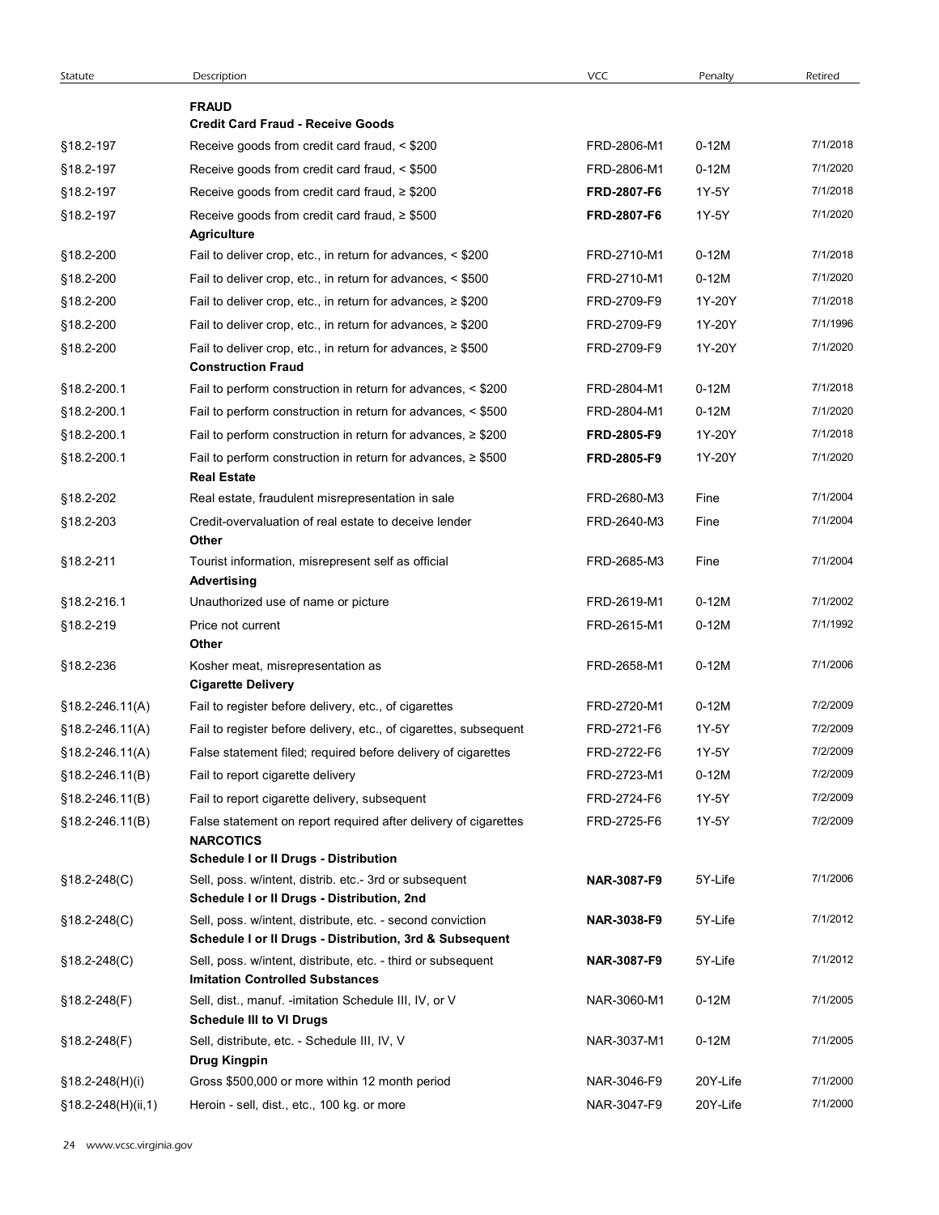| Statute | Description | VCC | Penalty | Retired |
|---|---|---|---|---|
| | **FRAUD** | | | |
| | **Credit Card Fraud - Receive Goods** | | | |
| §18.2-197 | Receive goods from credit card fraud, < $200 | FRD-2806-M1 | 0-12M | 7/1/2018 |
| §18.2-197 | Receive goods from credit card fraud, < $500 | FRD-2806-M1 | 0-12M | 7/1/2020 |
| §18.2-197 | Receive goods from credit card fraud, ≥ $200 | **FRD-2807-F6** | 1Y-5Y | 7/1/2018 |
| §18.2-197 | Receive goods from credit card fraud, ≥ $500 | **FRD-2807-F6** | 1Y-5Y | 7/1/2020 |
| | **Agriculture** | | | |
| §18.2-200 | Fail to deliver crop, etc., in return for advances, < $200 | FRD-2710-M1 | 0-12M | 7/1/2018 |
| §18.2-200 | Fail to deliver crop, etc., in return for advances, < $500 | FRD-2710-M1 | 0-12M | 7/1/2020 |
| §18.2-200 | Fail to deliver crop, etc., in return for advances, ≥ $200 | FRD-2709-F9 | 1Y-20Y | 7/1/2018 |
| §18.2-200 | Fail to deliver crop, etc., in return for advances, ≥ $200 | FRD-2709-F9 | 1Y-20Y | 7/1/1996 |
| §18.2-200 | Fail to deliver crop, etc., in return for advances, ≥ $500 | FRD-2709-F9 | 1Y-20Y | 7/1/2020 |
| | **Construction Fraud** | | | |
| §18.2-200.1 | Fail to perform construction in return for advances, < $200 | FRD-2804-M1 | 0-12M | 7/1/2018 |
| §18.2-200.1 | Fail to perform construction in return for advances, < $500 | FRD-2804-M1 | 0-12M | 7/1/2020 |
| §18.2-200.1 | Fail to perform construction in return for advances, ≥ $200 | **FRD-2805-F9** | 1Y-20Y | 7/1/2018 |
| §18.2-200.1 | Fail to perform construction in return for advances, ≥ $500 | **FRD-2805-F9** | 1Y-20Y | 7/1/2020 |
| | **Real Estate** | | | |
| §18.2-202 | Real estate, fraudulent misrepresentation in sale | FRD-2680-M3 | Fine | 7/1/2004 |
| §18.2-203 | Credit-overvaluation of real estate to deceive lender | FRD-2640-M3 | Fine | 7/1/2004 |
| | **Other** | | | |
| §18.2-211 | Tourist information, misrepresent self as official | FRD-2685-M3 | Fine | 7/1/2004 |
| | **Advertising** | | | |
| §18.2-216.1 | Unauthorized use of name or picture | FRD-2619-M1 | 0-12M | 7/1/2002 |
| §18.2-219 | Price not current | FRD-2615-M1 | 0-12M | 7/1/1992 |
| | **Other** | | | |
| §18.2-236 | Kosher meat, misrepresentation as | FRD-2658-M1 | 0-12M | 7/1/2006 |
| | **Cigarette Delivery** | | | |
| §18.2-246.11(A) | Fail to register before delivery, etc., of cigarettes | FRD-2720-M1 | 0-12M | 7/2/2009 |
| §18.2-246.11(A) | Fail to register before delivery, etc., of cigarettes, subsequent | FRD-2721-F6 | 1Y-5Y | 7/2/2009 |
| §18.2-246.11(A) | False statement filed; required before delivery of cigarettes | FRD-2722-F6 | 1Y-5Y | 7/2/2009 |
| §18.2-246.11(B) | Fail to report cigarette delivery | FRD-2723-M1 | 0-12M | 7/2/2009 |
| §18.2-246.11(B) | Fail to report cigarette delivery, subsequent | FRD-2724-F6 | 1Y-5Y | 7/2/2009 |
| §18.2-246.11(B) | False statement on report required after delivery of cigarettes | FRD-2725-F6 | 1Y-5Y | 7/2/2009 |
| | **NARCOTICS** | | | |
| | **Schedule I or II Drugs - Distribution** | | | |
| §18.2-248(C) | Sell, poss. w/intent, distrib. etc.- 3rd or subsequent | **NAR-3087-F9** | 5Y-Life | 7/1/2006 |
| | **Schedule I or II Drugs - Distribution, 2nd** | | | |
| §18.2-248(C) | Sell, poss. w/intent, distribute, etc. - second conviction | **NAR-3038-F9** | 5Y-Life | 7/1/2012 |
| | **Schedule I or II Drugs - Distribution, 3rd & Subsequent** | | | |
| §18.2-248(C) | Sell, poss. w/intent, distribute, etc. - third or subsequent | **NAR-3087-F9** | 5Y-Life | 7/1/2012 |
| | **Imitation Controlled Substances** | | | |
| §18.2-248(F) | Sell, dist., manuf. -imitation Schedule III, IV, or V | NAR-3060-M1 | 0-12M | 7/1/2005 |
| | **Schedule III to VI Drugs** | | | |
| §18.2-248(F) | Sell, distribute, etc. - Schedule III, IV, V | NAR-3037-M1 | 0-12M | 7/1/2005 |
| | **Drug Kingpin** | | | |
| §18.2-248(H)(i) | Gross $500,000 or more within 12 month period | NAR-3046-F9 | 20Y-Life | 7/1/2000 |
| §18.2-248(H)(ii,1) | Heroin - sell, dist., etc., 100 kg. or more | NAR-3047-F9 | 20Y-Life | 7/1/2000 |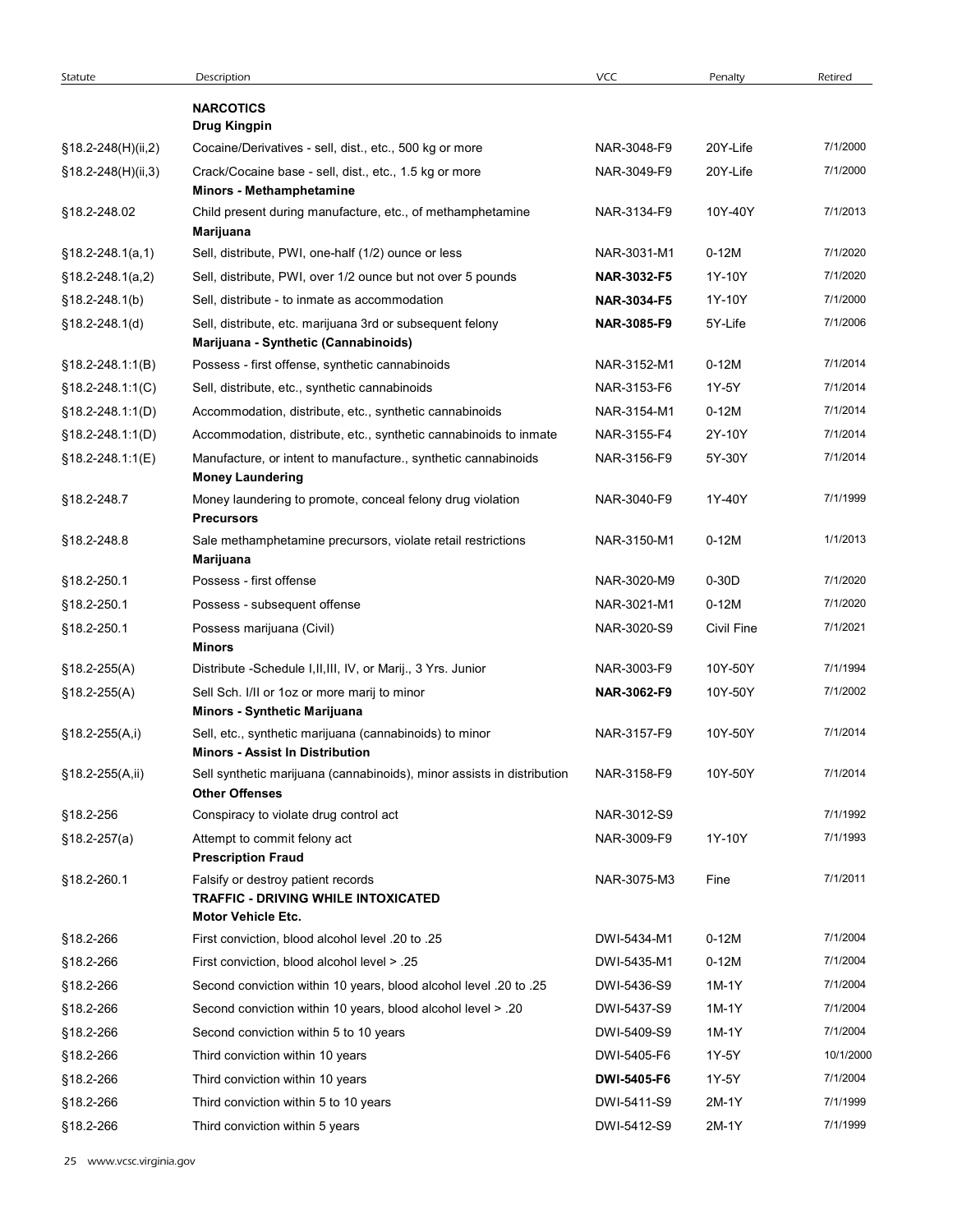| Statute | Description | VCC | Penalty | Retired |
|---|---|---|---|---|
| | **NARCOTICS** | | | |
| | **Drug Kingpin** | | | |
| §18.2-248(H)(ii,2) | Cocaine/Derivatives - sell, dist., etc., 500 kg or more | NAR-3048-F9 | 20Y-Life | 7/1/2000 |
| §18.2-248(H)(ii,3) | Crack/Cocaine base - sell, dist., etc., 1.5 kg or more | NAR-3049-F9 | 20Y-Life | 7/1/2000 |
| | **Minors - Methamphetamine** | | | |
| §18.2-248.02 | Child present during manufacture, etc., of methamphetamine | NAR-3134-F9 | 10Y-40Y | 7/1/2013 |
| | **Marijuana** | | | |
| §18.2-248.1(a,1) | Sell, distribute, PWI, one-half (1/2) ounce or less | NAR-3031-M1 | 0-12M | 7/1/2020 |
| §18.2-248.1(a,2) | Sell, distribute, PWI, over 1/2 ounce but not over 5 pounds | **NAR-3032-F5** | 1Y-10Y | 7/1/2020 |
| §18.2-248.1(b) | Sell, distribute - to inmate as accommodation | **NAR-3034-F5** | 1Y-10Y | 7/1/2000 |
| §18.2-248.1(d) | Sell, distribute, etc. marijuana 3rd or subsequent felony | **NAR-3085-F9** | 5Y-Life | 7/1/2006 |
| | **Marijuana - Synthetic (Cannabinoids)** | | | |
| §18.2-248.1:1(B) | Possess - first offense, synthetic cannabinoids | NAR-3152-M1 | 0-12M | 7/1/2014 |
| §18.2-248.1:1(C) | Sell, distribute, etc., synthetic cannabinoids | NAR-3153-F6 | 1Y-5Y | 7/1/2014 |
| §18.2-248.1:1(D) | Accommodation, distribute, etc., synthetic cannabinoids | NAR-3154-M1 | 0-12M | 7/1/2014 |
| §18.2-248.1:1(D) | Accommodation, distribute, etc., synthetic cannabinoids to inmate | NAR-3155-F4 | 2Y-10Y | 7/1/2014 |
| §18.2-248.1:1(E) | Manufacture, or intent to manufacture., synthetic cannabinoids | NAR-3156-F9 | 5Y-30Y | 7/1/2014 |
| | **Money Laundering** | | | |
| §18.2-248.7 | Money laundering to promote, conceal felony drug violation | NAR-3040-F9 | 1Y-40Y | 7/1/1999 |
| | **Precursors** | | | |
| §18.2-248.8 | Sale methamphetamine precursors, violate retail restrictions | NAR-3150-M1 | 0-12M | 1/1/2013 |
| | **Marijuana** | | | |
| §18.2-250.1 | Possess - first offense | NAR-3020-M9 | 0-30D | 7/1/2020 |
| §18.2-250.1 | Possess - subsequent offense | NAR-3021-M1 | 0-12M | 7/1/2020 |
| §18.2-250.1 | Possess marijuana (Civil) | NAR-3020-S9 | Civil Fine | 7/1/2021 |
| | **Minors** | | | |
| §18.2-255(A) | Distribute -Schedule I,II,III, IV, or Marij., 3 Yrs. Junior | NAR-3003-F9 | 10Y-50Y | 7/1/1994 |
| §18.2-255(A) | Sell Sch. I/II or 1oz or more marij to minor | **NAR-3062-F9** | 10Y-50Y | 7/1/2002 |
| | **Minors - Synthetic Marijuana** | | | |
| §18.2-255(A,i) | Sell, etc., synthetic marijuana (cannabinoids) to minor | NAR-3157-F9 | 10Y-50Y | 7/1/2014 |
| | **Minors - Assist In Distribution** | | | |
| §18.2-255(A,ii) | Sell synthetic marijuana (cannabinoids), minor assists in distribution | NAR-3158-F9 | 10Y-50Y | 7/1/2014 |
| | **Other Offenses** | | | |
| §18.2-256 | Conspiracy to violate drug control act | NAR-3012-S9 | | 7/1/1992 |
| §18.2-257(a) | Attempt to commit felony act | NAR-3009-F9 | 1Y-10Y | 7/1/1993 |
| | **Prescription Fraud** | | | |
| §18.2-260.1 | Falsify or destroy patient records | NAR-3075-M3 | Fine | 7/1/2011 |
| | **TRAFFIC - DRIVING WHILE INTOXICATED** | | | |
| | **Motor Vehicle Etc.** | | | |
| §18.2-266 | First conviction, blood alcohol level .20 to .25 | DWI-5434-M1 | 0-12M | 7/1/2004 |
| §18.2-266 | First conviction, blood alcohol level > .25 | DWI-5435-M1 | 0-12M | 7/1/2004 |
| §18.2-266 | Second conviction within 10 years, blood alcohol level .20 to .25 | DWI-5436-S9 | 1M-1Y | 7/1/2004 |
| §18.2-266 | Second conviction within 10 years, blood alcohol level > .20 | DWI-5437-S9 | 1M-1Y | 7/1/2004 |
| §18.2-266 | Second conviction within 5 to 10 years | DWI-5409-S9 | 1M-1Y | 7/1/2004 |
| §18.2-266 | Third conviction within 10 years | DWI-5405-F6 | 1Y-5Y | 10/1/2000 |
| §18.2-266 | Third conviction within 10 years | **DWI-5405-F6** | 1Y-5Y | 7/1/2004 |
| §18.2-266 | Third conviction within 5 to 10 years | DWI-5411-S9 | 2M-1Y | 7/1/1999 |
| §18.2-266 | Third conviction within 5 years | DWI-5412-S9 | 2M-1Y | 7/1/1999 |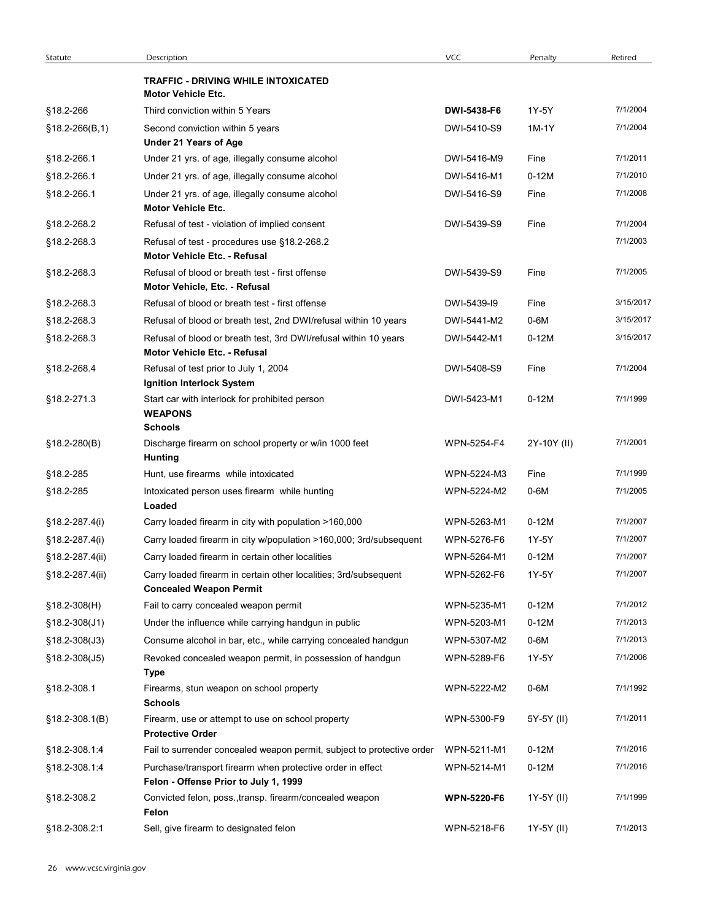| Statute | Description | VCC | Penalty | Retired |
|---|---|---|---|---|
| | **TRAFFIC - DRIVING WHILE INTOXICATED** | | | |
| | **Motor Vehicle Etc.** | | | |
| §18.2-266 | Third conviction within 5 Years | **DWI-5438-F6** | 1Y-5Y | 7/1/2004 |
| §18.2-266(B,1) | Second conviction within 5 years | DWI-5410-S9 | 1M-1Y | 7/1/2004 |
| | **Under 21 Years of Age** | | | |
| §18.2-266.1 | Under 21 yrs. of age, illegally consume alcohol | DWI-5416-M9 | Fine | 7/1/2011 |
| §18.2-266.1 | Under 21 yrs. of age, illegally consume alcohol | DWI-5416-M1 | 0-12M | 7/1/2010 |
| §18.2-266.1 | Under 21 yrs. of age, illegally consume alcohol | DWI-5416-S9 | Fine | 7/1/2008 |
| | **Motor Vehicle Etc.** | | | |
| §18.2-268.2 | Refusal of test - violation of implied consent | DWI-5439-S9 | Fine | 7/1/2004 |
| §18.2-268.3 | Refusal of test - procedures use §18.2-268.2 | | | 7/1/2003 |
| | **Motor Vehicle Etc. - Refusal** | | | |
| §18.2-268.3 | Refusal of blood or breath test - first offense | DWI-5439-S9 | Fine | 7/1/2005 |
| | **Motor Vehicle, Etc. - Refusal** | | | |
| §18.2-268.3 | Refusal of blood or breath test - first offense | DWI-5439-I9 | Fine | 3/15/2017 |
| §18.2-268.3 | Refusal of blood or breath test, 2nd DWI/refusal within 10 years | DWI-5441-M2 | 0-6M | 3/15/2017 |
| §18.2-268.3 | Refusal of blood or breath test, 3rd DWI/refusal within 10 years | DWI-5442-M1 | 0-12M | 3/15/2017 |
| | **Motor Vehicle Etc. - Refusal** | | | |
| §18.2-268.4 | Refusal of test prior to July 1, 2004 | DWI-5408-S9 | Fine | 7/1/2004 |
| | **Ignition Interlock System** | | | |
| §18.2-271.3 | Start car with interlock for prohibited person | DWI-5423-M1 | 0-12M | 7/1/1999 |
| | **WEAPONS** | | | |
| | **Schools** | | | |
| §18.2-280(B) | Discharge firearm on school property or w/in 1000 feet | WPN-5254-F4 | 2Y-10Y (II) | 7/1/2001 |
| | **Hunting** | | | |
| §18.2-285 | Hunt, use firearms while intoxicated | WPN-5224-M3 | Fine | 7/1/1999 |
| §18.2-285 | Intoxicated person uses firearm while hunting | WPN-5224-M2 | 0-6M | 7/1/2005 |
| | **Loaded** | | | |
| §18.2-287.4(i) | Carry loaded firearm in city with population >160,000 | WPN-5263-M1 | 0-12M | 7/1/2007 |
| §18.2-287.4(i) | Carry loaded firearm in city w/population >160,000; 3rd/subsequent | WPN-5276-F6 | 1Y-5Y | 7/1/2007 |
| §18.2-287.4(ii) | Carry loaded firearm in certain other localities | WPN-5264-M1 | 0-12M | 7/1/2007 |
| §18.2-287.4(ii) | Carry loaded firearm in certain other localities; 3rd/subsequent | WPN-5262-F6 | 1Y-5Y | 7/1/2007 |
| | **Concealed Weapon Permit** | | | |
| §18.2-308(H) | Fail to carry concealed weapon permit | WPN-5235-M1 | 0-12M | 7/1/2012 |
| §18.2-308(J1) | Under the influence while carrying handgun in public | WPN-5203-M1 | 0-12M | 7/1/2013 |
| §18.2-308(J3) | Consume alcohol in bar, etc., while carrying concealed handgun | WPN-5307-M2 | 0-6M | 7/1/2013 |
| §18.2-308(J5) | Revoked concealed weapon permit, in possession of handgun | WPN-5289-F6 | 1Y-5Y | 7/1/2006 |
| | **Type** | | | |
| §18.2-308.1 | Firearms, stun weapon on school property | WPN-5222-M2 | 0-6M | 7/1/1992 |
| | **Schools** | | | |
| §18.2-308.1(B) | Firearm, use or attempt to use on school property | WPN-5300-F9 | 5Y-5Y (II) | 7/1/2011 |
| | **Protective Order** | | | |
| §18.2-308.1:4 | Fail to surrender concealed weapon permit, subject to protective order | WPN-5211-M1 | 0-12M | 7/1/2016 |
| §18.2-308.1:4 | Purchase/transport firearm when protective order in effect | WPN-5214-M1 | 0-12M | 7/1/2016 |
| | **Felon - Offense Prior to July 1, 1999** | | | |
| §18.2-308.2 | Convicted felon, poss.,transp. firearm/concealed weapon | **WPN-5220-F6** | 1Y-5Y (II) | 7/1/1999 |
| | **Felon** | | | |
| §18.2-308.2:1 | Sell, give firearm to designated felon | WPN-5218-F6 | 1Y-5Y (II) | 7/1/2013 |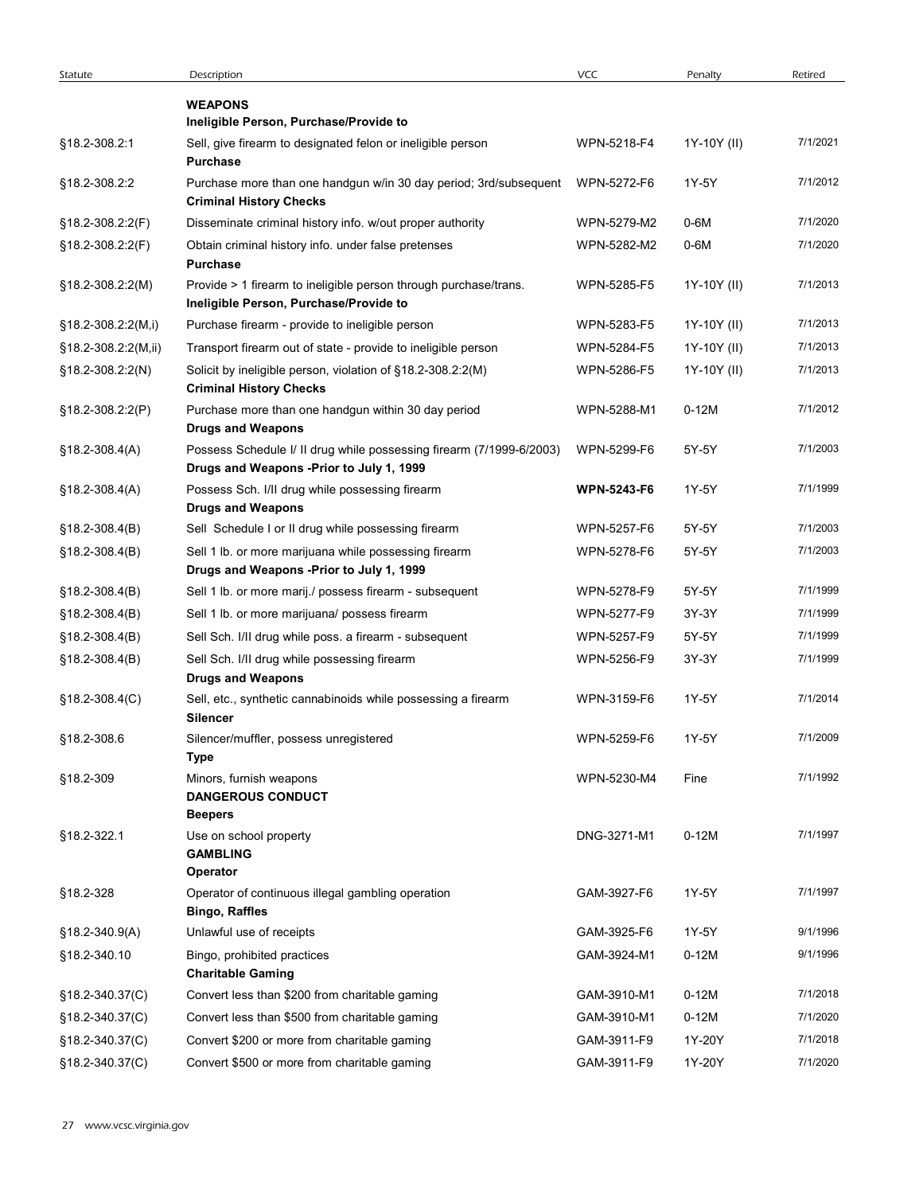| Statute | Description | VCC | Penalty | Retired |
|---|---|---|---|---|
| | **WEAPONS** | | | |
| | **Ineligible Person, Purchase/Provide to** | | | |
| §18.2-308.2:1 | Sell, give firearm to designated felon or ineligible person | WPN-5218-F4 | 1Y-10Y (II) | 7/1/2021 |
| | **Purchase** | | | |
| §18.2-308.2:2 | Purchase more than one handgun w/in 30 day period; 3rd/subsequent | WPN-5272-F6 | 1Y-5Y | 7/1/2012 |
| | **Criminal History Checks** | | | |
| §18.2-308.2:2(F) | Disseminate criminal history info. w/out proper authority | WPN-5279-M2 | 0-6M | 7/1/2020 |
| §18.2-308.2:2(F) | Obtain criminal history info. under false pretenses | WPN-5282-M2 | 0-6M | 7/1/2020 |
| | **Purchase** | | | |
| §18.2-308.2:2(M) | Provide > 1 firearm to ineligible person through purchase/trans. | WPN-5285-F5 | 1Y-10Y (II) | 7/1/2013 |
| | **Ineligible Person, Purchase/Provide to** | | | |
| §18.2-308.2:2(M,i) | Purchase firearm - provide to ineligible person | WPN-5283-F5 | 1Y-10Y (II) | 7/1/2013 |
| §18.2-308.2:2(M,ii) | Transport firearm out of state - provide to ineligible person | WPN-5284-F5 | 1Y-10Y (II) | 7/1/2013 |
| §18.2-308.2:2(N) | Solicit by ineligible person, violation of §18.2-308.2:2(M) | WPN-5286-F5 | 1Y-10Y (II) | 7/1/2013 |
| | **Criminal History Checks** | | | |
| §18.2-308.2:2(P) | Purchase more than one handgun within 30 day period | WPN-5288-M1 | 0-12M | 7/1/2012 |
| | **Drugs and Weapons** | | | |
| §18.2-308.4(A) | Possess Schedule I/ II drug while possessing firearm (7/1999-6/2003) | WPN-5299-F6 | 5Y-5Y | 7/1/2003 |
| | **Drugs and Weapons -Prior to July 1, 1999** | | | |
| §18.2-308.4(A) | Possess Sch. I/II drug while possessing firearm | **WPN-5243-F6** | 1Y-5Y | 7/1/1999 |
| | **Drugs and Weapons** | | | |
| §18.2-308.4(B) | Sell Schedule I or II drug while possessing firearm | WPN-5257-F6 | 5Y-5Y | 7/1/2003 |
| §18.2-308.4(B) | Sell 1 lb. or more marijuana while possessing firearm | WPN-5278-F6 | 5Y-5Y | 7/1/2003 |
| | **Drugs and Weapons -Prior to July 1, 1999** | | | |
| §18.2-308.4(B) | Sell 1 lb. or more marij./ possess firearm - subsequent | WPN-5278-F9 | 5Y-5Y | 7/1/1999 |
| §18.2-308.4(B) | Sell 1 lb. or more marijuana/ possess firearm | WPN-5277-F9 | 3Y-3Y | 7/1/1999 |
| §18.2-308.4(B) | Sell Sch. I/II drug while poss. a firearm - subsequent | WPN-5257-F9 | 5Y-5Y | 7/1/1999 |
| §18.2-308.4(B) | Sell Sch. I/II drug while possessing firearm | WPN-5256-F9 | 3Y-3Y | 7/1/1999 |
| | **Drugs and Weapons** | | | |
| §18.2-308.4(C) | Sell, etc., synthetic cannabinoids while possessing a firearm | WPN-3159-F6 | 1Y-5Y | 7/1/2014 |
| | **Silencer** | | | |
| §18.2-308.6 | Silencer/muffler, possess unregistered | WPN-5259-F6 | 1Y-5Y | 7/1/2009 |
| | **Type** | | | |
| §18.2-309 | Minors, furnish weapons | WPN-5230-M4 | Fine | 7/1/1992 |
| | **DANGEROUS CONDUCT** | | | |
| | **Beepers** | | | |
| §18.2-322.1 | Use on school property | DNG-3271-M1 | 0-12M | 7/1/1997 |
| | **GAMBLING** | | | |
| | **Operator** | | | |
| §18.2-328 | Operator of continuous illegal gambling operation | GAM-3927-F6 | 1Y-5Y | 7/1/1997 |
| | **Bingo, Raffles** | | | |
| §18.2-340.9(A) | Unlawful use of receipts | GAM-3925-F6 | 1Y-5Y | 9/1/1996 |
| §18.2-340.10 | Bingo, prohibited practices | GAM-3924-M1 | 0-12M | 9/1/1996 |
| | **Charitable Gaming** | | | |
| §18.2-340.37(C) | Convert less than $200 from charitable gaming | GAM-3910-M1 | 0-12M | 7/1/2018 |
| §18.2-340.37(C) | Convert less than $500 from charitable gaming | GAM-3910-M1 | 0-12M | 7/1/2020 |
| §18.2-340.37(C) | Convert $200 or more from charitable gaming | GAM-3911-F9 | 1Y-20Y | 7/1/2018 |
| §18.2-340.37(C) | Convert $500 or more from charitable gaming | GAM-3911-F9 | 1Y-20Y | 7/1/2020 |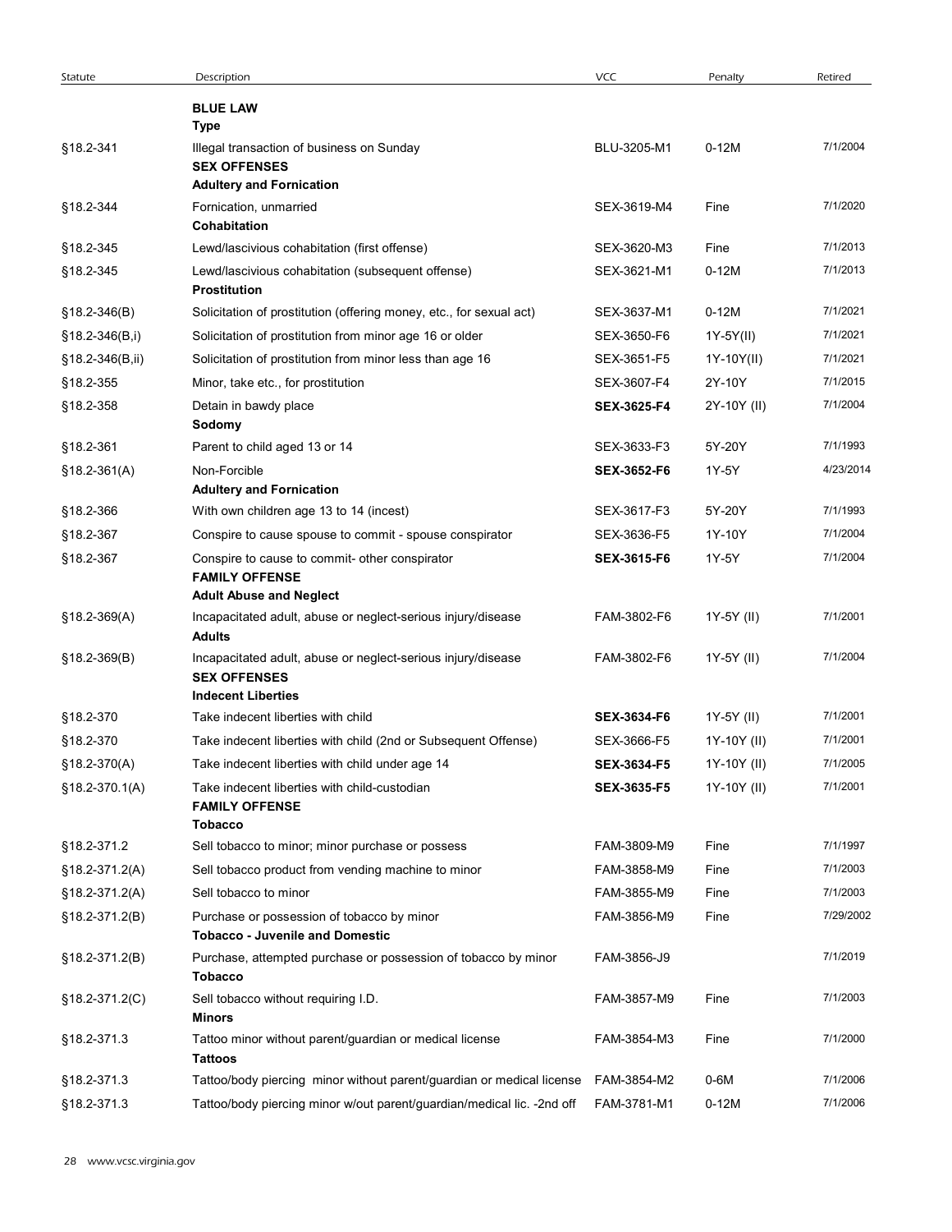| Statute | Description | VCC | Penalty | Retired |
|---|---|---|---|---|
| | **BLUE LAW** | | | |
| | **Type** | | | |
| §18.2-341 | Illegal transaction of business on Sunday | BLU-3205-M1 | 0-12M | 7/1/2004 |
| | **SEX OFFENSES** | | | |
| | **Adultery and Fornication** | | | |
| §18.2-344 | Fornication, unmarried | SEX-3619-M4 | Fine | 7/1/2020 |
| | **Cohabitation** | | | |
| §18.2-345 | Lewd/lascivious cohabitation (first offense) | SEX-3620-M3 | Fine | 7/1/2013 |
| §18.2-345 | Lewd/lascivious cohabitation (subsequent offense) | SEX-3621-M1 | 0-12M | 7/1/2013 |
| | **Prostitution** | | | |
| §18.2-346(B) | Solicitation of prostitution (offering money, etc., for sexual act) | SEX-3637-M1 | 0-12M | 7/1/2021 |
| §18.2-346(B,i) | Solicitation of prostitution from minor age 16 or older | SEX-3650-F6 | 1Y-5Y(II) | 7/1/2021 |
| §18.2-346(B,ii) | Solicitation of prostitution from minor less than age 16 | SEX-3651-F5 | 1Y-10Y(II) | 7/1/2021 |
| §18.2-355 | Minor, take etc., for prostitution | SEX-3607-F4 | 2Y-10Y | 7/1/2015 |
| §18.2-358 | Detain in bawdy place | **SEX-3625-F4** | 2Y-10Y (II) | 7/1/2004 |
| | **Sodomy** | | | |
| §18.2-361 | Parent to child aged 13 or 14 | SEX-3633-F3 | 5Y-20Y | 7/1/1993 |
| §18.2-361(A) | Non-Forcible | **SEX-3652-F6** | 1Y-5Y | 4/23/2014 |
| | **Adultery and Fornication** | | | |
| §18.2-366 | With own children age 13 to 14 (incest) | SEX-3617-F3 | 5Y-20Y | 7/1/1993 |
| §18.2-367 | Conspire to cause spouse to commit - spouse conspirator | SEX-3636-F5 | 1Y-10Y | 7/1/2004 |
| §18.2-367 | Conspire to cause to commit- other conspirator | **SEX-3615-F6** | 1Y-5Y | 7/1/2004 |
| | **FAMILY OFFENSE** | | | |
| | **Adult Abuse and Neglect** | | | |
| §18.2-369(A) | Incapacitated adult, abuse or neglect-serious injury/disease | FAM-3802-F6 | 1Y-5Y (II) | 7/1/2001 |
| | **Adults** | | | |
| §18.2-369(B) | Incapacitated adult, abuse or neglect-serious injury/disease | FAM-3802-F6 | 1Y-5Y (II) | 7/1/2004 |
| | **SEX OFFENSES** | | | |
| | **Indecent Liberties** | | | |
| §18.2-370 | Take indecent liberties with child | **SEX-3634-F6** | 1Y-5Y (II) | 7/1/2001 |
| §18.2-370 | Take indecent liberties with child (2nd or Subsequent Offense) | SEX-3666-F5 | 1Y-10Y (II) | 7/1/2001 |
| §18.2-370(A) | Take indecent liberties with child under age 14 | **SEX-3634-F5** | 1Y-10Y (II) | 7/1/2005 |
| §18.2-370.1(A) | Take indecent liberties with child-custodian | **SEX-3635-F5** | 1Y-10Y (II) | 7/1/2001 |
| | **FAMILY OFFENSE** | | | |
| | **Tobacco** | | | |
| §18.2-371.2 | Sell tobacco to minor; minor purchase or possess | FAM-3809-M9 | Fine | 7/1/1997 |
| §18.2-371.2(A) | Sell tobacco product from vending machine to minor | FAM-3858-M9 | Fine | 7/1/2003 |
| §18.2-371.2(A) | Sell tobacco to minor | FAM-3855-M9 | Fine | 7/1/2003 |
| §18.2-371.2(B) | Purchase or possession of tobacco by minor | FAM-3856-M9 | Fine | 7/29/2002 |
| | **Tobacco - Juvenile and Domestic** | | | |
| §18.2-371.2(B) | Purchase, attempted purchase or possession of tobacco by minor | FAM-3856-J9 | | 7/1/2019 |
| | **Tobacco** | | | |
| §18.2-371.2(C) | Sell tobacco without requiring I.D. | FAM-3857-M9 | Fine | 7/1/2003 |
| | **Minors** | | | |
| §18.2-371.3 | Tattoo minor without parent/guardian or medical license | FAM-3854-M3 | Fine | 7/1/2000 |
| | **Tattoos** | | | |
| §18.2-371.3 | Tattoo/body piercing minor without parent/guardian or medical license | FAM-3854-M2 | 0-6M | 7/1/2006 |
| §18.2-371.3 | Tattoo/body piercing minor w/out parent/guardian/medical lic. -2nd off | FAM-3781-M1 | 0-12M | 7/1/2006 |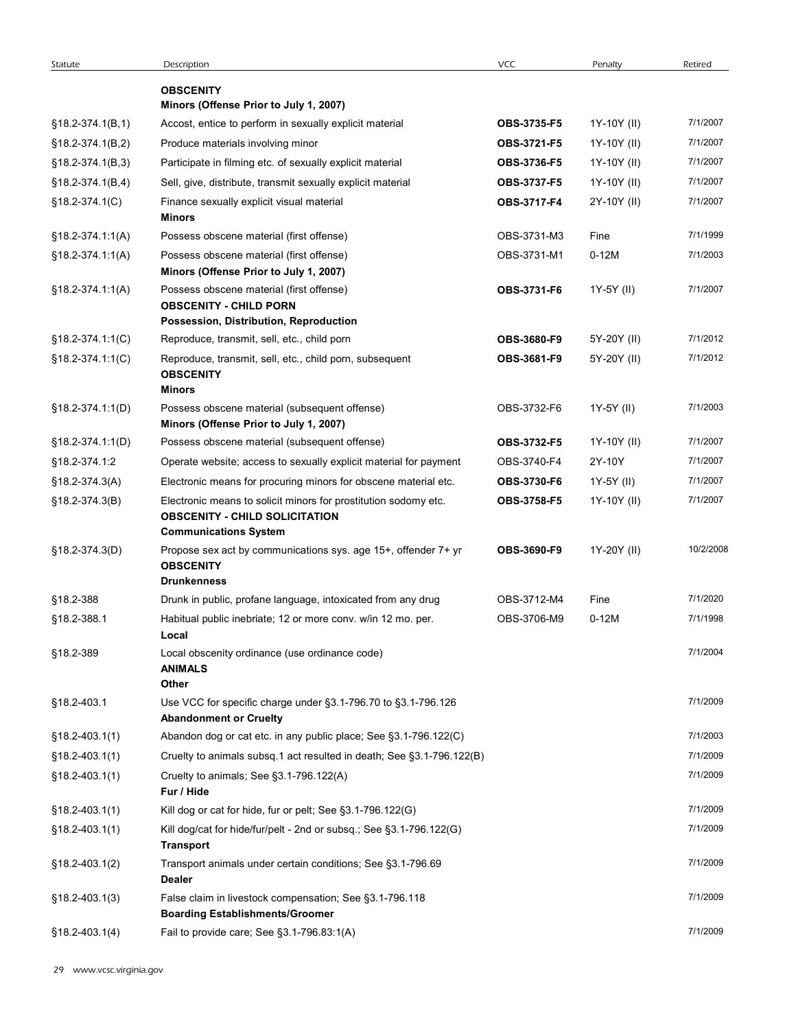| Statute | Description | VCC | Penalty | Retired |
|---|---|---|---|---|
| | **OBSCENITY** | | | |
| | **Minors (Offense Prior to July 1, 2007)** | | | |
| §18.2-374.1(B,1) | Accost, entice to perform in sexually explicit material | **OBS-3735-F5** | 1Y-10Y (II) | 7/1/2007 |
| §18.2-374.1(B,2) | Produce materials involving minor | **OBS-3721-F5** | 1Y-10Y (II) | 7/1/2007 |
| §18.2-374.1(B,3) | Participate in filming etc. of sexually explicit material | **OBS-3736-F5** | 1Y-10Y (II) | 7/1/2007 |
| §18.2-374.1(B,4) | Sell, give, distribute, transmit sexually explicit material | **OBS-3737-F5** | 1Y-10Y (II) | 7/1/2007 |
| §18.2-374.1(C) | Finance sexually explicit visual material | **OBS-3717-F4** | 2Y-10Y (II) | 7/1/2007 |
| | **Minors** | | | |
| §18.2-374.1:1(A) | Possess obscene material (first offense) | OBS-3731-M3 | Fine | 7/1/1999 |
| §18.2-374.1:1(A) | Possess obscene material (first offense) | OBS-3731-M1 | 0-12M | 7/1/2003 |
| | **Minors (Offense Prior to July 1, 2007)** | | | |
| §18.2-374.1:1(A) | Possess obscene material (first offense) | **OBS-3731-F6** | 1Y-5Y (II) | 7/1/2007 |
| | **OBSCENITY - CHILD PORN** | | | |
| | **Possession, Distribution, Reproduction** | | | |
| §18.2-374.1:1(C) | Reproduce, transmit, sell, etc., child porn | **OBS-3680-F9** | 5Y-20Y (II) | 7/1/2012 |
| §18.2-374.1:1(C) | Reproduce, transmit, sell, etc., child porn, subsequent | **OBS-3681-F9** | 5Y-20Y (II) | 7/1/2012 |
| | **OBSCENITY** | | | |
| | **Minors** | | | |
| §18.2-374.1:1(D) | Possess obscene material (subsequent offense) | OBS-3732-F6 | 1Y-5Y (II) | 7/1/2003 |
| | **Minors (Offense Prior to July 1, 2007)** | | | |
| §18.2-374.1:1(D) | Possess obscene material (subsequent offense) | **OBS-3732-F5** | 1Y-10Y (II) | 7/1/2007 |
| §18.2-374.1:2 | Operate website; access to sexually explicit material for payment | OBS-3740-F4 | 2Y-10Y | 7/1/2007 |
| §18.2-374.3(A) | Electronic means for procuring minors for obscene material etc. | **OBS-3730-F6** | 1Y-5Y (II) | 7/1/2007 |
| §18.2-374.3(B) | Electronic means to solicit minors for prostitution sodomy etc. | **OBS-3758-F5** | 1Y-10Y (II) | 7/1/2007 |
| | **OBSCENITY - CHILD SOLICITATION** | | | |
| | **Communications System** | | | |
| §18.2-374.3(D) | Propose sex act by communications sys. age 15+, offender 7+ yr | **OBS-3690-F9** | 1Y-20Y (II) | 10/2/2008 |
| | **OBSCENITY** | | | |
| | **Drunkenness** | | | |
| §18.2-388 | Drunk in public, profane language, intoxicated from any drug | OBS-3712-M4 | Fine | 7/1/2020 |
| §18.2-388.1 | Habitual public inebriate; 12 or more conv. w/in 12 mo. per. | OBS-3706-M9 | 0-12M | 7/1/1998 |
| | **Local** | | | |
| §18.2-389 | Local obscenity ordinance (use ordinance code) | | | 7/1/2004 |
| | **ANIMALS** | | | |
| | **Other** | | | |
| §18.2-403.1 | Use VCC for specific charge under §3.1-796.70 to §3.1-796.126 | | | 7/1/2009 |
| | **Abandonment or Cruelty** | | | |
| §18.2-403.1(1) | Abandon dog or cat etc. in any public place; See §3.1-796.122(C) | | | 7/1/2003 |
| §18.2-403.1(1) | Cruelty to animals subsq.1 act resulted in death; See §3.1-796.122(B) | | | 7/1/2009 |
| §18.2-403.1(1) | Cruelty to animals; See §3.1-796.122(A) | | | 7/1/2009 |
| | **Fur / Hide** | | | |
| §18.2-403.1(1) | Kill dog or cat for hide, fur or pelt; See §3.1-796.122(G) | | | 7/1/2009 |
| §18.2-403.1(1) | Kill dog/cat for hide/fur/pelt - 2nd or subsq.; See §3.1-796.122(G) | | | 7/1/2009 |
| | **Transport** | | | |
| §18.2-403.1(2) | Transport animals under certain conditions; See §3.1-796.69 | | | 7/1/2009 |
| | **Dealer** | | | |
| §18.2-403.1(3) | False claim in livestock compensation; See §3.1-796.118 | | | 7/1/2009 |
| | **Boarding Establishments/Groomer** | | | |
| §18.2-403.1(4) | Fail to provide care; See §3.1-796.83:1(A) | | | 7/1/2009 |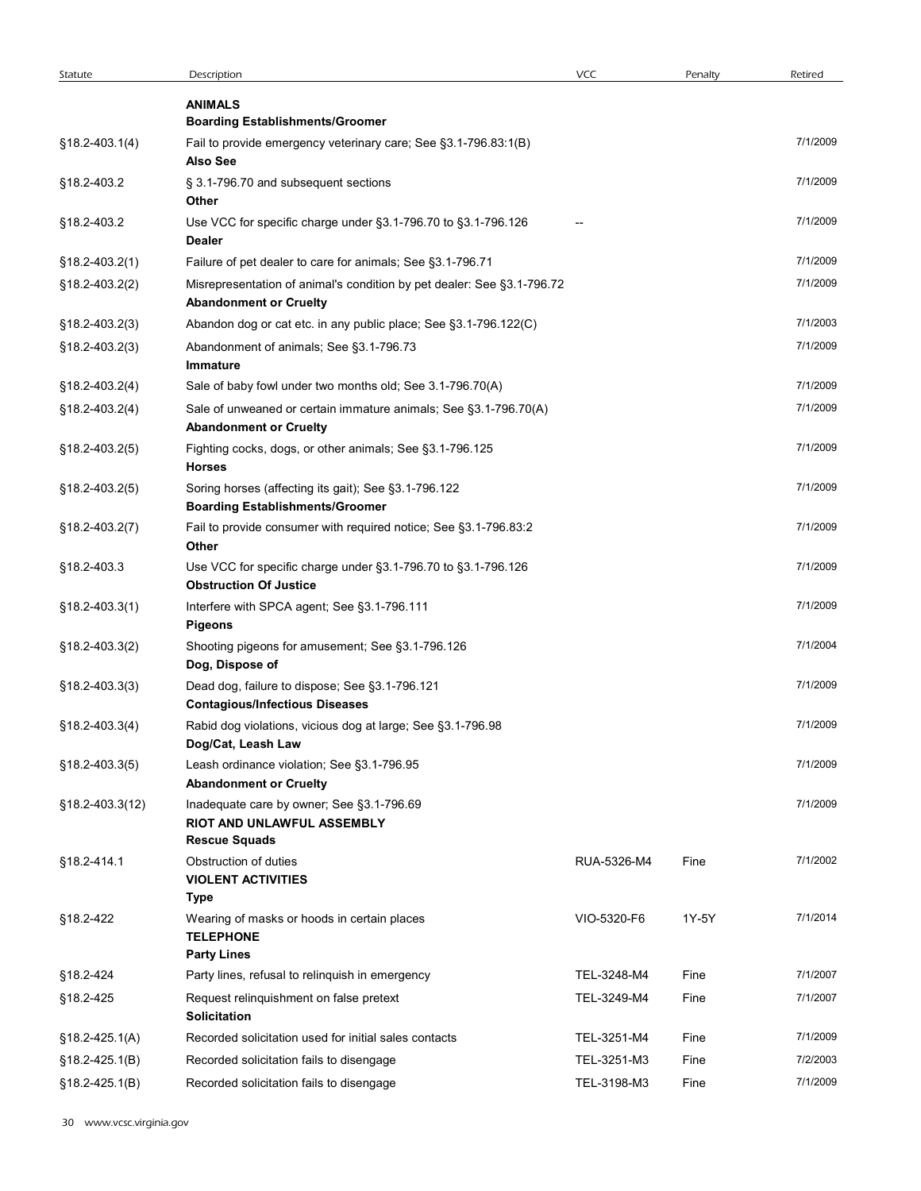| Statute | Description | VCC | Penalty | Retired |
|---|---|---|---|---|
| | **ANIMALS** | | | |
| | **Boarding Establishments/Groomer** | | | |
| §18.2-403.1(4) | Fail to provide emergency veterinary care; See §3.1-796.83:1(B) | | | 7/1/2009 |
| | **Also See** | | | |
| §18.2-403.2 | § 3.1-796.70 and subsequent sections | | | 7/1/2009 |
| | **Other** | | | |
| §18.2-403.2 | Use VCC for specific charge under §3.1-796.70 to §3.1-796.126 | -- | | 7/1/2009 |
| | **Dealer** | | | |
| §18.2-403.2(1) | Failure of pet dealer to care for animals; See §3.1-796.71 | | | 7/1/2009 |
| §18.2-403.2(2) | Misrepresentation of animal's condition by pet dealer: See §3.1-796.72 | | | 7/1/2009 |
| | **Abandonment or Cruelty** | | | |
| §18.2-403.2(3) | Abandon dog or cat etc. in any public place; See §3.1-796.122(C) | | | 7/1/2003 |
| §18.2-403.2(3) | Abandonment of animals; See §3.1-796.73 | | | 7/1/2009 |
| | **Immature** | | | |
| §18.2-403.2(4) | Sale of baby fowl under two months old; See 3.1-796.70(A) | | | 7/1/2009 |
| §18.2-403.2(4) | Sale of unweaned or certain immature animals; See §3.1-796.70(A) | | | 7/1/2009 |
| | **Abandonment or Cruelty** | | | |
| §18.2-403.2(5) | Fighting cocks, dogs, or other animals; See §3.1-796.125 | | | 7/1/2009 |
| | **Horses** | | | |
| §18.2-403.2(5) | Soring horses (affecting its gait); See §3.1-796.122 | | | 7/1/2009 |
| | **Boarding Establishments/Groomer** | | | |
| §18.2-403.2(7) | Fail to provide consumer with required notice; See §3.1-796.83:2 | | | 7/1/2009 |
| | **Other** | | | |
| §18.2-403.3 | Use VCC for specific charge under §3.1-796.70 to §3.1-796.126 | | | 7/1/2009 |
| | **Obstruction Of Justice** | | | |
| §18.2-403.3(1) | Interfere with SPCA agent; See §3.1-796.111 | | | 7/1/2009 |
| | **Pigeons** | | | |
| §18.2-403.3(2) | Shooting pigeons for amusement; See §3.1-796.126 | | | 7/1/2004 |
| | **Dog, Dispose of** | | | |
| §18.2-403.3(3) | Dead dog, failure to dispose; See §3.1-796.121 | | | 7/1/2009 |
| | **Contagious/Infectious Diseases** | | | |
| §18.2-403.3(4) | Rabid dog violations, vicious dog at large; See §3.1-796.98 | | | 7/1/2009 |
| | **Dog/Cat, Leash Law** | | | |
| §18.2-403.3(5) | Leash ordinance violation; See §3.1-796.95 | | | 7/1/2009 |
| | **Abandonment or Cruelty** | | | |
| §18.2-403.3(12) | Inadequate care by owner; See §3.1-796.69 | | | 7/1/2009 |
| | **RIOT AND UNLAWFUL ASSEMBLY** | | | |
| | **Rescue Squads** | | | |
| §18.2-414.1 | Obstruction of duties | RUA-5326-M4 | Fine | 7/1/2002 |
| | **VIOLENT ACTIVITIES** | | | |
| | **Type** | | | |
| §18.2-422 | Wearing of masks or hoods in certain places | VIO-5320-F6 | 1Y-5Y | 7/1/2014 |
| | **TELEPHONE** | | | |
| | **Party Lines** | | | |
| §18.2-424 | Party lines, refusal to relinquish in emergency | TEL-3248-M4 | Fine | 7/1/2007 |
| §18.2-425 | Request relinquishment on false pretext | TEL-3249-M4 | Fine | 7/1/2007 |
| | **Solicitation** | | | |
| §18.2-425.1(A) | Recorded solicitation used for initial sales contacts | TEL-3251-M4 | Fine | 7/1/2009 |
| §18.2-425.1(B) | Recorded solicitation fails to disengage | TEL-3251-M3 | Fine | 7/2/2003 |
| §18.2-425.1(B) | Recorded solicitation fails to disengage | TEL-3198-M3 | Fine | 7/1/2009 |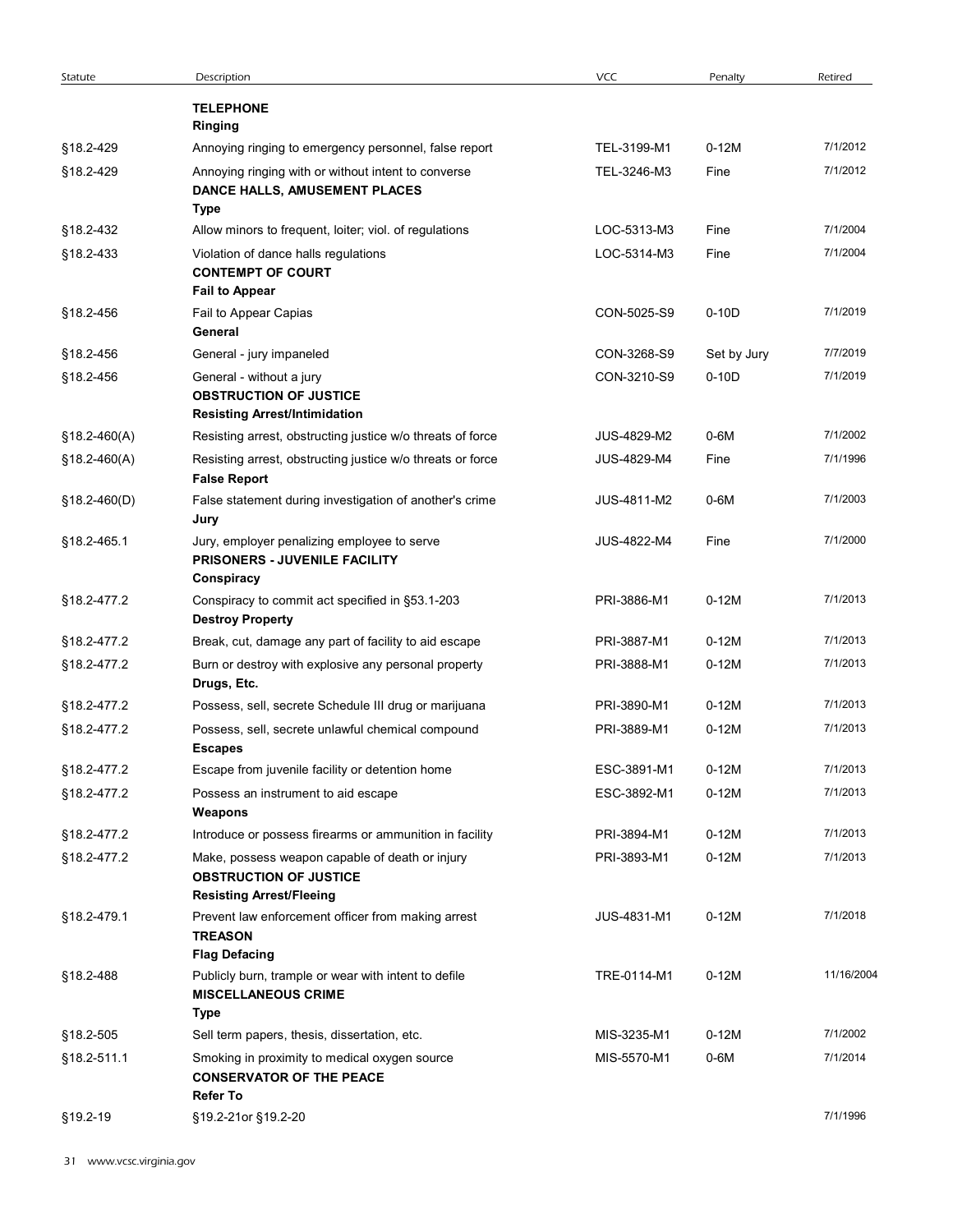| Statute | Description | VCC | Penalty | Retired |
|---|---|---|---|---|
| | **TELEPHONE** | | | |
| | **Ringing** | | | |
| §18.2-429 | Annoying ringing to emergency personnel, false report | TEL-3199-M1 | 0-12M | 7/1/2012 |
| §18.2-429 | Annoying ringing with or without intent to converse | TEL-3246-M3 | Fine | 7/1/2012 |
| | **DANCE HALLS, AMUSEMENT PLACES** | | | |
| | **Type** | | | |
| §18.2-432 | Allow minors to frequent, loiter; viol. of regulations | LOC-5313-M3 | Fine | 7/1/2004 |
| §18.2-433 | Violation of dance halls regulations | LOC-5314-M3 | Fine | 7/1/2004 |
| | **CONTEMPT OF COURT** | | | |
| | **Fail to Appear** | | | |
| §18.2-456 | Fail to Appear Capias | CON-5025-S9 | 0-10D | 7/1/2019 |
| | **General** | | | |
| §18.2-456 | General - jury impaneled | CON-3268-S9 | Set by Jury | 7/7/2019 |
| §18.2-456 | General - without a jury | CON-3210-S9 | 0-10D | 7/1/2019 |
| | **OBSTRUCTION OF JUSTICE** | | | |
| | **Resisting Arrest/Intimidation** | | | |
| §18.2-460(A) | Resisting arrest, obstructing justice w/o threats of force | JUS-4829-M2 | 0-6M | 7/1/2002 |
| §18.2-460(A) | Resisting arrest, obstructing justice w/o threats or force | JUS-4829-M4 | Fine | 7/1/1996 |
| | **False Report** | | | |
| §18.2-460(D) | False statement during investigation of another's crime | JUS-4811-M2 | 0-6M | 7/1/2003 |
| | **Jury** | | | |
| §18.2-465.1 | Jury, employer penalizing employee to serve | JUS-4822-M4 | Fine | 7/1/2000 |
| | **PRISONERS - JUVENILE FACILITY** | | | |
| | **Conspiracy** | | | |
| §18.2-477.2 | Conspiracy to commit act specified in §53.1-203 | PRI-3886-M1 | 0-12M | 7/1/2013 |
| | **Destroy Property** | | | |
| §18.2-477.2 | Break, cut, damage any part of facility to aid escape | PRI-3887-M1 | 0-12M | 7/1/2013 |
| §18.2-477.2 | Burn or destroy with explosive any personal property | PRI-3888-M1 | 0-12M | 7/1/2013 |
| | **Drugs, Etc.** | | | |
| §18.2-477.2 | Possess, sell, secrete Schedule III drug or marijuana | PRI-3890-M1 | 0-12M | 7/1/2013 |
| §18.2-477.2 | Possess, sell, secrete unlawful chemical compound | PRI-3889-M1 | 0-12M | 7/1/2013 |
| | **Escapes** | | | |
| §18.2-477.2 | Escape from juvenile facility or detention home | ESC-3891-M1 | 0-12M | 7/1/2013 |
| §18.2-477.2 | Possess an instrument to aid escape | ESC-3892-M1 | 0-12M | 7/1/2013 |
| | **Weapons** | | | |
| §18.2-477.2 | Introduce or possess firearms or ammunition in facility | PRI-3894-M1 | 0-12M | 7/1/2013 |
| §18.2-477.2 | Make, possess weapon capable of death or injury | PRI-3893-M1 | 0-12M | 7/1/2013 |
| | **OBSTRUCTION OF JUSTICE** | | | |
| | **Resisting Arrest/Fleeing** | | | |
| §18.2-479.1 | Prevent law enforcement officer from making arrest | JUS-4831-M1 | 0-12M | 7/1/2018 |
| | **TREASON** | | | |
| | **Flag Defacing** | | | |
| §18.2-488 | Publicly burn, trample or wear with intent to defile | TRE-0114-M1 | 0-12M | 11/16/2004 |
| | **MISCELLANEOUS CRIME** | | | |
| | **Type** | | | |
| §18.2-505 | Sell term papers, thesis, dissertation, etc. | MIS-3235-M1 | 0-12M | 7/1/2002 |
| §18.2-511.1 | Smoking in proximity to medical oxygen source | MIS-5570-M1 | 0-6M | 7/1/2014 |
| | **CONSERVATOR OF THE PEACE** | | | |
| | **Refer To** | | | |
| §19.2-19 | §19.2-21or §19.2-20 | | | 7/1/1996 |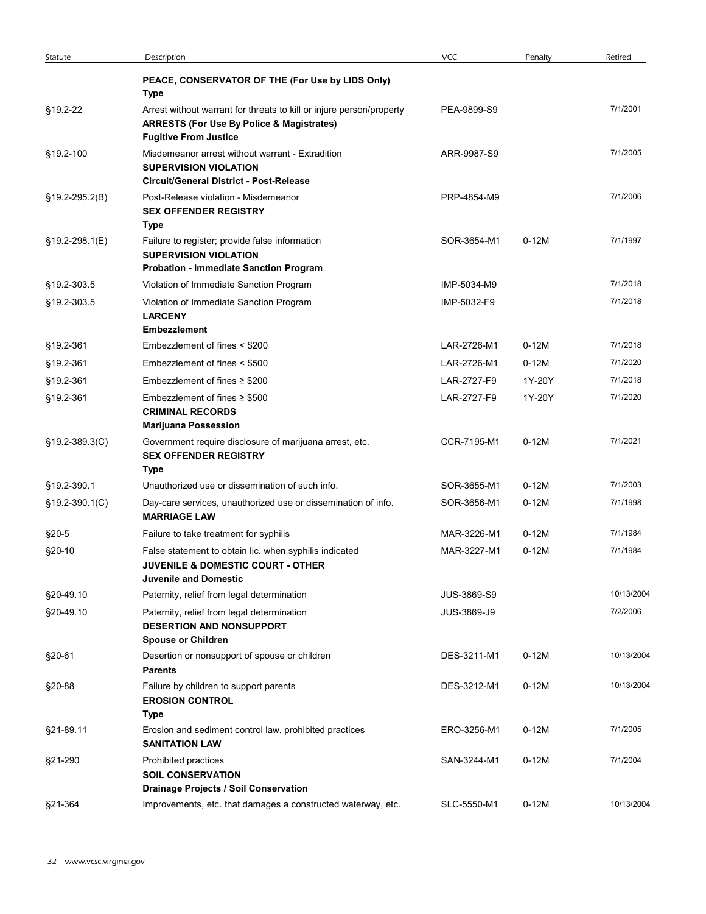| Statute | Description | VCC | Penalty | Retired |
|---|---|---|---|---|
| | **PEACE, CONSERVATOR OF THE (For Use by LIDS Only)** | | | |
| | **Type** | | | |
| §19.2-22 | Arrest without warrant for threats to kill or injure person/property | PEA-9899-S9 | | 7/1/2001 |
| | **ARRESTS (For Use By Police & Magistrates)** | | | |
| | **Fugitive From Justice** | | | |
| §19.2-100 | Misdemeanor arrest without warrant - Extradition | ARR-9987-S9 | | 7/1/2005 |
| | **SUPERVISION VIOLATION** | | | |
| | **Circuit/General District - Post-Release** | | | |
| §19.2-295.2(B) | Post-Release violation - Misdemeanor | PRP-4854-M9 | | 7/1/2006 |
| | **SEX OFFENDER REGISTRY** | | | |
| | **Type** | | | |
| §19.2-298.1(E) | Failure to register; provide false information | SOR-3654-M1 | 0-12M | 7/1/1997 |
| | **SUPERVISION VIOLATION** | | | |
| | **Probation - Immediate Sanction Program** | | | |
| §19.2-303.5 | Violation of Immediate Sanction Program | IMP-5034-M9 | | 7/1/2018 |
| §19.2-303.5 | Violation of Immediate Sanction Program | IMP-5032-F9 | | 7/1/2018 |
| | **LARCENY** | | | |
| | **Embezzlement** | | | |
| §19.2-361 | Embezzlement of fines < $200 | LAR-2726-M1 | 0-12M | 7/1/2018 |
| §19.2-361 | Embezzlement of fines < $500 | LAR-2726-M1 | 0-12M | 7/1/2020 |
| §19.2-361 | Embezzlement of fines ≥ $200 | LAR-2727-F9 | 1Y-20Y | 7/1/2018 |
| §19.2-361 | Embezzlement of fines ≥ $500 | LAR-2727-F9 | 1Y-20Y | 7/1/2020 |
| | **CRIMINAL RECORDS** | | | |
| | **Marijuana Possession** | | | |
| §19.2-389.3(C) | Government require disclosure of marijuana arrest, etc. | CCR-7195-M1 | 0-12M | 7/1/2021 |
| | **SEX OFFENDER REGISTRY** | | | |
| | **Type** | | | |
| §19.2-390.1 | Unauthorized use or dissemination of such info. | SOR-3655-M1 | 0-12M | 7/1/2003 |
| §19.2-390.1(C) | Day-care services, unauthorized use or dissemination of info. | SOR-3656-M1 | 0-12M | 7/1/1998 |
| | **MARRIAGE LAW** | | | |
| §20-5 | Failure to take treatment for syphilis | MAR-3226-M1 | 0-12M | 7/1/1984 |
| §20-10 | False statement to obtain lic. when syphilis indicated | MAR-3227-M1 | 0-12M | 7/1/1984 |
| | **JUVENILE & DOMESTIC COURT - OTHER** | | | |
| | **Juvenile and Domestic** | | | |
| §20-49.10 | Paternity, relief from legal determination | JUS-3869-S9 | | 10/13/2004 |
| §20-49.10 | Paternity, relief from legal determination | JUS-3869-J9 | | 7/2/2006 |
| | **DESERTION AND NONSUPPORT** | | | |
| | **Spouse or Children** | | | |
| §20-61 | Desertion or nonsupport of spouse or children | DES-3211-M1 | 0-12M | 10/13/2004 |
| | **Parents** | | | |
| §20-88 | Failure by children to support parents | DES-3212-M1 | 0-12M | 10/13/2004 |
| | **EROSION CONTROL** | | | |
| | **Type** | | | |
| §21-89.11 | Erosion and sediment control law, prohibited practices | ERO-3256-M1 | 0-12M | 7/1/2005 |
| | **SANITATION LAW** | | | |
| §21-290 | Prohibited practices | SAN-3244-M1 | 0-12M | 7/1/2004 |
| | **SOIL CONSERVATION** | | | |
| | **Drainage Projects / Soil Conservation** | | | |
| §21-364 | Improvements, etc. that damages a constructed waterway, etc. | SLC-5550-M1 | 0-12M | 10/13/2004 |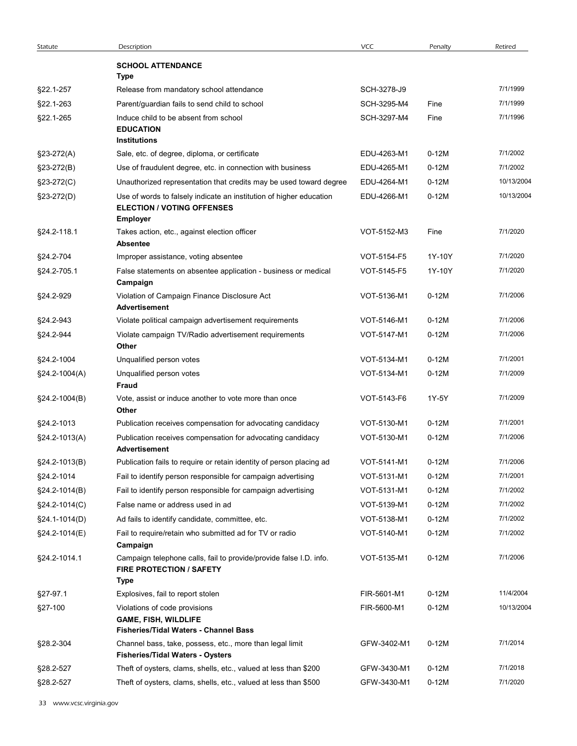| Statute | Description | VCC | Penalty | Retired |
|---|---|---|---|---|
| | **SCHOOL ATTENDANCE** | | | |
| | **Type** | | | |
| §22.1-257 | Release from mandatory school attendance | SCH-3278-J9 | | 7/1/1999 |
| §22.1-263 | Parent/guardian fails to send child to school | SCH-3295-M4 | Fine | 7/1/1999 |
| §22.1-265 | Induce child to be absent from school | SCH-3297-M4 | Fine | 7/1/1996 |
| | **EDUCATION** | | | |
| | **Institutions** | | | |
| §23-272(A) | Sale, etc. of degree, diploma, or certificate | EDU-4263-M1 | 0-12M | 7/1/2002 |
| §23-272(B) | Use of fraudulent degree, etc. in connection with business | EDU-4265-M1 | 0-12M | 7/1/2002 |
| §23-272(C) | Unauthorized representation that credits may be used toward degree | EDU-4264-M1 | 0-12M | 10/13/2004 |
| §23-272(D) | Use of words to falsely indicate an institution of higher education | EDU-4266-M1 | 0-12M | 10/13/2004 |
| | **ELECTION / VOTING OFFENSES** | | | |
| | **Employer** | | | |
| §24.2-118.1 | Takes action, etc., against election officer | VOT-5152-M3 | Fine | 7/1/2020 |
| | **Absentee** | | | |
| §24.2-704 | Improper assistance, voting absentee | VOT-5154-F5 | 1Y-10Y | 7/1/2020 |
| §24.2-705.1 | False statements on absentee application - business or medical | VOT-5145-F5 | 1Y-10Y | 7/1/2020 |
| | **Campaign** | | | |
| §24.2-929 | Violation of Campaign Finance Disclosure Act | VOT-5136-M1 | 0-12M | 7/1/2006 |
| | **Advertisement** | | | |
| §24.2-943 | Violate political campaign advertisement requirements | VOT-5146-M1 | 0-12M | 7/1/2006 |
| §24.2-944 | Violate campaign TV/Radio advertisement requirements | VOT-5147-M1 | 0-12M | 7/1/2006 |
| | **Other** | | | |
| §24.2-1004 | Unqualified person votes | VOT-5134-M1 | 0-12M | 7/1/2001 |
| §24.2-1004(A) | Unqualified person votes | VOT-5134-M1 | 0-12M | 7/1/2009 |
| | **Fraud** | | | |
| §24.2-1004(B) | Vote, assist or induce another to vote more than once | VOT-5143-F6 | 1Y-5Y | 7/1/2009 |
| | **Other** | | | |
| §24.2-1013 | Publication receives compensation for advocating candidacy | VOT-5130-M1 | 0-12M | 7/1/2001 |
| §24.2-1013(A) | Publication receives compensation for advocating candidacy | VOT-5130-M1 | 0-12M | 7/1/2006 |
| | **Advertisement** | | | |
| §24.2-1013(B) | Publication fails to require or retain identity of person placing ad | VOT-5141-M1 | 0-12M | 7/1/2006 |
| §24.2-1014 | Fail to identify person responsible for campaign advertising | VOT-5131-M1 | 0-12M | 7/1/2001 |
| §24.2-1014(B) | Fail to identify person responsible for campaign advertising | VOT-5131-M1 | 0-12M | 7/1/2002 |
| §24.2-1014(C) | False name or address used in ad | VOT-5139-M1 | 0-12M | 7/1/2002 |
| §24.1-1014(D) | Ad fails to identify candidate, committee, etc. | VOT-5138-M1 | 0-12M | 7/1/2002 |
| §24.2-1014(E) | Fail to require/retain who submitted ad for TV or radio | VOT-5140-M1 | 0-12M | 7/1/2002 |
| | **Campaign** | | | |
| §24.2-1014.1 | Campaign telephone calls, fail to provide/provide false I.D. info. | VOT-5135-M1 | 0-12M | 7/1/2006 |
| | **FIRE PROTECTION / SAFETY** | | | |
| | **Type** | | | |
| §27-97.1 | Explosives, fail to report stolen | FIR-5601-M1 | 0-12M | 11/4/2004 |
| §27-100 | Violations of code provisions | FIR-5600-M1 | 0-12M | 10/13/2004 |
| | **GAME, FISH, WILDLIFE** | | | |
| | **Fisheries/Tidal Waters - Channel Bass** | | | |
| §28.2-304 | Channel bass, take, possess, etc., more than legal limit | GFW-3402-M1 | 0-12M | 7/1/2014 |
| | **Fisheries/Tidal Waters - Oysters** | | | |
| §28.2-527 | Theft of oysters, clams, shells, etc., valued at less than $200 | GFW-3430-M1 | 0-12M | 7/1/2018 |
| §28.2-527 | Theft of oysters, clams, shells, etc., valued at less than $500 | GFW-3430-M1 | 0-12M | 7/1/2020 |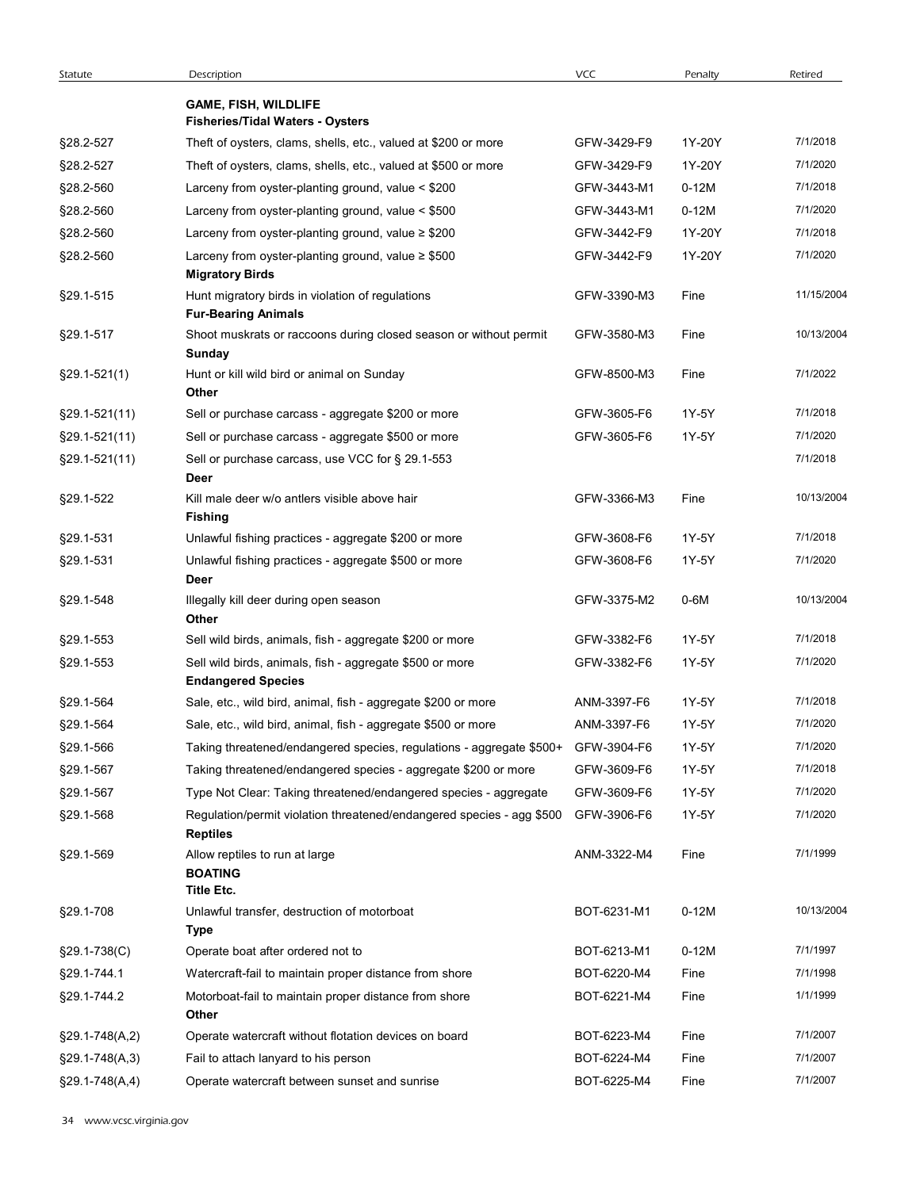| Statute | Description | VCC | Penalty | Retired |
|---|---|---|---|---|
| | **GAME, FISH, WILDLIFE** | | | |
| | **Fisheries/Tidal Waters - Oysters** | | | |
| §28.2-527 | Theft of oysters, clams, shells, etc., valued at $200 or more | GFW-3429-F9 | 1Y-20Y | 7/1/2018 |
| §28.2-527 | Theft of oysters, clams, shells, etc., valued at $500 or more | GFW-3429-F9 | 1Y-20Y | 7/1/2020 |
| §28.2-560 | Larceny from oyster-planting ground, value < $200 | GFW-3443-M1 | 0-12M | 7/1/2018 |
| §28.2-560 | Larceny from oyster-planting ground, value < $500 | GFW-3443-M1 | 0-12M | 7/1/2020 |
| §28.2-560 | Larceny from oyster-planting ground, value ≥ $200 | GFW-3442-F9 | 1Y-20Y | 7/1/2018 |
| §28.2-560 | Larceny from oyster-planting ground, value ≥ $500 | GFW-3442-F9 | 1Y-20Y | 7/1/2020 |
| | **Migratory Birds** | | | |
| §29.1-515 | Hunt migratory birds in violation of regulations | GFW-3390-M3 | Fine | 11/15/2004 |
| | **Fur-Bearing Animals** | | | |
| §29.1-517 | Shoot muskrats or raccoons during closed season or without permit | GFW-3580-M3 | Fine | 10/13/2004 |
| | **Sunday** | | | |
| §29.1-521(1) | Hunt or kill wild bird or animal on Sunday | GFW-8500-M3 | Fine | 7/1/2022 |
| | **Other** | | | |
| §29.1-521(11) | Sell or purchase carcass - aggregate $200 or more | GFW-3605-F6 | 1Y-5Y | 7/1/2018 |
| §29.1-521(11) | Sell or purchase carcass - aggregate $500 or more | GFW-3605-F6 | 1Y-5Y | 7/1/2020 |
| §29.1-521(11) | Sell or purchase carcass, use VCC for § 29.1-553 | | | 7/1/2018 |
| | **Deer** | | | |
| §29.1-522 | Kill male deer w/o antlers visible above hair | GFW-3366-M3 | Fine | 10/13/2004 |
| | **Fishing** | | | |
| §29.1-531 | Unlawful fishing practices - aggregate $200 or more | GFW-3608-F6 | 1Y-5Y | 7/1/2018 |
| §29.1-531 | Unlawful fishing practices - aggregate $500 or more | GFW-3608-F6 | 1Y-5Y | 7/1/2020 |
| | **Deer** | | | |
| §29.1-548 | Illegally kill deer during open season | GFW-3375-M2 | 0-6M | 10/13/2004 |
| | **Other** | | | |
| §29.1-553 | Sell wild birds, animals, fish - aggregate $200 or more | GFW-3382-F6 | 1Y-5Y | 7/1/2018 |
| §29.1-553 | Sell wild birds, animals, fish - aggregate $500 or more | GFW-3382-F6 | 1Y-5Y | 7/1/2020 |
| | **Endangered Species** | | | |
| §29.1-564 | Sale, etc., wild bird, animal, fish - aggregate $200 or more | ANM-3397-F6 | 1Y-5Y | 7/1/2018 |
| §29.1-564 | Sale, etc., wild bird, animal, fish - aggregate $500 or more | ANM-3397-F6 | 1Y-5Y | 7/1/2020 |
| §29.1-566 | Taking threatened/endangered species, regulations - aggregate $500+ | GFW-3904-F6 | 1Y-5Y | 7/1/2020 |
| §29.1-567 | Taking threatened/endangered species - aggregate $200 or more | GFW-3609-F6 | 1Y-5Y | 7/1/2018 |
| §29.1-567 | Type Not Clear: Taking threatened/endangered species - aggregate | GFW-3609-F6 | 1Y-5Y | 7/1/2020 |
| §29.1-568 | Regulation/permit violation threatened/endangered species - agg $500 | GFW-3906-F6 | 1Y-5Y | 7/1/2020 |
| | **Reptiles** | | | |
| §29.1-569 | Allow reptiles to run at large | ANM-3322-M4 | Fine | 7/1/1999 |
| | **BOATING** | | | |
| | **Title Etc.** | | | |
| §29.1-708 | Unlawful transfer, destruction of motorboat | BOT-6231-M1 | 0-12M | 10/13/2004 |
| | **Type** | | | |
| §29.1-738(C) | Operate boat after ordered not to | BOT-6213-M1 | 0-12M | 7/1/1997 |
| §29.1-744.1 | Watercraft-fail to maintain proper distance from shore | BOT-6220-M4 | Fine | 7/1/1998 |
| §29.1-744.2 | Motorboat-fail to maintain proper distance from shore | BOT-6221-M4 | Fine | 1/1/1999 |
| | **Other** | | | |
| §29.1-748(A,2) | Operate watercraft without flotation devices on board | BOT-6223-M4 | Fine | 7/1/2007 |
| §29.1-748(A,3) | Fail to attach lanyard to his person | BOT-6224-M4 | Fine | 7/1/2007 |
| §29.1-748(A,4) | Operate watercraft between sunset and sunrise | BOT-6225-M4 | Fine | 7/1/2007 |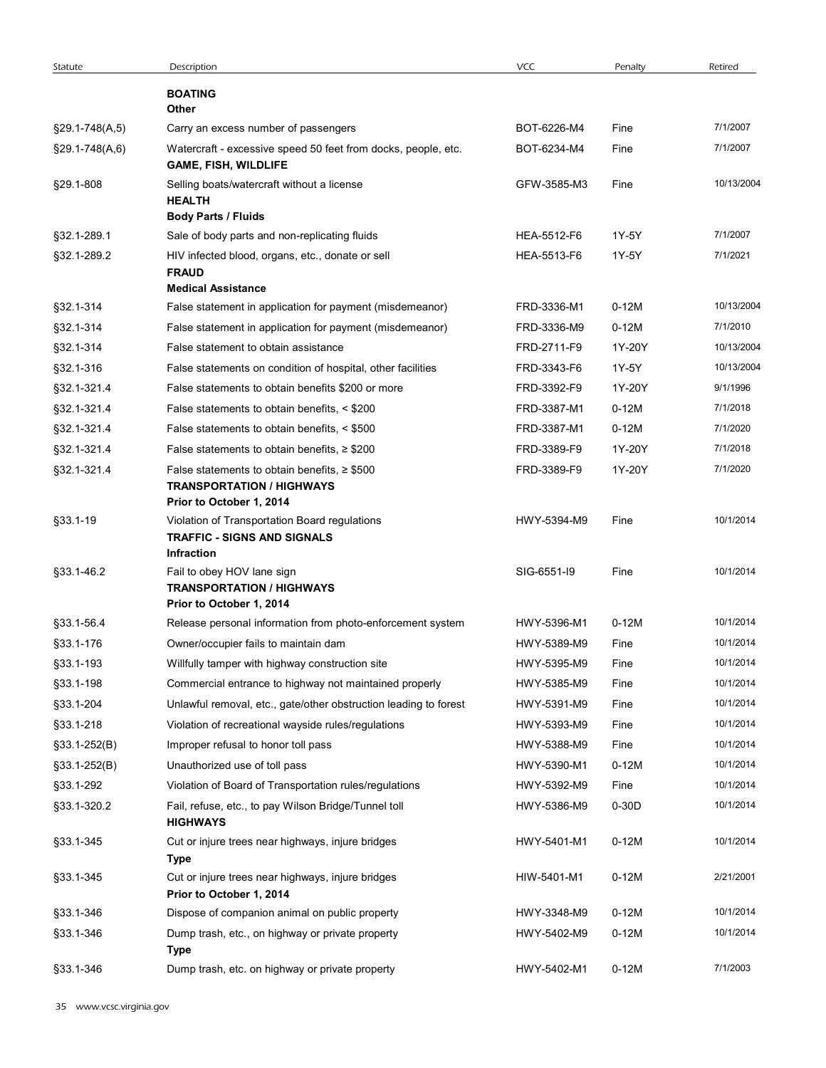| Statute | Description | VCC | Penalty | Retired |
|---|---|---|---|---|
| | **BOATING** | | | |
| | **Other** | | | |
| §29.1-748(A,5) | Carry an excess number of passengers | BOT-6226-M4 | Fine | 7/1/2007 |
| §29.1-748(A,6) | Watercraft - excessive speed 50 feet from docks, people, etc. | BOT-6234-M4 | Fine | 7/1/2007 |
| | **GAME, FISH, WILDLIFE** | | | |
| §29.1-808 | Selling boats/watercraft without a license | GFW-3585-M3 | Fine | 10/13/2004 |
| | **HEALTH** | | | |
| | **Body Parts / Fluids** | | | |
| §32.1-289.1 | Sale of body parts and non-replicating fluids | HEA-5512-F6 | 1Y-5Y | 7/1/2007 |
| §32.1-289.2 | HIV infected blood, organs, etc., donate or sell | HEA-5513-F6 | 1Y-5Y | 7/1/2021 |
| | **FRAUD** | | | |
| | **Medical Assistance** | | | |
| §32.1-314 | False statement in application for payment (misdemeanor) | FRD-3336-M1 | 0-12M | 10/13/2004 |
| §32.1-314 | False statement in application for payment (misdemeanor) | FRD-3336-M9 | 0-12M | 7/1/2010 |
| §32.1-314 | False statement to obtain assistance | FRD-2711-F9 | 1Y-20Y | 10/13/2004 |
| §32.1-316 | False statements on condition of hospital, other facilities | FRD-3343-F6 | 1Y-5Y | 10/13/2004 |
| §32.1-321.4 | False statements to obtain benefits $200 or more | FRD-3392-F9 | 1Y-20Y | 9/1/1996 |
| §32.1-321.4 | False statements to obtain benefits, < $200 | FRD-3387-M1 | 0-12M | 7/1/2018 |
| §32.1-321.4 | False statements to obtain benefits, < $500 | FRD-3387-M1 | 0-12M | 7/1/2020 |
| §32.1-321.4 | False statements to obtain benefits, ≥ $200 | FRD-3389-F9 | 1Y-20Y | 7/1/2018 |
| §32.1-321.4 | False statements to obtain benefits, ≥ $500 | FRD-3389-F9 | 1Y-20Y | 7/1/2020 |
| | **TRANSPORTATION / HIGHWAYS** | | | |
| | **Prior to October 1, 2014** | | | |
| §33.1-19 | Violation of Transportation Board regulations | HWY-5394-M9 | Fine | 10/1/2014 |
| | **TRAFFIC - SIGNS AND SIGNALS** | | | |
| | **Infraction** | | | |
| §33.1-46.2 | Fail to obey HOV lane sign | SIG-6551-I9 | Fine | 10/1/2014 |
| | **TRANSPORTATION / HIGHWAYS** | | | |
| | **Prior to October 1, 2014** | | | |
| §33.1-56.4 | Release personal information from photo-enforcement system | HWY-5396-M1 | 0-12M | 10/1/2014 |
| §33.1-176 | Owner/occupier fails to maintain dam | HWY-5389-M9 | Fine | 10/1/2014 |
| §33.1-193 | Willfully tamper with highway construction site | HWY-5395-M9 | Fine | 10/1/2014 |
| §33.1-198 | Commercial entrance to highway not maintained properly | HWY-5385-M9 | Fine | 10/1/2014 |
| §33.1-204 | Unlawful removal, etc., gate/other obstruction leading to forest | HWY-5391-M9 | Fine | 10/1/2014 |
| §33.1-218 | Violation of recreational wayside rules/regulations | HWY-5393-M9 | Fine | 10/1/2014 |
| §33.1-252(B) | Improper refusal to honor toll pass | HWY-5388-M9 | Fine | 10/1/2014 |
| §33.1-252(B) | Unauthorized use of toll pass | HWY-5390-M1 | 0-12M | 10/1/2014 |
| §33.1-292 | Violation of Board of Transportation rules/regulations | HWY-5392-M9 | Fine | 10/1/2014 |
| §33.1-320.2 | Fail, refuse, etc., to pay Wilson Bridge/Tunnel toll | HWY-5386-M9 | 0-30D | 10/1/2014 |
| | **HIGHWAYS** | | | |
| §33.1-345 | Cut or injure trees near highways, injure bridges | HWY-5401-M1 | 0-12M | 10/1/2014 |
| | **Type** | | | |
| §33.1-345 | Cut or injure trees near highways, injure bridges | HIW-5401-M1 | 0-12M | 2/21/2001 |
| | **Prior to October 1, 2014** | | | |
| §33.1-346 | Dispose of companion animal on public property | HWY-3348-M9 | 0-12M | 10/1/2014 |
| §33.1-346 | Dump trash, etc., on highway or private property | HWY-5402-M9 | 0-12M | 10/1/2014 |
| | **Type** | | | |
| §33.1-346 | Dump trash, etc. on highway or private property | HWY-5402-M1 | 0-12M | 7/1/2003 |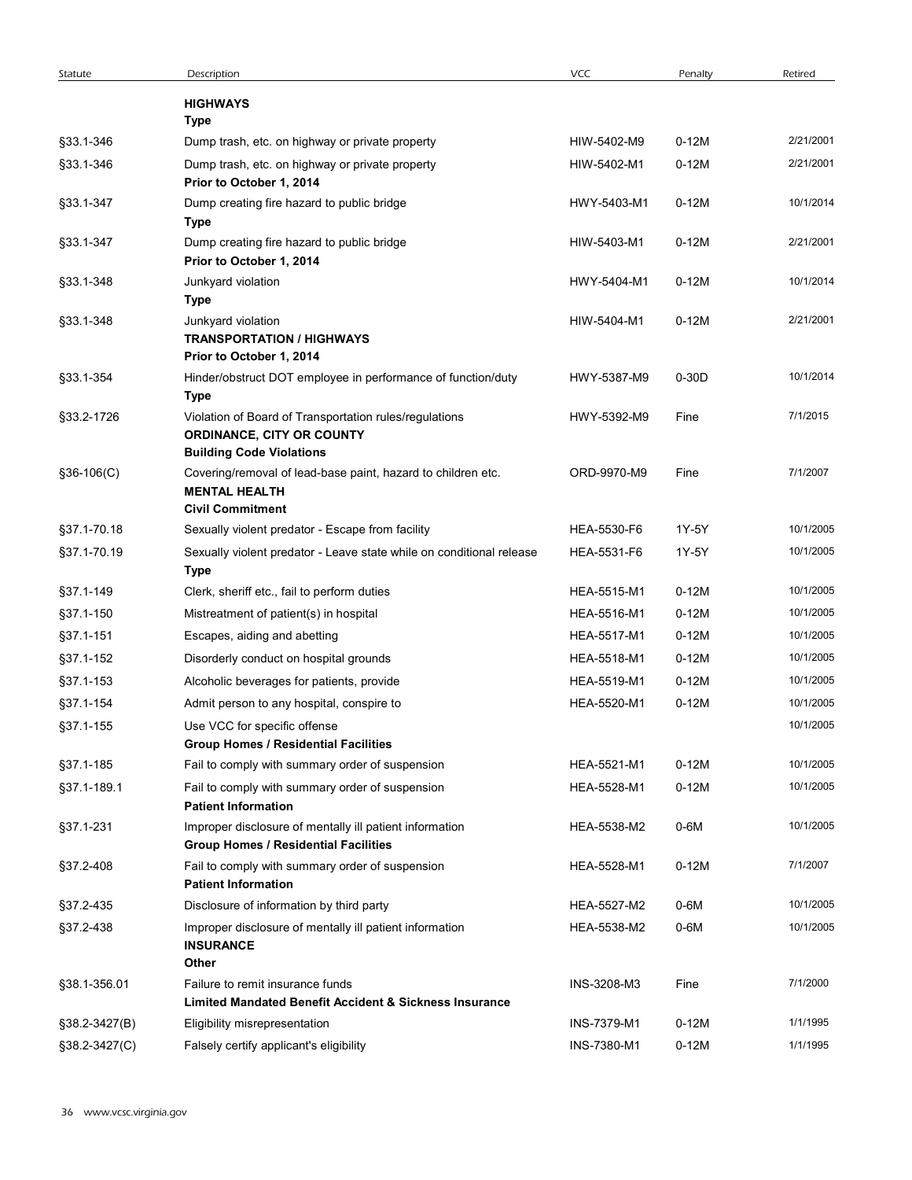| Statute | Description | VCC | Penalty | Retired |
|---|---|---|---|---|
| | **HIGHWAYS** | | | |
| | **Type** | | | |
| §33.1-346 | Dump trash, etc. on highway or private property | HIW-5402-M9 | 0-12M | 2/21/2001 |
| §33.1-346 | Dump trash, etc. on highway or private property | HIW-5402-M1 | 0-12M | 2/21/2001 |
| | **Prior to October 1, 2014** | | | |
| §33.1-347 | Dump creating fire hazard to public bridge | HWY-5403-M1 | 0-12M | 10/1/2014 |
| | **Type** | | | |
| §33.1-347 | Dump creating fire hazard to public bridge | HIW-5403-M1 | 0-12M | 2/21/2001 |
| | **Prior to October 1, 2014** | | | |
| §33.1-348 | Junkyard violation | HWY-5404-M1 | 0-12M | 10/1/2014 |
| | **Type** | | | |
| §33.1-348 | Junkyard violation | HIW-5404-M1 | 0-12M | 2/21/2001 |
| | **TRANSPORTATION / HIGHWAYS** | | | |
| | **Prior to October 1, 2014** | | | |
| §33.1-354 | Hinder/obstruct DOT employee in performance of function/duty | HWY-5387-M9 | 0-30D | 10/1/2014 |
| | **Type** | | | |
| §33.2-1726 | Violation of Board of Transportation rules/regulations | HWY-5392-M9 | Fine | 7/1/2015 |
| | **ORDINANCE, CITY OR COUNTY** | | | |
| | **Building Code Violations** | | | |
| §36-106(C) | Covering/removal of lead-base paint, hazard to children etc. | ORD-9970-M9 | Fine | 7/1/2007 |
| | **MENTAL HEALTH** | | | |
| | **Civil Commitment** | | | |
| §37.1-70.18 | Sexually violent predator - Escape from facility | HEA-5530-F6 | 1Y-5Y | 10/1/2005 |
| §37.1-70.19 | Sexually violent predator - Leave state while on conditional release | HEA-5531-F6 | 1Y-5Y | 10/1/2005 |
| | **Type** | | | |
| §37.1-149 | Clerk, sheriff etc., fail to perform duties | HEA-5515-M1 | 0-12M | 10/1/2005 |
| §37.1-150 | Mistreatment of patient(s) in hospital | HEA-5516-M1 | 0-12M | 10/1/2005 |
| §37.1-151 | Escapes, aiding and abetting | HEA-5517-M1 | 0-12M | 10/1/2005 |
| §37.1-152 | Disorderly conduct on hospital grounds | HEA-5518-M1 | 0-12M | 10/1/2005 |
| §37.1-153 | Alcoholic beverages for patients, provide | HEA-5519-M1 | 0-12M | 10/1/2005 |
| §37.1-154 | Admit person to any hospital, conspire to | HEA-5520-M1 | 0-12M | 10/1/2005 |
| §37.1-155 | Use VCC for specific offense | | | 10/1/2005 |
| | **Group Homes / Residential Facilities** | | | |
| §37.1-185 | Fail to comply with summary order of suspension | HEA-5521-M1 | 0-12M | 10/1/2005 |
| §37.1-189.1 | Fail to comply with summary order of suspension | HEA-5528-M1 | 0-12M | 10/1/2005 |
| | **Patient Information** | | | |
| §37.1-231 | Improper disclosure of mentally ill patient information | HEA-5538-M2 | 0-6M | 10/1/2005 |
| | **Group Homes / Residential Facilities** | | | |
| §37.2-408 | Fail to comply with summary order of suspension | HEA-5528-M1 | 0-12M | 7/1/2007 |
| | **Patient Information** | | | |
| §37.2-435 | Disclosure of information by third party | HEA-5527-M2 | 0-6M | 10/1/2005 |
| §37.2-438 | Improper disclosure of mentally ill patient information | HEA-5538-M2 | 0-6M | 10/1/2005 |
| | **INSURANCE** | | | |
| | **Other** | | | |
| §38.1-356.01 | Failure to remit insurance funds | INS-3208-M3 | Fine | 7/1/2000 |
| | **Limited Mandated Benefit Accident & Sickness Insurance** | | | |
| §38.2-3427(B) | Eligibility misrepresentation | INS-7379-M1 | 0-12M | 1/1/1995 |
| §38.2-3427(C) | Falsely certify applicant's eligibility | INS-7380-M1 | 0-12M | 1/1/1995 |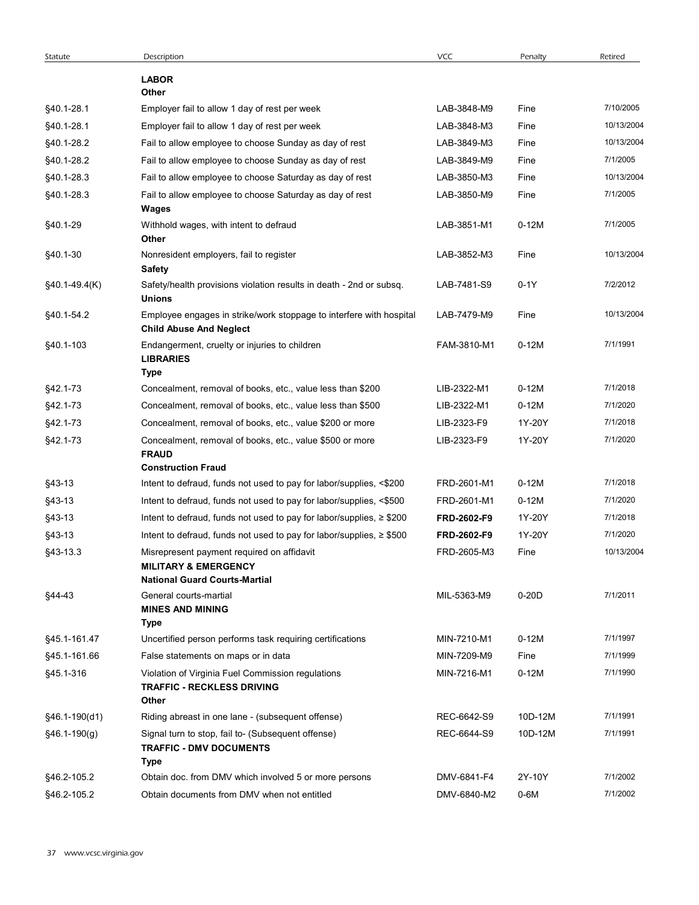| Statute | Description | VCC | Penalty | Retired |
|---|---|---|---|---|
| | **LABOR** | | | |
| | **Other** | | | |
| §40.1-28.1 | Employer fail to allow 1 day of rest per week | LAB-3848-M9 | Fine | 7/10/2005 |
| §40.1-28.1 | Employer fail to allow 1 day of rest per week | LAB-3848-M3 | Fine | 10/13/2004 |
| §40.1-28.2 | Fail to allow employee to choose Sunday as day of rest | LAB-3849-M3 | Fine | 10/13/2004 |
| §40.1-28.2 | Fail to allow employee to choose Sunday as day of rest | LAB-3849-M9 | Fine | 7/1/2005 |
| §40.1-28.3 | Fail to allow employee to choose Saturday as day of rest | LAB-3850-M3 | Fine | 10/13/2004 |
| §40.1-28.3 | Fail to allow employee to choose Saturday as day of rest | LAB-3850-M9 | Fine | 7/1/2005 |
| | **Wages** | | | |
| §40.1-29 | Withhold wages, with intent to defraud | LAB-3851-M1 | 0-12M | 7/1/2005 |
| | **Other** | | | |
| §40.1-30 | Nonresident employers, fail to register | LAB-3852-M3 | Fine | 10/13/2004 |
| | **Safety** | | | |
| §40.1-49.4(K) | Safety/health provisions violation results in death - 2nd or subsq. | LAB-7481-S9 | 0-1Y | 7/2/2012 |
| | **Unions** | | | |
| §40.1-54.2 | Employee engages in strike/work stoppage to interfere with hospital | LAB-7479-M9 | Fine | 10/13/2004 |
| | **Child Abuse And Neglect** | | | |
| §40.1-103 | Endangerment, cruelty or injuries to children | FAM-3810-M1 | 0-12M | 7/1/1991 |
| | **LIBRARIES** | | | |
| | **Type** | | | |
| §42.1-73 | Concealment, removal of books, etc., value less than $200 | LIB-2322-M1 | 0-12M | 7/1/2018 |
| §42.1-73 | Concealment, removal of books, etc., value less than $500 | LIB-2322-M1 | 0-12M | 7/1/2020 |
| §42.1-73 | Concealment, removal of books, etc., value $200 or more | LIB-2323-F9 | 1Y-20Y | 7/1/2018 |
| §42.1-73 | Concealment, removal of books, etc., value $500 or more | LIB-2323-F9 | 1Y-20Y | 7/1/2020 |
| | **FRAUD** | | | |
| | **Construction Fraud** | | | |
| §43-13 | Intent to defraud, funds not used to pay for labor/supplies, <$200 | FRD-2601-M1 | 0-12M | 7/1/2018 |
| §43-13 | Intent to defraud, funds not used to pay for labor/supplies, <$500 | FRD-2601-M1 | 0-12M | 7/1/2020 |
| §43-13 | Intent to defraud, funds not used to pay for labor/supplies, ≥ $200 | **FRD-2602-F9** | 1Y-20Y | 7/1/2018 |
| §43-13 | Intent to defraud, funds not used to pay for labor/supplies, ≥ $500 | **FRD-2602-F9** | 1Y-20Y | 7/1/2020 |
| §43-13.3 | Misrepresent payment required on affidavit | FRD-2605-M3 | Fine | 10/13/2004 |
| | **MILITARY & EMERGENCY** | | | |
| | **National Guard Courts-Martial** | | | |
| §44-43 | General courts-martial | MIL-5363-M9 | 0-20D | 7/1/2011 |
| | **MINES AND MINING** | | | |
| | **Type** | | | |
| §45.1-161.47 | Uncertified person performs task requiring certifications | MIN-7210-M1 | 0-12M | 7/1/1997 |
| §45.1-161.66 | False statements on maps or in data | MIN-7209-M9 | Fine | 7/1/1999 |
| §45.1-316 | Violation of Virginia Fuel Commission regulations | MIN-7216-M1 | 0-12M | 7/1/1990 |
| | **TRAFFIC - RECKLESS DRIVING** | | | |
| | **Other** | | | |
| §46.1-190(d1) | Riding abreast in one lane - (subsequent offense) | REC-6642-S9 | 10D-12M | 7/1/1991 |
| §46.1-190(g) | Signal turn to stop, fail to- (Subsequent offense) | REC-6644-S9 | 10D-12M | 7/1/1991 |
| | **TRAFFIC - DMV DOCUMENTS** | | | |
| | **Type** | | | |
| §46.2-105.2 | Obtain doc. from DMV which involved 5 or more persons | DMV-6841-F4 | 2Y-10Y | 7/1/2002 |
| §46.2-105.2 | Obtain documents from DMV when not entitled | DMV-6840-M2 | 0-6M | 7/1/2002 |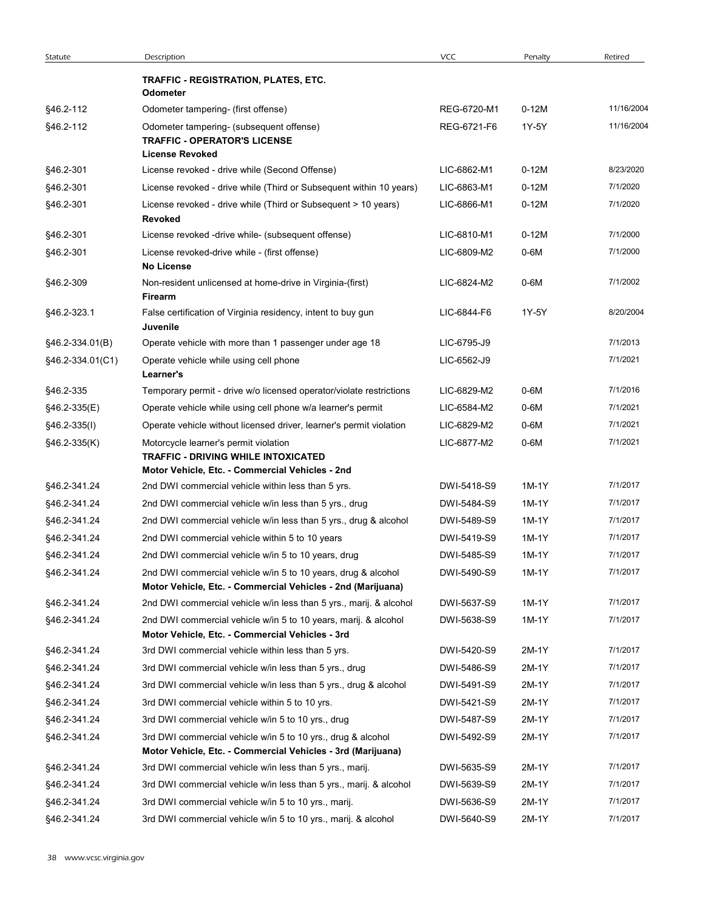| Statute | Description | VCC | Penalty | Retired |
|---|---|---|---|---|
| | **TRAFFIC - REGISTRATION, PLATES, ETC.** | | | |
| | **Odometer** | | | |
| §46.2-112 | Odometer tampering- (first offense) | REG-6720-M1 | 0-12M | 11/16/2004 |
| §46.2-112 | Odometer tampering- (subsequent offense) | REG-6721-F6 | 1Y-5Y | 11/16/2004 |
| | **TRAFFIC - OPERATOR'S LICENSE** | | | |
| | **License Revoked** | | | |
| §46.2-301 | License revoked - drive while (Second Offense) | LIC-6862-M1 | 0-12M | 8/23/2020 |
| §46.2-301 | License revoked - drive while (Third or Subsequent within 10 years) | LIC-6863-M1 | 0-12M | 7/1/2020 |
| §46.2-301 | License revoked - drive while (Third or Subsequent > 10 years) | LIC-6866-M1 | 0-12M | 7/1/2020 |
| | **Revoked** | | | |
| §46.2-301 | License revoked -drive while- (subsequent offense) | LIC-6810-M1 | 0-12M | 7/1/2000 |
| §46.2-301 | License revoked-drive while - (first offense) | LIC-6809-M2 | 0-6M | 7/1/2000 |
| | **No License** | | | |
| §46.2-309 | Non-resident unlicensed at home-drive in Virginia-(first) | LIC-6824-M2 | 0-6M | 7/1/2002 |
| | **Firearm** | | | |
| §46.2-323.1 | False certification of Virginia residency, intent to buy gun | LIC-6844-F6 | 1Y-5Y | 8/20/2004 |
| | **Juvenile** | | | |
| §46.2-334.01(B) | Operate vehicle with more than 1 passenger under age 18 | LIC-6795-J9 | | 7/1/2013 |
| §46.2-334.01(C1) | Operate vehicle while using cell phone | LIC-6562-J9 | | 7/1/2021 |
| | **Learner's** | | | |
| §46.2-335 | Temporary permit - drive w/o licensed operator/violate restrictions | LIC-6829-M2 | 0-6M | 7/1/2016 |
| §46.2-335(E) | Operate vehicle while using cell phone w/a learner's permit | LIC-6584-M2 | 0-6M | 7/1/2021 |
| §46.2-335(I) | Operate vehicle without licensed driver, learner's permit violation | LIC-6829-M2 | 0-6M | 7/1/2021 |
| §46.2-335(K) | Motorcycle learner's permit violation | LIC-6877-M2 | 0-6M | 7/1/2021 |
| | **TRAFFIC - DRIVING WHILE INTOXICATED** | | | |
| | **Motor Vehicle, Etc. - Commercial Vehicles - 2nd** | | | |
| §46.2-341.24 | 2nd DWI commercial vehicle within less than 5 yrs. | DWI-5418-S9 | 1M-1Y | 7/1/2017 |
| §46.2-341.24 | 2nd DWI commercial vehicle w/in less than 5 yrs., drug | DWI-5484-S9 | 1M-1Y | 7/1/2017 |
| §46.2-341.24 | 2nd DWI commercial vehicle w/in less than 5 yrs., drug & alcohol | DWI-5489-S9 | 1M-1Y | 7/1/2017 |
| §46.2-341.24 | 2nd DWI commercial vehicle within 5 to 10 years | DWI-5419-S9 | 1M-1Y | 7/1/2017 |
| §46.2-341.24 | 2nd DWI commercial vehicle w/in 5 to 10 years, drug | DWI-5485-S9 | 1M-1Y | 7/1/2017 |
| §46.2-341.24 | 2nd DWI commercial vehicle w/in 5 to 10 years, drug & alcohol | DWI-5490-S9 | 1M-1Y | 7/1/2017 |
| | **Motor Vehicle, Etc. - Commercial Vehicles - 2nd (Marijuana)** | | | |
| §46.2-341.24 | 2nd DWI commercial vehicle w/in less than 5 yrs., marij. & alcohol | DWI-5637-S9 | 1M-1Y | 7/1/2017 |
| §46.2-341.24 | 2nd DWI commercial vehicle w/in 5 to 10 years, marij. & alcohol | DWI-5638-S9 | 1M-1Y | 7/1/2017 |
| | **Motor Vehicle, Etc. - Commercial Vehicles - 3rd** | | | |
| §46.2-341.24 | 3rd DWI commercial vehicle within less than 5 yrs. | DWI-5420-S9 | 2M-1Y | 7/1/2017 |
| §46.2-341.24 | 3rd DWI commercial vehicle w/in less than 5 yrs., drug | DWI-5486-S9 | 2M-1Y | 7/1/2017 |
| §46.2-341.24 | 3rd DWI commercial vehicle w/in less than 5 yrs., drug & alcohol | DWI-5491-S9 | 2M-1Y | 7/1/2017 |
| §46.2-341.24 | 3rd DWI commercial vehicle within 5 to 10 yrs. | DWI-5421-S9 | 2M-1Y | 7/1/2017 |
| §46.2-341.24 | 3rd DWI commercial vehicle w/in 5 to 10 yrs., drug | DWI-5487-S9 | 2M-1Y | 7/1/2017 |
| §46.2-341.24 | 3rd DWI commercial vehicle w/in 5 to 10 yrs., drug & alcohol | DWI-5492-S9 | 2M-1Y | 7/1/2017 |
| | **Motor Vehicle, Etc. - Commercial Vehicles - 3rd (Marijuana)** | | | |
| §46.2-341.24 | 3rd DWI commercial vehicle w/in less than 5 yrs., marij. | DWI-5635-S9 | 2M-1Y | 7/1/2017 |
| §46.2-341.24 | 3rd DWI commercial vehicle w/in less than 5 yrs., marij. & alcohol | DWI-5639-S9 | 2M-1Y | 7/1/2017 |
| §46.2-341.24 | 3rd DWI commercial vehicle w/in 5 to 10 yrs., marij. | DWI-5636-S9 | 2M-1Y | 7/1/2017 |
| §46.2-341.24 | 3rd DWI commercial vehicle w/in 5 to 10 yrs., marij. & alcohol | DWI-5640-S9 | 2M-1Y | 7/1/2017 |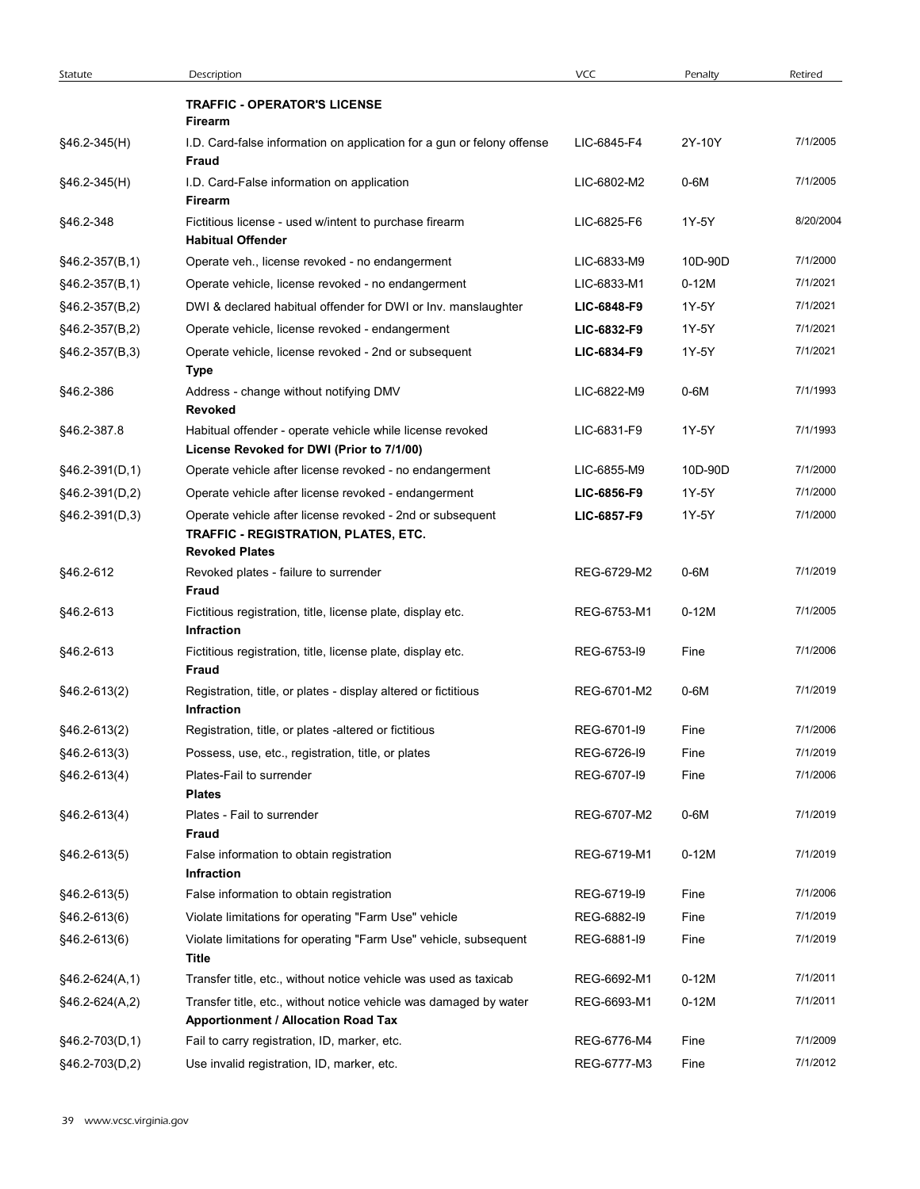| Statute | Description | VCC | Penalty | Retired |
|---|---|---|---|---|
| | **TRAFFIC - OPERATOR'S LICENSE** | | | |
| | **Firearm** | | | |
| §46.2-345(H) | I.D. Card-false information on application for a gun or felony offense | LIC-6845-F4 | 2Y-10Y | 7/1/2005 |
| | **Fraud** | | | |
| §46.2-345(H) | I.D. Card-False information on application | LIC-6802-M2 | 0-6M | 7/1/2005 |
| | **Firearm** | | | |
| §46.2-348 | Fictitious license - used w/intent to purchase firearm | LIC-6825-F6 | 1Y-5Y | 8/20/2004 |
| | **Habitual Offender** | | | |
| §46.2-357(B,1) | Operate veh., license revoked - no endangerment | LIC-6833-M9 | 10D-90D | 7/1/2000 |
| §46.2-357(B,1) | Operate vehicle, license revoked - no endangerment | LIC-6833-M1 | 0-12M | 7/1/2021 |
| §46.2-357(B,2) | DWI & declared habitual offender for DWI or Inv. manslaughter | **LIC-6848-F9** | 1Y-5Y | 7/1/2021 |
| §46.2-357(B,2) | Operate vehicle, license revoked - endangerment | **LIC-6832-F9** | 1Y-5Y | 7/1/2021 |
| §46.2-357(B,3) | Operate vehicle, license revoked - 2nd or subsequent | **LIC-6834-F9** | 1Y-5Y | 7/1/2021 |
| | **Type** | | | |
| §46.2-386 | Address - change without notifying DMV | LIC-6822-M9 | 0-6M | 7/1/1993 |
| | **Revoked** | | | |
| §46.2-387.8 | Habitual offender - operate vehicle while license revoked | LIC-6831-F9 | 1Y-5Y | 7/1/1993 |
| | **License Revoked for DWI (Prior to 7/1/00)** | | | |
| §46.2-391(D,1) | Operate vehicle after license revoked - no endangerment | LIC-6855-M9 | 10D-90D | 7/1/2000 |
| §46.2-391(D,2) | Operate vehicle after license revoked - endangerment | **LIC-6856-F9** | 1Y-5Y | 7/1/2000 |
| §46.2-391(D,3) | Operate vehicle after license revoked - 2nd or subsequent | **LIC-6857-F9** | 1Y-5Y | 7/1/2000 |
| | **TRAFFIC - REGISTRATION, PLATES, ETC.** | | | |
| | **Revoked Plates** | | | |
| §46.2-612 | Revoked plates - failure to surrender | REG-6729-M2 | 0-6M | 7/1/2019 |
| | **Fraud** | | | |
| §46.2-613 | Fictitious registration, title, license plate, display etc. | REG-6753-M1 | 0-12M | 7/1/2005 |
| | **Infraction** | | | |
| §46.2-613 | Fictitious registration, title, license plate, display etc. | REG-6753-I9 | Fine | 7/1/2006 |
| | **Fraud** | | | |
| §46.2-613(2) | Registration, title, or plates - display altered or fictitious | REG-6701-M2 | 0-6M | 7/1/2019 |
| | **Infraction** | | | |
| §46.2-613(2) | Registration, title, or plates -altered or fictitious | REG-6701-I9 | Fine | 7/1/2006 |
| §46.2-613(3) | Possess, use, etc., registration, title, or plates | REG-6726-I9 | Fine | 7/1/2019 |
| §46.2-613(4) | Plates-Fail to surrender | REG-6707-I9 | Fine | 7/1/2006 |
| | **Plates** | | | |
| §46.2-613(4) | Plates - Fail to surrender | REG-6707-M2 | 0-6M | 7/1/2019 |
| | **Fraud** | | | |
| §46.2-613(5) | False information to obtain registration | REG-6719-M1 | 0-12M | 7/1/2019 |
| | **Infraction** | | | |
| §46.2-613(5) | False information to obtain registration | REG-6719-I9 | Fine | 7/1/2006 |
| §46.2-613(6) | Violate limitations for operating "Farm Use" vehicle | REG-6882-I9 | Fine | 7/1/2019 |
| §46.2-613(6) | Violate limitations for operating "Farm Use" vehicle, subsequent | REG-6881-I9 | Fine | 7/1/2019 |
| | **Title** | | | |
| §46.2-624(A,1) | Transfer title, etc., without notice vehicle was used as taxicab | REG-6692-M1 | 0-12M | 7/1/2011 |
| §46.2-624(A,2) | Transfer title, etc., without notice vehicle was damaged by water | REG-6693-M1 | 0-12M | 7/1/2011 |
| | **Apportionment / Allocation Road Tax** | | | |
| §46.2-703(D,1) | Fail to carry registration, ID, marker, etc. | REG-6776-M4 | Fine | 7/1/2009 |
| §46.2-703(D,2) | Use invalid registration, ID, marker, etc. | REG-6777-M3 | Fine | 7/1/2012 |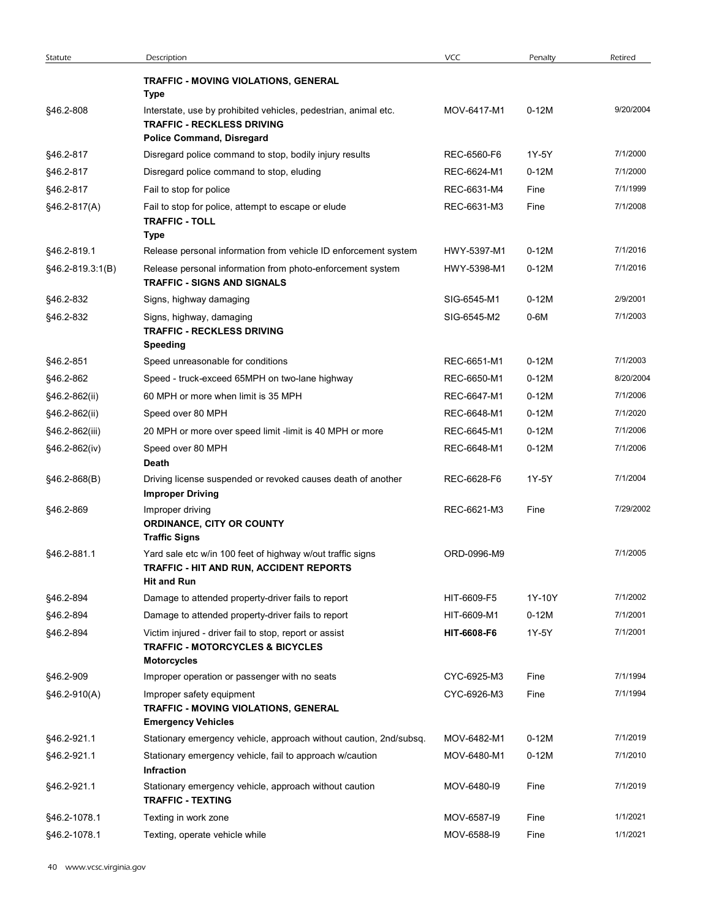| Statute | Description | VCC | Penalty | Retired |
|---|---|---|---|---|
| | **TRAFFIC - MOVING VIOLATIONS, GENERAL** | | | |
| | **Type** | | | |
| §46.2-808 | Interstate, use by prohibited vehicles, pedestrian, animal etc. | MOV-6417-M1 | 0-12M | 9/20/2004 |
| | **TRAFFIC - RECKLESS DRIVING** | | | |
| | **Police Command, Disregard** | | | |
| §46.2-817 | Disregard police command to stop, bodily injury results | REC-6560-F6 | 1Y-5Y | 7/1/2000 |
| §46.2-817 | Disregard police command to stop, eluding | REC-6624-M1 | 0-12M | 7/1/2000 |
| §46.2-817 | Fail to stop for police | REC-6631-M4 | Fine | 7/1/1999 |
| §46.2-817(A) | Fail to stop for police, attempt to escape or elude | REC-6631-M3 | Fine | 7/1/2008 |
| | **TRAFFIC - TOLL** | | | |
| | **Type** | | | |
| §46.2-819.1 | Release personal information from vehicle ID enforcement system | HWY-5397-M1 | 0-12M | 7/1/2016 |
| §46.2-819.3:1(B) | Release personal information from photo-enforcement system | HWY-5398-M1 | 0-12M | 7/1/2016 |
| | **TRAFFIC - SIGNS AND SIGNALS** | | | |
| §46.2-832 | Signs, highway damaging | SIG-6545-M1 | 0-12M | 2/9/2001 |
| §46.2-832 | Signs, highway, damaging | SIG-6545-M2 | 0-6M | 7/1/2003 |
| | **TRAFFIC - RECKLESS DRIVING** | | | |
| | **Speeding** | | | |
| §46.2-851 | Speed unreasonable for conditions | REC-6651-M1 | 0-12M | 7/1/2003 |
| §46.2-862 | Speed - truck-exceed 65MPH on two-lane highway | REC-6650-M1 | 0-12M | 8/20/2004 |
| §46.2-862(ii) | 60 MPH or more when limit is 35 MPH | REC-6647-M1 | 0-12M | 7/1/2006 |
| §46.2-862(ii) | Speed over 80 MPH | REC-6648-M1 | 0-12M | 7/1/2020 |
| §46.2-862(iii) | 20 MPH or more over speed limit -limit is 40 MPH or more | REC-6645-M1 | 0-12M | 7/1/2006 |
| §46.2-862(iv) | Speed over 80 MPH | REC-6648-M1 | 0-12M | 7/1/2006 |
| | **Death** | | | |
| §46.2-868(B) | Driving license suspended or revoked causes death of another | REC-6628-F6 | 1Y-5Y | 7/1/2004 |
| | **Improper Driving** | | | |
| §46.2-869 | Improper driving | REC-6621-M3 | Fine | 7/29/2002 |
| | **ORDINANCE, CITY OR COUNTY** | | | |
| | **Traffic Signs** | | | |
| §46.2-881.1 | Yard sale etc w/in 100 feet of highway w/out traffic signs | ORD-0996-M9 | | 7/1/2005 |
| | **TRAFFIC - HIT AND RUN, ACCIDENT REPORTS** | | | |
| | **Hit and Run** | | | |
| §46.2-894 | Damage to attended property-driver fails to report | HIT-6609-F5 | 1Y-10Y | 7/1/2002 |
| §46.2-894 | Damage to attended property-driver fails to report | HIT-6609-M1 | 0-12M | 7/1/2001 |
| §46.2-894 | Victim injured - driver fail to stop, report or assist | **HIT-6608-F6** | 1Y-5Y | 7/1/2001 |
| | **TRAFFIC - MOTORCYCLES & BICYCLES** | | | |
| | **Motorcycles** | | | |
| §46.2-909 | Improper operation or passenger with no seats | CYC-6925-M3 | Fine | 7/1/1994 |
| §46.2-910(A) | Improper safety equipment | CYC-6926-M3 | Fine | 7/1/1994 |
| | **TRAFFIC - MOVING VIOLATIONS, GENERAL** | | | |
| | **Emergency Vehicles** | | | |
| §46.2-921.1 | Stationary emergency vehicle, approach without caution, 2nd/subsq. | MOV-6482-M1 | 0-12M | 7/1/2019 |
| §46.2-921.1 | Stationary emergency vehicle, fail to approach w/caution | MOV-6480-M1 | 0-12M | 7/1/2010 |
| | **Infraction** | | | |
| §46.2-921.1 | Stationary emergency vehicle, approach without caution | MOV-6480-I9 | Fine | 7/1/2019 |
| | **TRAFFIC - TEXTING** | | | |
| §46.2-1078.1 | Texting in work zone | MOV-6587-I9 | Fine | 1/1/2021 |
| §46.2-1078.1 | Texting, operate vehicle while | MOV-6588-I9 | Fine | 1/1/2021 |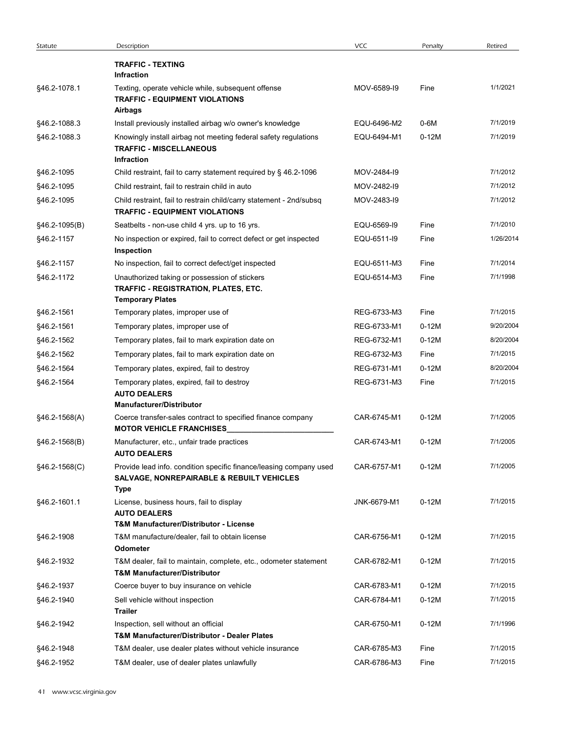| Statute | Description | VCC | Penalty | Retired |
|---|---|---|---|---|
| | **TRAFFIC - TEXTING** | | | |
| | **Infraction** | | | |
| §46.2-1078.1 | Texting, operate vehicle while, subsequent offense | MOV-6589-I9 | Fine | 1/1/2021 |
| | **TRAFFIC - EQUIPMENT VIOLATIONS** | | | |
| | **Airbags** | | | |
| §46.2-1088.3 | Install previously installed airbag w/o owner's knowledge | EQU-6496-M2 | 0-6M | 7/1/2019 |
| §46.2-1088.3 | Knowingly install airbag not meeting federal safety regulations | EQU-6494-M1 | 0-12M | 7/1/2019 |
| | **TRAFFIC - MISCELLANEOUS** | | | |
| | **Infraction** | | | |
| §46.2-1095 | Child restraint, fail to carry statement required by § 46.2-1096 | MOV-2484-I9 | | 7/1/2012 |
| §46.2-1095 | Child restraint, fail to restrain child in auto | MOV-2482-I9 | | 7/1/2012 |
| §46.2-1095 | Child restraint, fail to restrain child/carry statement - 2nd/subsq | MOV-2483-I9 | | 7/1/2012 |
| | **TRAFFIC - EQUIPMENT VIOLATIONS** | | | |
| §46.2-1095(B) | Seatbelts - non-use child 4 yrs. up to 16 yrs. | EQU-6569-I9 | Fine | 7/1/2010 |
| §46.2-1157 | No inspection or expired, fail to correct defect or get inspected | EQU-6511-I9 | Fine | 1/26/2014 |
| | **Inspection** | | | |
| §46.2-1157 | No inspection, fail to correct defect/get inspected | EQU-6511-M3 | Fine | 7/1/2014 |
| §46.2-1172 | Unauthorized taking or possession of stickers | EQU-6514-M3 | Fine | 7/1/1998 |
| | **TRAFFIC - REGISTRATION, PLATES, ETC.** | | | |
| | **Temporary Plates** | | | |
| §46.2-1561 | Temporary plates, improper use of | REG-6733-M3 | Fine | 7/1/2015 |
| §46.2-1561 | Temporary plates, improper use of | REG-6733-M1 | 0-12M | 9/20/2004 |
| §46.2-1562 | Temporary plates, fail to mark expiration date on | REG-6732-M1 | 0-12M | 8/20/2004 |
| §46.2-1562 | Temporary plates, fail to mark expiration date on | REG-6732-M3 | Fine | 7/1/2015 |
| §46.2-1564 | Temporary plates, expired, fail to destroy | REG-6731-M1 | 0-12M | 8/20/2004 |
| §46.2-1564 | Temporary plates, expired, fail to destroy | REG-6731-M3 | Fine | 7/1/2015 |
| | **AUTO DEALERS** | | | |
| | **Manufacturer/Distributor** | | | |
| §46.2-1568(A) | Coerce transfer-sales contract to specified finance company | CAR-6745-M1 | 0-12M | 7/1/2005 |
| | **MOTOR VEHICLE FRANCHISES** | | | |
| §46.2-1568(B) | Manufacturer, etc., unfair trade practices | CAR-6743-M1 | 0-12M | 7/1/2005 |
| | **AUTO DEALERS** | | | |
| §46.2-1568(C) | Provide lead info. condition specific finance/leasing company used | CAR-6757-M1 | 0-12M | 7/1/2005 |
| | **SALVAGE, NONREPAIRABLE & REBUILT VEHICLES** | | | |
| | **Type** | | | |
| §46.2-1601.1 | License, business hours, fail to display | JNK-6679-M1 | 0-12M | 7/1/2015 |
| | **AUTO DEALERS** | | | |
| | **T&M Manufacturer/Distributor - License** | | | |
| §46.2-1908 | T&M manufacture/dealer, fail to obtain license | CAR-6756-M1 | 0-12M | 7/1/2015 |
| | **Odometer** | | | |
| §46.2-1932 | T&M dealer, fail to maintain, complete, etc., odometer statement | CAR-6782-M1 | 0-12M | 7/1/2015 |
| | **T&M Manufacturer/Distributor** | | | |
| §46.2-1937 | Coerce buyer to buy insurance on vehicle | CAR-6783-M1 | 0-12M | 7/1/2015 |
| §46.2-1940 | Sell vehicle without inspection | CAR-6784-M1 | 0-12M | 7/1/2015 |
| | **Trailer** | | | |
| §46.2-1942 | Inspection, sell without an official | CAR-6750-M1 | 0-12M | 7/1/1996 |
| | **T&M Manufacturer/Distributor - Dealer Plates** | | | |
| §46.2-1948 | T&M dealer, use dealer plates without vehicle insurance | CAR-6785-M3 | Fine | 7/1/2015 |
| §46.2-1952 | T&M dealer, use of dealer plates unlawfully | CAR-6786-M3 | Fine | 7/1/2015 |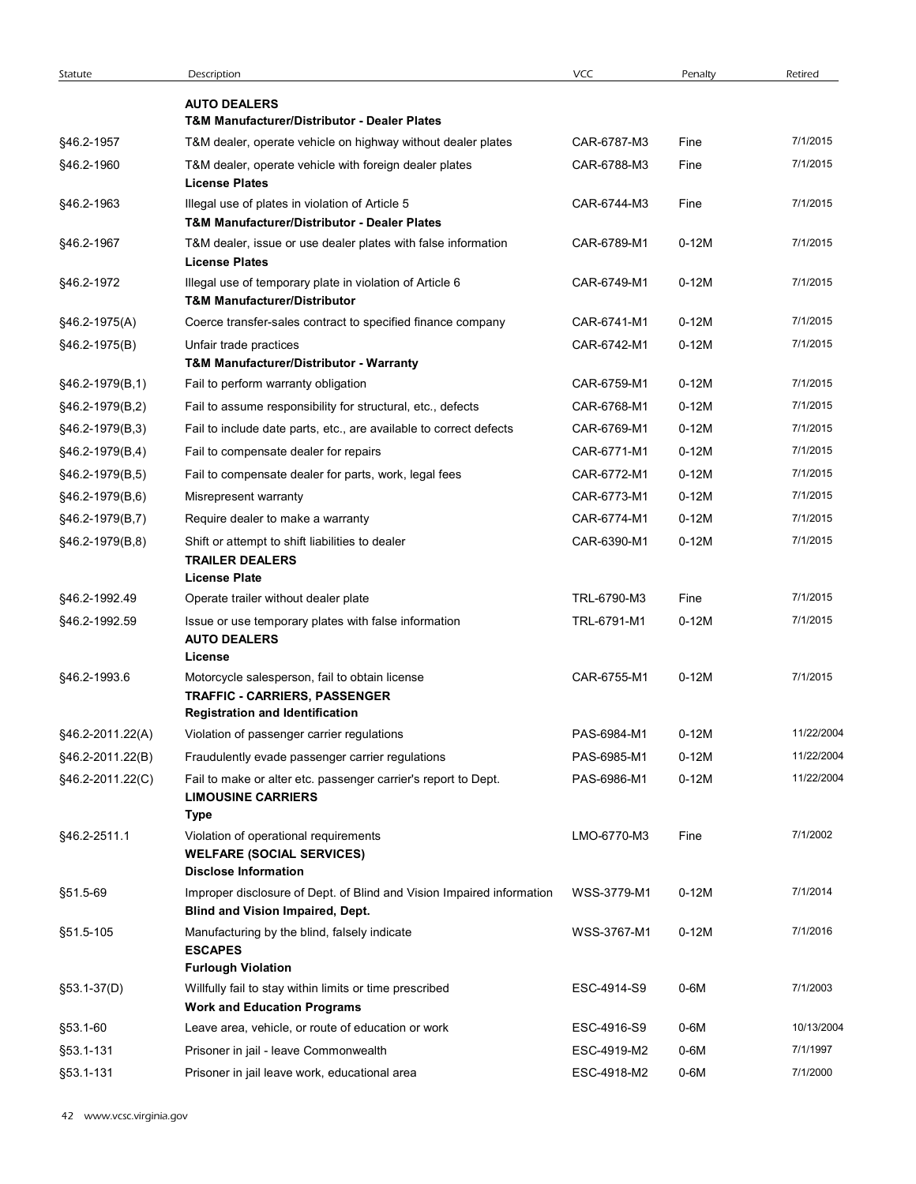| Statute | Description | VCC | Penalty | Retired |
|---|---|---|---|---|
| | **AUTO DEALERS** | | | |
| | **T&M Manufacturer/Distributor - Dealer Plates** | | | |
| §46.2-1957 | T&M dealer, operate vehicle on highway without dealer plates | CAR-6787-M3 | Fine | 7/1/2015 |
| §46.2-1960 | T&M dealer, operate vehicle with foreign dealer plates | CAR-6788-M3 | Fine | 7/1/2015 |
| | **License Plates** | | | |
| §46.2-1963 | Illegal use of plates in violation of Article 5 | CAR-6744-M3 | Fine | 7/1/2015 |
| | **T&M Manufacturer/Distributor - Dealer Plates** | | | |
| §46.2-1967 | T&M dealer, issue or use dealer plates with false information | CAR-6789-M1 | 0-12M | 7/1/2015 |
| | **License Plates** | | | |
| §46.2-1972 | Illegal use of temporary plate in violation of Article 6 | CAR-6749-M1 | 0-12M | 7/1/2015 |
| | **T&M Manufacturer/Distributor** | | | |
| §46.2-1975(A) | Coerce transfer-sales contract to specified finance company | CAR-6741-M1 | 0-12M | 7/1/2015 |
| §46.2-1975(B) | Unfair trade practices | CAR-6742-M1 | 0-12M | 7/1/2015 |
| | **T&M Manufacturer/Distributor - Warranty** | | | |
| §46.2-1979(B,1) | Fail to perform warranty obligation | CAR-6759-M1 | 0-12M | 7/1/2015 |
| §46.2-1979(B,2) | Fail to assume responsibility for structural, etc., defects | CAR-6768-M1 | 0-12M | 7/1/2015 |
| §46.2-1979(B,3) | Fail to include date parts, etc., are available to correct defects | CAR-6769-M1 | 0-12M | 7/1/2015 |
| §46.2-1979(B,4) | Fail to compensate dealer for repairs | CAR-6771-M1 | 0-12M | 7/1/2015 |
| §46.2-1979(B,5) | Fail to compensate dealer for parts, work, legal fees | CAR-6772-M1 | 0-12M | 7/1/2015 |
| §46.2-1979(B,6) | Misrepresent warranty | CAR-6773-M1 | 0-12M | 7/1/2015 |
| §46.2-1979(B,7) | Require dealer to make a warranty | CAR-6774-M1 | 0-12M | 7/1/2015 |
| §46.2-1979(B,8) | Shift or attempt to shift liabilities to dealer | CAR-6390-M1 | 0-12M | 7/1/2015 |
| | **TRAILER DEALERS** | | | |
| | **License Plate** | | | |
| §46.2-1992.49 | Operate trailer without dealer plate | TRL-6790-M3 | Fine | 7/1/2015 |
| §46.2-1992.59 | Issue or use temporary plates with false information | TRL-6791-M1 | 0-12M | 7/1/2015 |
| | **AUTO DEALERS** | | | |
| | **License** | | | |
| §46.2-1993.6 | Motorcycle salesperson, fail to obtain license | CAR-6755-M1 | 0-12M | 7/1/2015 |
| | **TRAFFIC - CARRIERS, PASSENGER** | | | |
| | **Registration and Identification** | | | |
| §46.2-2011.22(A) | Violation of passenger carrier regulations | PAS-6984-M1 | 0-12M | 11/22/2004 |
| §46.2-2011.22(B) | Fraudulently evade passenger carrier regulations | PAS-6985-M1 | 0-12M | 11/22/2004 |
| §46.2-2011.22(C) | Fail to make or alter etc. passenger carrier's report to Dept. | PAS-6986-M1 | 0-12M | 11/22/2004 |
| | **LIMOUSINE CARRIERS** | | | |
| | **Type** | | | |
| §46.2-2511.1 | Violation of operational requirements | LMO-6770-M3 | Fine | 7/1/2002 |
| | **WELFARE (SOCIAL SERVICES)** | | | |
| | **Disclose Information** | | | |
| §51.5-69 | Improper disclosure of Dept. of Blind and Vision Impaired information | WSS-3779-M1 | 0-12M | 7/1/2014 |
| | **Blind and Vision Impaired, Dept.** | | | |
| §51.5-105 | Manufacturing by the blind, falsely indicate | WSS-3767-M1 | 0-12M | 7/1/2016 |
| | **ESCAPES** | | | |
| | **Furlough Violation** | | | |
| §53.1-37(D) | Willfully fail to stay within limits or time prescribed | ESC-4914-S9 | 0-6M | 7/1/2003 |
| | **Work and Education Programs** | | | |
| §53.1-60 | Leave area, vehicle, or route of education or work | ESC-4916-S9 | 0-6M | 10/13/2004 |
| §53.1-131 | Prisoner in jail - leave Commonwealth | ESC-4919-M2 | 0-6M | 7/1/1997 |
| §53.1-131 | Prisoner in jail leave work, educational area | ESC-4918-M2 | 0-6M | 7/1/2000 |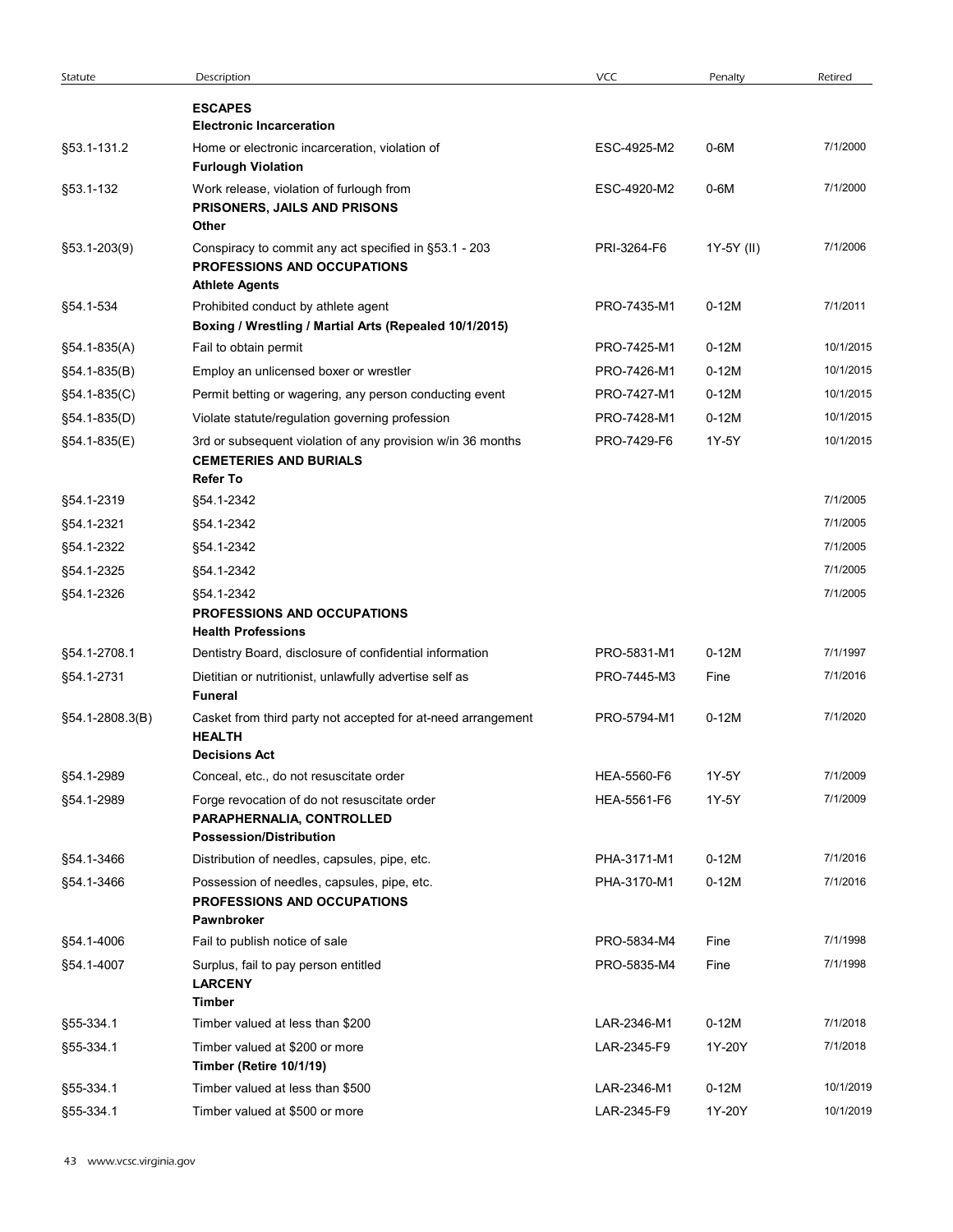| Statute | Description | VCC | Penalty | Retired |
|---|---|---|---|---|
| | **ESCAPES** | | | |
| | **Electronic Incarceration** | | | |
| §53.1-131.2 | Home or electronic incarceration, violation of | ESC-4925-M2 | 0-6M | 7/1/2000 |
| | **Furlough Violation** | | | |
| §53.1-132 | Work release, violation of furlough from | ESC-4920-M2 | 0-6M | 7/1/2000 |
| | **PRISONERS, JAILS AND PRISONS** | | | |
| | **Other** | | | |
| §53.1-203(9) | Conspiracy to commit any act specified in §53.1 - 203 | PRI-3264-F6 | 1Y-5Y (II) | 7/1/2006 |
| | **PROFESSIONS AND OCCUPATIONS** | | | |
| | **Athlete Agents** | | | |
| §54.1-534 | Prohibited conduct by athlete agent | PRO-7435-M1 | 0-12M | 7/1/2011 |
| | **Boxing / Wrestling / Martial Arts (Repealed 10/1/2015)** | | | |
| §54.1-835(A) | Fail to obtain permit | PRO-7425-M1 | 0-12M | 10/1/2015 |
| §54.1-835(B) | Employ an unlicensed boxer or wrestler | PRO-7426-M1 | 0-12M | 10/1/2015 |
| §54.1-835(C) | Permit betting or wagering, any person conducting event | PRO-7427-M1 | 0-12M | 10/1/2015 |
| §54.1-835(D) | Violate statute/regulation governing profession | PRO-7428-M1 | 0-12M | 10/1/2015 |
| §54.1-835(E) | 3rd or subsequent violation of any provision w/in 36 months | PRO-7429-F6 | 1Y-5Y | 10/1/2015 |
| | **CEMETERIES AND BURIALS** | | | |
| | **Refer To** | | | |
| §54.1-2319 | §54.1-2342 | | | 7/1/2005 |
| §54.1-2321 | §54.1-2342 | | | 7/1/2005 |
| §54.1-2322 | §54.1-2342 | | | 7/1/2005 |
| §54.1-2325 | §54.1-2342 | | | 7/1/2005 |
| §54.1-2326 | §54.1-2342 | | | 7/1/2005 |
| | **PROFESSIONS AND OCCUPATIONS** | | | |
| | **Health Professions** | | | |
| §54.1-2708.1 | Dentistry Board, disclosure of confidential information | PRO-5831-M1 | 0-12M | 7/1/1997 |
| §54.1-2731 | Dietitian or nutritionist, unlawfully advertise self as | PRO-7445-M3 | Fine | 7/1/2016 |
| | **Funeral** | | | |
| §54.1-2808.3(B) | Casket from third party not accepted for at-need arrangement | PRO-5794-M1 | 0-12M | 7/1/2020 |
| | **HEALTH** | | | |
| | **Decisions Act** | | | |
| §54.1-2989 | Conceal, etc., do not resuscitate order | HEA-5560-F6 | 1Y-5Y | 7/1/2009 |
| §54.1-2989 | Forge revocation of do not resuscitate order | HEA-5561-F6 | 1Y-5Y | 7/1/2009 |
| | **PARAPHERNALIA, CONTROLLED** | | | |
| | **Possession/Distribution** | | | |
| §54.1-3466 | Distribution of needles, capsules, pipe, etc. | PHA-3171-M1 | 0-12M | 7/1/2016 |
| §54.1-3466 | Possession of needles, capsules, pipe, etc. | PHA-3170-M1 | 0-12M | 7/1/2016 |
| | **PROFESSIONS AND OCCUPATIONS** | | | |
| | **Pawnbroker** | | | |
| §54.1-4006 | Fail to publish notice of sale | PRO-5834-M4 | Fine | 7/1/1998 |
| §54.1-4007 | Surplus, fail to pay person entitled | PRO-5835-M4 | Fine | 7/1/1998 |
| | **LARCENY** | | | |
| | **Timber** | | | |
| §55-334.1 | Timber valued at less than $200 | LAR-2346-M1 | 0-12M | 7/1/2018 |
| §55-334.1 | Timber valued at $200 or more | LAR-2345-F9 | 1Y-20Y | 7/1/2018 |
| | **Timber (Retire 10/1/19)** | | | |
| §55-334.1 | Timber valued at less than $500 | LAR-2346-M1 | 0-12M | 10/1/2019 |
| §55-334.1 | Timber valued at $500 or more | LAR-2345-F9 | 1Y-20Y | 10/1/2019 |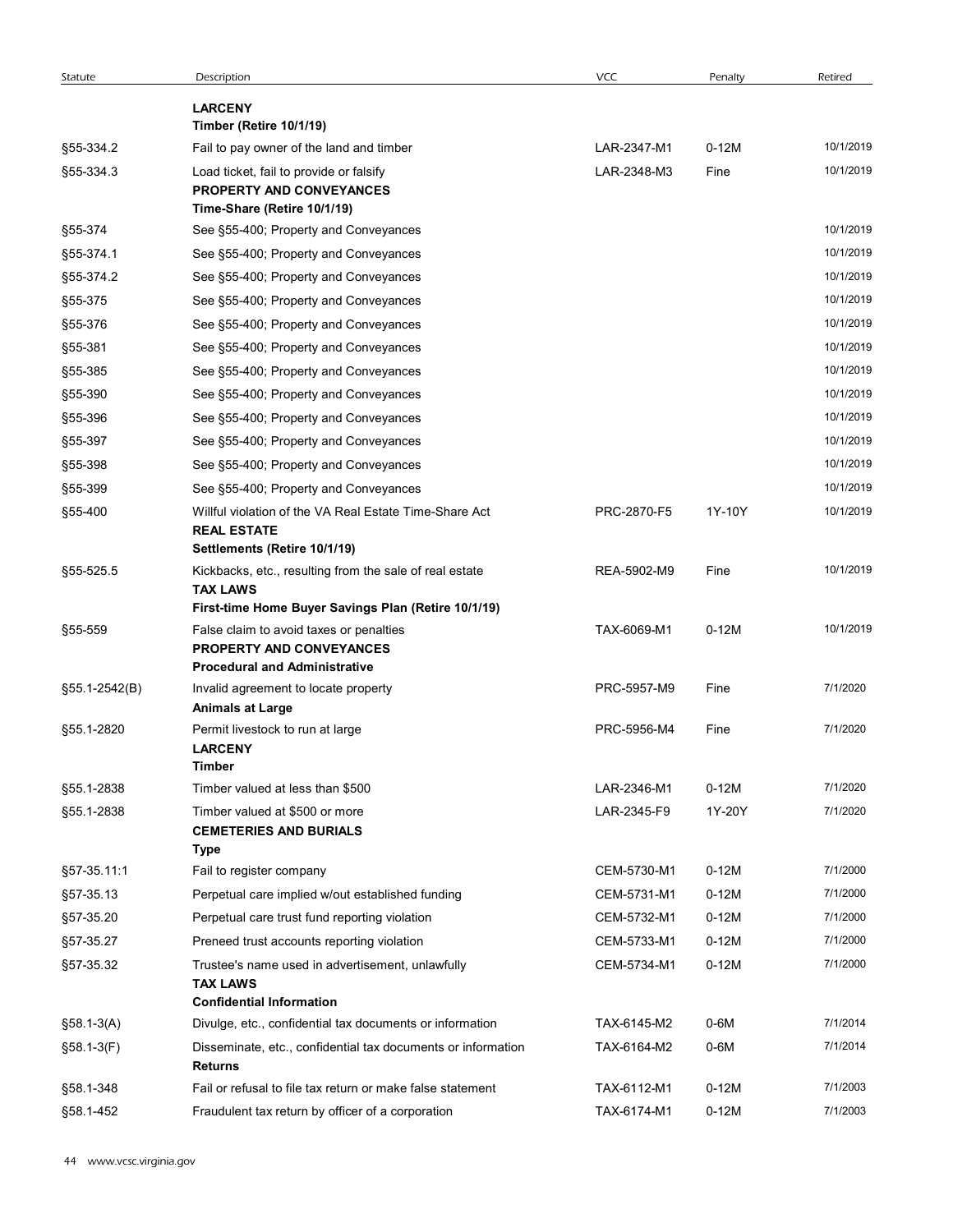| Statute | Description | VCC | Penalty | Retired |
|---|---|---|---|---|
| | **LARCENY** | | | |
| | **Timber (Retire 10/1/19)** | | | |
| §55-334.2 | Fail to pay owner of the land and timber | LAR-2347-M1 | 0-12M | 10/1/2019 |
| §55-334.3 | Load ticket, fail to provide or falsify | LAR-2348-M3 | Fine | 10/1/2019 |
| | **PROPERTY AND CONVEYANCES** | | | |
| | **Time-Share (Retire 10/1/19)** | | | |
| §55-374 | See §55-400; Property and Conveyances | | | 10/1/2019 |
| §55-374.1 | See §55-400; Property and Conveyances | | | 10/1/2019 |
| §55-374.2 | See §55-400; Property and Conveyances | | | 10/1/2019 |
| §55-375 | See §55-400; Property and Conveyances | | | 10/1/2019 |
| §55-376 | See §55-400; Property and Conveyances | | | 10/1/2019 |
| §55-381 | See §55-400; Property and Conveyances | | | 10/1/2019 |
| §55-385 | See §55-400; Property and Conveyances | | | 10/1/2019 |
| §55-390 | See §55-400; Property and Conveyances | | | 10/1/2019 |
| §55-396 | See §55-400; Property and Conveyances | | | 10/1/2019 |
| §55-397 | See §55-400; Property and Conveyances | | | 10/1/2019 |
| §55-398 | See §55-400; Property and Conveyances | | | 10/1/2019 |
| §55-399 | See §55-400; Property and Conveyances | | | 10/1/2019 |
| §55-400 | Willful violation of the VA Real Estate Time-Share Act | PRC-2870-F5 | 1Y-10Y | 10/1/2019 |
| | **REAL ESTATE** | | | |
| | **Settlements (Retire 10/1/19)** | | | |
| §55-525.5 | Kickbacks, etc., resulting from the sale of real estate | REA-5902-M9 | Fine | 10/1/2019 |
| | **TAX LAWS** | | | |
| | **First-time Home Buyer Savings Plan (Retire 10/1/19)** | | | |
| §55-559 | False claim to avoid taxes or penalties | TAX-6069-M1 | 0-12M | 10/1/2019 |
| | **PROPERTY AND CONVEYANCES** | | | |
| | **Procedural and Administrative** | | | |
| §55.1-2542(B) | Invalid agreement to locate property | PRC-5957-M9 | Fine | 7/1/2020 |
| | **Animals at Large** | | | |
| §55.1-2820 | Permit livestock to run at large | PRC-5956-M4 | Fine | 7/1/2020 |
| | **LARCENY** | | | |
| | **Timber** | | | |
| §55.1-2838 | Timber valued at less than $500 | LAR-2346-M1 | 0-12M | 7/1/2020 |
| §55.1-2838 | Timber valued at $500 or more | LAR-2345-F9 | 1Y-20Y | 7/1/2020 |
| | **CEMETERIES AND BURIALS** | | | |
| | **Type** | | | |
| §57-35.11:1 | Fail to register company | CEM-5730-M1 | 0-12M | 7/1/2000 |
| §57-35.13 | Perpetual care implied w/out established funding | CEM-5731-M1 | 0-12M | 7/1/2000 |
| §57-35.20 | Perpetual care trust fund reporting violation | CEM-5732-M1 | 0-12M | 7/1/2000 |
| §57-35.27 | Preneed trust accounts reporting violation | CEM-5733-M1 | 0-12M | 7/1/2000 |
| §57-35.32 | Trustee's name used in advertisement, unlawfully | CEM-5734-M1 | 0-12M | 7/1/2000 |
| | **TAX LAWS** | | | |
| | **Confidential Information** | | | |
| §58.1-3(A) | Divulge, etc., confidential tax documents or information | TAX-6145-M2 | 0-6M | 7/1/2014 |
| §58.1-3(F) | Disseminate, etc., confidential tax documents or information | TAX-6164-M2 | 0-6M | 7/1/2014 |
| | **Returns** | | | |
| §58.1-348 | Fail or refusal to file tax return or make false statement | TAX-6112-M1 | 0-12M | 7/1/2003 |
| §58.1-452 | Fraudulent tax return by officer of a corporation | TAX-6174-M1 | 0-12M | 7/1/2003 |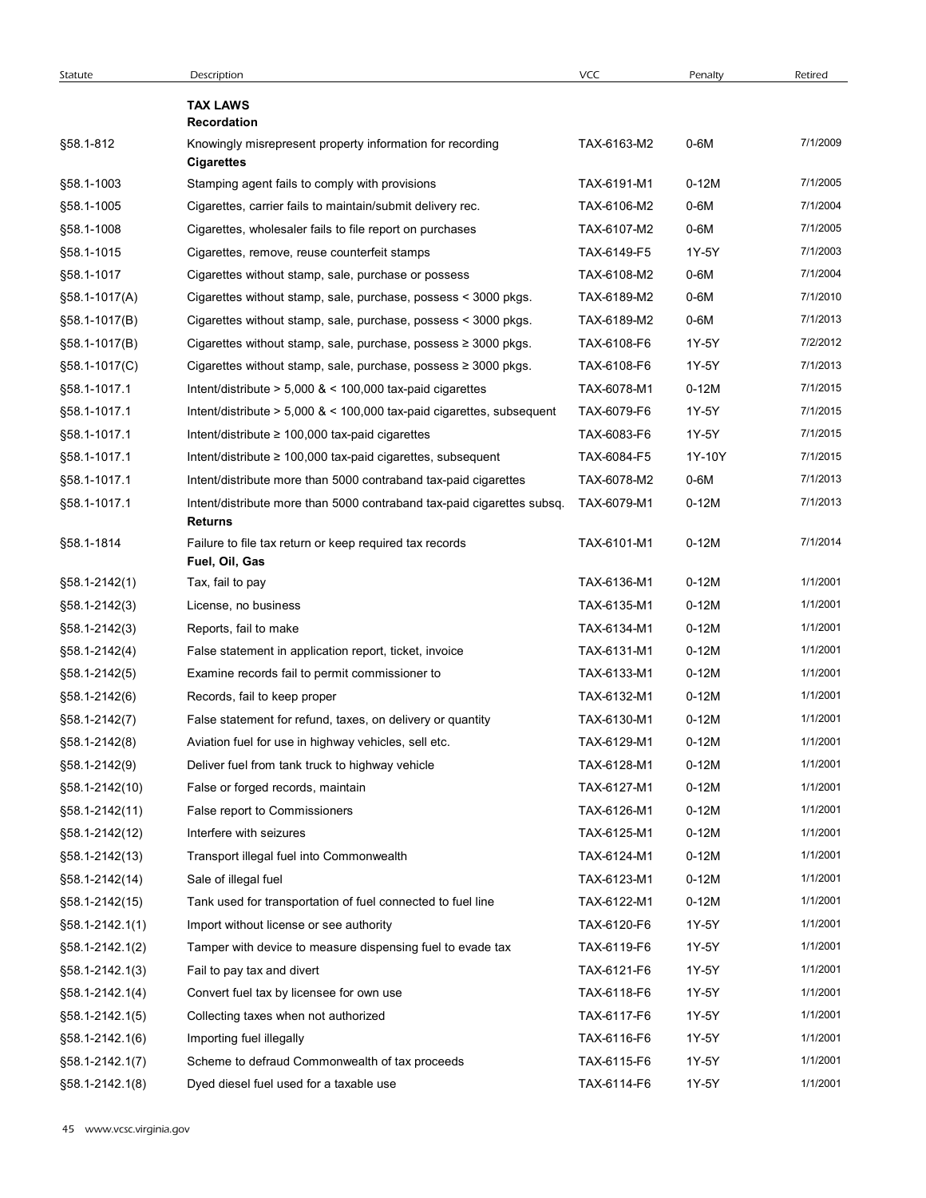| Statute | Description | VCC | Penalty | Retired |
|---|---|---|---|---|
| | **TAX LAWS** | | | |
| | **Recordation** | | | |
| §58.1-812 | Knowingly misrepresent property information for recording | TAX-6163-M2 | 0-6M | 7/1/2009 |
| | **Cigarettes** | | | |
| §58.1-1003 | Stamping agent fails to comply with provisions | TAX-6191-M1 | 0-12M | 7/1/2005 |
| §58.1-1005 | Cigarettes, carrier fails to maintain/submit delivery rec. | TAX-6106-M2 | 0-6M | 7/1/2004 |
| §58.1-1008 | Cigarettes, wholesaler fails to file report on purchases | TAX-6107-M2 | 0-6M | 7/1/2005 |
| §58.1-1015 | Cigarettes, remove, reuse counterfeit stamps | TAX-6149-F5 | 1Y-5Y | 7/1/2003 |
| §58.1-1017 | Cigarettes without stamp, sale, purchase or possess | TAX-6108-M2 | 0-6M | 7/1/2004 |
| §58.1-1017(A) | Cigarettes without stamp, sale, purchase, possess < 3000 pkgs. | TAX-6189-M2 | 0-6M | 7/1/2010 |
| §58.1-1017(B) | Cigarettes without stamp, sale, purchase, possess < 3000 pkgs. | TAX-6189-M2 | 0-6M | 7/1/2013 |
| §58.1-1017(B) | Cigarettes without stamp, sale, purchase, possess ≥ 3000 pkgs. | TAX-6108-F6 | 1Y-5Y | 7/2/2012 |
| §58.1-1017(C) | Cigarettes without stamp, sale, purchase, possess ≥ 3000 pkgs. | TAX-6108-F6 | 1Y-5Y | 7/1/2013 |
| §58.1-1017.1 | Intent/distribute > 5,000 & < 100,000 tax-paid cigarettes | TAX-6078-M1 | 0-12M | 7/1/2015 |
| §58.1-1017.1 | Intent/distribute > 5,000 & < 100,000 tax-paid cigarettes, subsequent | TAX-6079-F6 | 1Y-5Y | 7/1/2015 |
| §58.1-1017.1 | Intent/distribute ≥ 100,000 tax-paid cigarettes | TAX-6083-F6 | 1Y-5Y | 7/1/2015 |
| §58.1-1017.1 | Intent/distribute ≥ 100,000 tax-paid cigarettes, subsequent | TAX-6084-F5 | 1Y-10Y | 7/1/2015 |
| §58.1-1017.1 | Intent/distribute more than 5000 contraband tax-paid cigarettes | TAX-6078-M2 | 0-6M | 7/1/2013 |
| §58.1-1017.1 | Intent/distribute more than 5000 contraband tax-paid cigarettes subsq. | TAX-6079-M1 | 0-12M | 7/1/2013 |
| | **Returns** | | | |
| §58.1-1814 | Failure to file tax return or keep required tax records | TAX-6101-M1 | 0-12M | 7/1/2014 |
| | **Fuel, Oil, Gas** | | | |
| §58.1-2142(1) | Tax, fail to pay | TAX-6136-M1 | 0-12M | 1/1/2001 |
| §58.1-2142(3) | License, no business | TAX-6135-M1 | 0-12M | 1/1/2001 |
| §58.1-2142(3) | Reports, fail to make | TAX-6134-M1 | 0-12M | 1/1/2001 |
| §58.1-2142(4) | False statement in application report, ticket, invoice | TAX-6131-M1 | 0-12M | 1/1/2001 |
| §58.1-2142(5) | Examine records fail to permit commissioner to | TAX-6133-M1 | 0-12M | 1/1/2001 |
| §58.1-2142(6) | Records, fail to keep proper | TAX-6132-M1 | 0-12M | 1/1/2001 |
| §58.1-2142(7) | False statement for refund, taxes, on delivery or quantity | TAX-6130-M1 | 0-12M | 1/1/2001 |
| §58.1-2142(8) | Aviation fuel for use in highway vehicles, sell etc. | TAX-6129-M1 | 0-12M | 1/1/2001 |
| §58.1-2142(9) | Deliver fuel from tank truck to highway vehicle | TAX-6128-M1 | 0-12M | 1/1/2001 |
| §58.1-2142(10) | False or forged records, maintain | TAX-6127-M1 | 0-12M | 1/1/2001 |
| §58.1-2142(11) | False report to Commissioners | TAX-6126-M1 | 0-12M | 1/1/2001 |
| §58.1-2142(12) | Interfere with seizures | TAX-6125-M1 | 0-12M | 1/1/2001 |
| §58.1-2142(13) | Transport illegal fuel into Commonwealth | TAX-6124-M1 | 0-12M | 1/1/2001 |
| §58.1-2142(14) | Sale of illegal fuel | TAX-6123-M1 | 0-12M | 1/1/2001 |
| §58.1-2142(15) | Tank used for transportation of fuel connected to fuel line | TAX-6122-M1 | 0-12M | 1/1/2001 |
| §58.1-2142.1(1) | Import without license or see authority | TAX-6120-F6 | 1Y-5Y | 1/1/2001 |
| §58.1-2142.1(2) | Tamper with device to measure dispensing fuel to evade tax | TAX-6119-F6 | 1Y-5Y | 1/1/2001 |
| §58.1-2142.1(3) | Fail to pay tax and divert | TAX-6121-F6 | 1Y-5Y | 1/1/2001 |
| §58.1-2142.1(4) | Convert fuel tax by licensee for own use | TAX-6118-F6 | 1Y-5Y | 1/1/2001 |
| §58.1-2142.1(5) | Collecting taxes when not authorized | TAX-6117-F6 | 1Y-5Y | 1/1/2001 |
| §58.1-2142.1(6) | Importing fuel illegally | TAX-6116-F6 | 1Y-5Y | 1/1/2001 |
| §58.1-2142.1(7) | Scheme to defraud Commonwealth of tax proceeds | TAX-6115-F6 | 1Y-5Y | 1/1/2001 |
| §58.1-2142.1(8) | Dyed diesel fuel used for a taxable use | TAX-6114-F6 | 1Y-5Y | 1/1/2001 |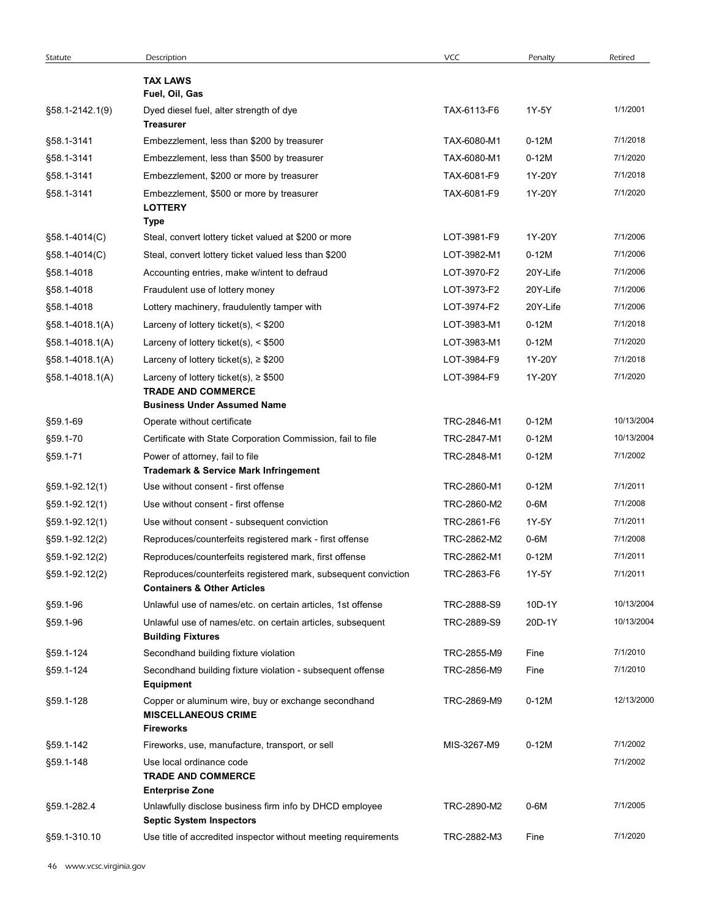| Statute | Description | VCC | Penalty | Retired |
|---|---|---|---|---|
| | **TAX LAWS** | | | |
| | **Fuel, Oil, Gas** | | | |
| §58.1-2142.1(9) | Dyed diesel fuel, alter strength of dye | TAX-6113-F6 | 1Y-5Y | 1/1/2001 |
| | **Treasurer** | | | |
| §58.1-3141 | Embezzlement, less than $200 by treasurer | TAX-6080-M1 | 0-12M | 7/1/2018 |
| §58.1-3141 | Embezzlement, less than $500 by treasurer | TAX-6080-M1 | 0-12M | 7/1/2020 |
| §58.1-3141 | Embezzlement, $200 or more by treasurer | TAX-6081-F9 | 1Y-20Y | 7/1/2018 |
| §58.1-3141 | Embezzlement, $500 or more by treasurer | TAX-6081-F9 | 1Y-20Y | 7/1/2020 |
| | **LOTTERY** | | | |
| | **Type** | | | |
| §58.1-4014(C) | Steal, convert lottery ticket valued at $200 or more | LOT-3981-F9 | 1Y-20Y | 7/1/2006 |
| §58.1-4014(C) | Steal, convert lottery ticket valued less than $200 | LOT-3982-M1 | 0-12M | 7/1/2006 |
| §58.1-4018 | Accounting entries, make w/intent to defraud | LOT-3970-F2 | 20Y-Life | 7/1/2006 |
| §58.1-4018 | Fraudulent use of lottery money | LOT-3973-F2 | 20Y-Life | 7/1/2006 |
| §58.1-4018 | Lottery machinery, fraudulently tamper with | LOT-3974-F2 | 20Y-Life | 7/1/2006 |
| §58.1-4018.1(A) | Larceny of lottery ticket(s), < $200 | LOT-3983-M1 | 0-12M | 7/1/2018 |
| §58.1-4018.1(A) | Larceny of lottery ticket(s), < $500 | LOT-3983-M1 | 0-12M | 7/1/2020 |
| §58.1-4018.1(A) | Larceny of lottery ticket(s), ≥ $200 | LOT-3984-F9 | 1Y-20Y | 7/1/2018 |
| §58.1-4018.1(A) | Larceny of lottery ticket(s), ≥ $500 | LOT-3984-F9 | 1Y-20Y | 7/1/2020 |
| | **TRADE AND COMMERCE** | | | |
| | **Business Under Assumed Name** | | | |
| §59.1-69 | Operate without certificate | TRC-2846-M1 | 0-12M | 10/13/2004 |
| §59.1-70 | Certificate with State Corporation Commission, fail to file | TRC-2847-M1 | 0-12M | 10/13/2004 |
| §59.1-71 | Power of attorney, fail to file | TRC-2848-M1 | 0-12M | 7/1/2002 |
| | **Trademark & Service Mark Infringement** | | | |
| §59.1-92.12(1) | Use without consent - first offense | TRC-2860-M1 | 0-12M | 7/1/2011 |
| §59.1-92.12(1) | Use without consent - first offense | TRC-2860-M2 | 0-6M | 7/1/2008 |
| §59.1-92.12(1) | Use without consent - subsequent conviction | TRC-2861-F6 | 1Y-5Y | 7/1/2011 |
| §59.1-92.12(2) | Reproduces/counterfeits registered mark - first offense | TRC-2862-M2 | 0-6M | 7/1/2008 |
| §59.1-92.12(2) | Reproduces/counterfeits registered mark, first offense | TRC-2862-M1 | 0-12M | 7/1/2011 |
| §59.1-92.12(2) | Reproduces/counterfeits registered mark, subsequent conviction | TRC-2863-F6 | 1Y-5Y | 7/1/2011 |
| | **Containers & Other Articles** | | | |
| §59.1-96 | Unlawful use of names/etc. on certain articles, 1st offense | TRC-2888-S9 | 10D-1Y | 10/13/2004 |
| §59.1-96 | Unlawful use of names/etc. on certain articles, subsequent | TRC-2889-S9 | 20D-1Y | 10/13/2004 |
| | **Building Fixtures** | | | |
| §59.1-124 | Secondhand building fixture violation | TRC-2855-M9 | Fine | 7/1/2010 |
| §59.1-124 | Secondhand building fixture violation - subsequent offense | TRC-2856-M9 | Fine | 7/1/2010 |
| | **Equipment** | | | |
| §59.1-128 | Copper or aluminum wire, buy or exchange secondhand | TRC-2869-M9 | 0-12M | 12/13/2000 |
| | **MISCELLANEOUS CRIME** | | | |
| | **Fireworks** | | | |
| §59.1-142 | Fireworks, use, manufacture, transport, or sell | MIS-3267-M9 | 0-12M | 7/1/2002 |
| §59.1-148 | Use local ordinance code | | | 7/1/2002 |
| | **TRADE AND COMMERCE** | | | |
| | **Enterprise Zone** | | | |
| §59.1-282.4 | Unlawfully disclose business firm info by DHCD employee | TRC-2890-M2 | 0-6M | 7/1/2005 |
| | **Septic System Inspectors** | | | |
| §59.1-310.10 | Use title of accredited inspector without meeting requirements | TRC-2882-M3 | Fine | 7/1/2020 |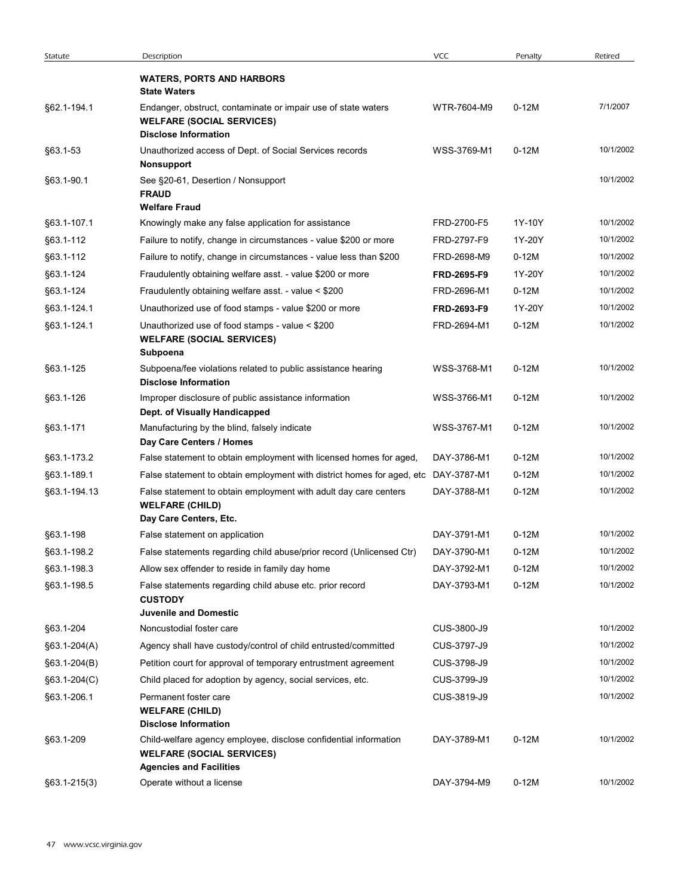| Statute | Description | VCC | Penalty | Retired |
|---|---|---|---|---|
| | **WATERS, PORTS AND HARBORS** | | | |
| | **State Waters** | | | |
| §62.1-194.1 | Endanger, obstruct, contaminate or impair use of state waters | WTR-7604-M9 | 0-12M | 7/1/2007 |
| | **WELFARE (SOCIAL SERVICES)** | | | |
| | **Disclose Information** | | | |
| §63.1-53 | Unauthorized access of Dept. of Social Services records | WSS-3769-M1 | 0-12M | 10/1/2002 |
| | **Nonsupport** | | | |
| §63.1-90.1 | See §20-61, Desertion / Nonsupport | | | 10/1/2002 |
| | **FRAUD** | | | |
| | **Welfare Fraud** | | | |
| §63.1-107.1 | Knowingly make any false application for assistance | FRD-2700-F5 | 1Y-10Y | 10/1/2002 |
| §63.1-112 | Failure to notify, change in circumstances - value $200 or more | FRD-2797-F9 | 1Y-20Y | 10/1/2002 |
| §63.1-112 | Failure to notify, change in circumstances - value less than $200 | FRD-2698-M9 | 0-12M | 10/1/2002 |
| §63.1-124 | Fraudulently obtaining welfare asst. - value $200 or more | **FRD-2695-F9** | 1Y-20Y | 10/1/2002 |
| §63.1-124 | Fraudulently obtaining welfare asst. - value < $200 | FRD-2696-M1 | 0-12M | 10/1/2002 |
| §63.1-124.1 | Unauthorized use of food stamps - value $200 or more | **FRD-2693-F9** | 1Y-20Y | 10/1/2002 |
| §63.1-124.1 | Unauthorized use of food stamps - value < $200 | FRD-2694-M1 | 0-12M | 10/1/2002 |
| | **WELFARE (SOCIAL SERVICES)** | | | |
| | **Subpoena** | | | |
| §63.1-125 | Subpoena/fee violations related to public assistance hearing | WSS-3768-M1 | 0-12M | 10/1/2002 |
| | **Disclose Information** | | | |
| §63.1-126 | Improper disclosure of public assistance information | WSS-3766-M1 | 0-12M | 10/1/2002 |
| | **Dept. of Visually Handicapped** | | | |
| §63.1-171 | Manufacturing by the blind, falsely indicate | WSS-3767-M1 | 0-12M | 10/1/2002 |
| | **Day Care Centers / Homes** | | | |
| §63.1-173.2 | False statement to obtain employment with licensed homes for aged, | DAY-3786-M1 | 0-12M | 10/1/2002 |
| §63.1-189.1 | False statement to obtain employment with district homes for aged, etc | DAY-3787-M1 | 0-12M | 10/1/2002 |
| §63.1-194.13 | False statement to obtain employment with adult day care centers | DAY-3788-M1 | 0-12M | 10/1/2002 |
| | **WELFARE (CHILD)** | | | |
| | **Day Care Centers, Etc.** | | | |
| §63.1-198 | False statement on application | DAY-3791-M1 | 0-12M | 10/1/2002 |
| §63.1-198.2 | False statements regarding child abuse/prior record (Unlicensed Ctr) | DAY-3790-M1 | 0-12M | 10/1/2002 |
| §63.1-198.3 | Allow sex offender to reside in family day home | DAY-3792-M1 | 0-12M | 10/1/2002 |
| §63.1-198.5 | False statements regarding child abuse etc. prior record | DAY-3793-M1 | 0-12M | 10/1/2002 |
| | **CUSTODY** | | | |
| | **Juvenile and Domestic** | | | |
| §63.1-204 | Noncustodial foster care | CUS-3800-J9 | | 10/1/2002 |
| §63.1-204(A) | Agency shall have custody/control of child entrusted/committed | CUS-3797-J9 | | 10/1/2002 |
| §63.1-204(B) | Petition court for approval of temporary entrustment agreement | CUS-3798-J9 | | 10/1/2002 |
| §63.1-204(C) | Child placed for adoption by agency, social services, etc. | CUS-3799-J9 | | 10/1/2002 |
| §63.1-206.1 | Permanent foster care | CUS-3819-J9 | | 10/1/2002 |
| | **WELFARE (CHILD)** | | | |
| | **Disclose Information** | | | |
| §63.1-209 | Child-welfare agency employee, disclose confidential information | DAY-3789-M1 | 0-12M | 10/1/2002 |
| | **WELFARE (SOCIAL SERVICES)** | | | |
| | **Agencies and Facilities** | | | |
| §63.1-215(3) | Operate without a license | DAY-3794-M9 | 0-12M | 10/1/2002 |

www.vcsc.virginia.gov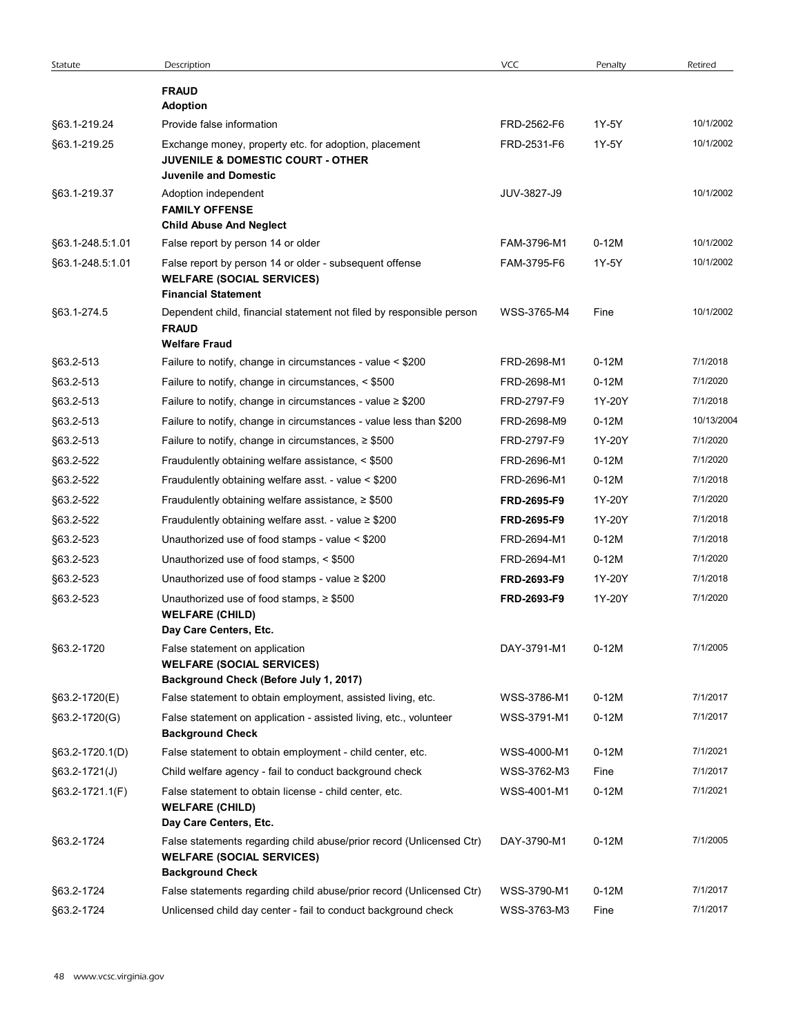| Statute | Description | VCC | Penalty | Retired |
|---|---|---|---|---|
| | **FRAUD** | | | |
| | **Adoption** | | | |
| §63.1-219.24 | Provide false information | FRD-2562-F6 | 1Y-5Y | 10/1/2002 |
| §63.1-219.25 | Exchange money, property etc. for adoption, placement | FRD-2531-F6 | 1Y-5Y | 10/1/2002 |
| | **JUVENILE & DOMESTIC COURT - OTHER** | | | |
| | **Juvenile and Domestic** | | | |
| §63.1-219.37 | Adoption independent | JUV-3827-J9 | | 10/1/2002 |
| | **FAMILY OFFENSE** | | | |
| | **Child Abuse And Neglect** | | | |
| §63.1-248.5:1.01 | False report by person 14 or older | FAM-3796-M1 | 0-12M | 10/1/2002 |
| §63.1-248.5:1.01 | False report by person 14 or older - subsequent offense | FAM-3795-F6 | 1Y-5Y | 10/1/2002 |
| | **WELFARE (SOCIAL SERVICES)** | | | |
| | **Financial Statement** | | | |
| §63.1-274.5 | Dependent child, financial statement not filed by responsible person | WSS-3765-M4 | Fine | 10/1/2002 |
| | **FRAUD** | | | |
| | **Welfare Fraud** | | | |
| §63.2-513 | Failure to notify, change in circumstances - value < $200 | FRD-2698-M1 | 0-12M | 7/1/2018 |
| §63.2-513 | Failure to notify, change in circumstances, < $500 | FRD-2698-M1 | 0-12M | 7/1/2020 |
| §63.2-513 | Failure to notify, change in circumstances - value ≥ $200 | FRD-2797-F9 | 1Y-20Y | 7/1/2018 |
| §63.2-513 | Failure to notify, change in circumstances - value less than $200 | FRD-2698-M9 | 0-12M | 10/13/2004 |
| §63.2-513 | Failure to notify, change in circumstances, ≥ $500 | FRD-2797-F9 | 1Y-20Y | 7/1/2020 |
| §63.2-522 | Fraudulently obtaining welfare assistance, < $500 | FRD-2696-M1 | 0-12M | 7/1/2020 |
| §63.2-522 | Fraudulently obtaining welfare asst. - value < $200 | FRD-2696-M1 | 0-12M | 7/1/2018 |
| §63.2-522 | Fraudulently obtaining welfare assistance, ≥ $500 | **FRD-2695-F9** | 1Y-20Y | 7/1/2020 |
| §63.2-522 | Fraudulently obtaining welfare asst. - value ≥ $200 | **FRD-2695-F9** | 1Y-20Y | 7/1/2018 |
| §63.2-523 | Unauthorized use of food stamps - value < $200 | FRD-2694-M1 | 0-12M | 7/1/2018 |
| §63.2-523 | Unauthorized use of food stamps, < $500 | FRD-2694-M1 | 0-12M | 7/1/2020 |
| §63.2-523 | Unauthorized use of food stamps - value ≥ $200 | **FRD-2693-F9** | 1Y-20Y | 7/1/2018 |
| §63.2-523 | Unauthorized use of food stamps, ≥ $500 | **FRD-2693-F9** | 1Y-20Y | 7/1/2020 |
| | **WELFARE (CHILD)** | | | |
| | **Day Care Centers, Etc.** | | | |
| §63.2-1720 | False statement on application | DAY-3791-M1 | 0-12M | 7/1/2005 |
| | **WELFARE (SOCIAL SERVICES)** | | | |
| | **Background Check (Before July 1, 2017)** | | | |
| §63.2-1720(E) | False statement to obtain employment, assisted living, etc. | WSS-3786-M1 | 0-12M | 7/1/2017 |
| §63.2-1720(G) | False statement on application - assisted living, etc., volunteer | WSS-3791-M1 | 0-12M | 7/1/2017 |
| | **Background Check** | | | |
| §63.2-1720.1(D) | False statement to obtain employment - child center, etc. | WSS-4000-M1 | 0-12M | 7/1/2021 |
| §63.2-1721(J) | Child welfare agency - fail to conduct background check | WSS-3762-M3 | Fine | 7/1/2017 |
| §63.2-1721.1(F) | False statement to obtain license - child center, etc. | WSS-4001-M1 | 0-12M | 7/1/2021 |
| | **WELFARE (CHILD)** | | | |
| | **Day Care Centers, Etc.** | | | |
| §63.2-1724 | False statements regarding child abuse/prior record (Unlicensed Ctr) | DAY-3790-M1 | 0-12M | 7/1/2005 |
| | **WELFARE (SOCIAL SERVICES)** | | | |
| | **Background Check** | | | |
| §63.2-1724 | False statements regarding child abuse/prior record (Unlicensed Ctr) | WSS-3790-M1 | 0-12M | 7/1/2017 |
| §63.2-1724 | Unlicensed child day center - fail to conduct background check | WSS-3763-M3 | Fine | 7/1/2017 |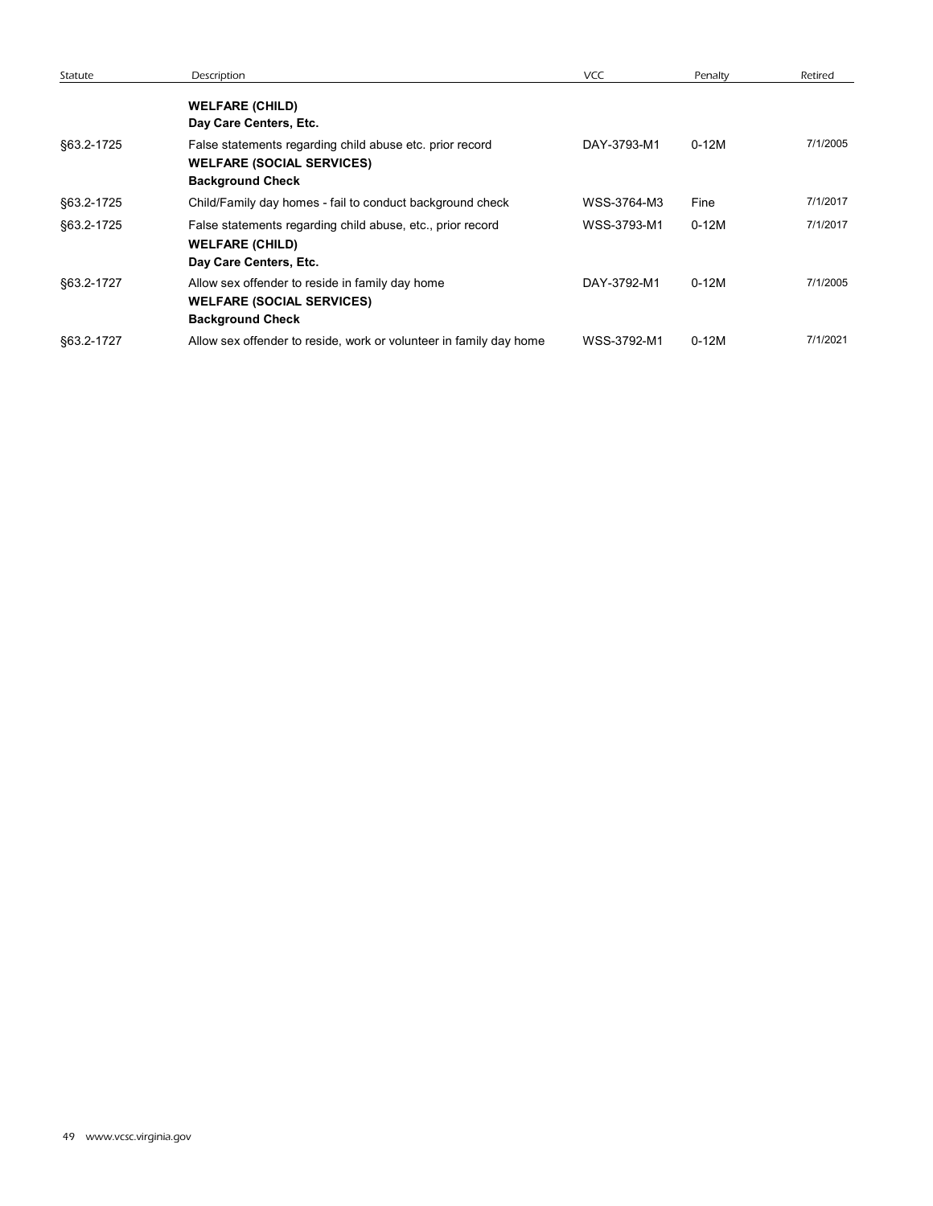| Statute | Description | VCC | Penalty | Retired |
|---|---|---|---|---|
| | **WELFARE (CHILD)** | | | |
| | **Day Care Centers, Etc.** | | | |
| §63.2-1725 | False statements regarding child abuse etc. prior record | DAY-3793-M1 | 0-12M | 7/1/2005 |
| | **WELFARE (SOCIAL SERVICES)** | | | |
| | **Background Check** | | | |
| §63.2-1725 | Child/Family day homes - fail to conduct background check | WSS-3764-M3 | Fine | 7/1/2017 |
| §63.2-1725 | False statements regarding child abuse, etc., prior record | WSS-3793-M1 | 0-12M | 7/1/2017 |
| | **WELFARE (CHILD)** | | | |
| | **Day Care Centers, Etc.** | | | |
| §63.2-1727 | Allow sex offender to reside in family day home | DAY-3792-M1 | 0-12M | 7/1/2005 |
| | **WELFARE (SOCIAL SERVICES)** | | | |
| | **Background Check** | | | |
| §63.2-1727 | Allow sex offender to reside, work or volunteer in family day home | WSS-3792-M1 | 0-12M | 7/1/2021 |